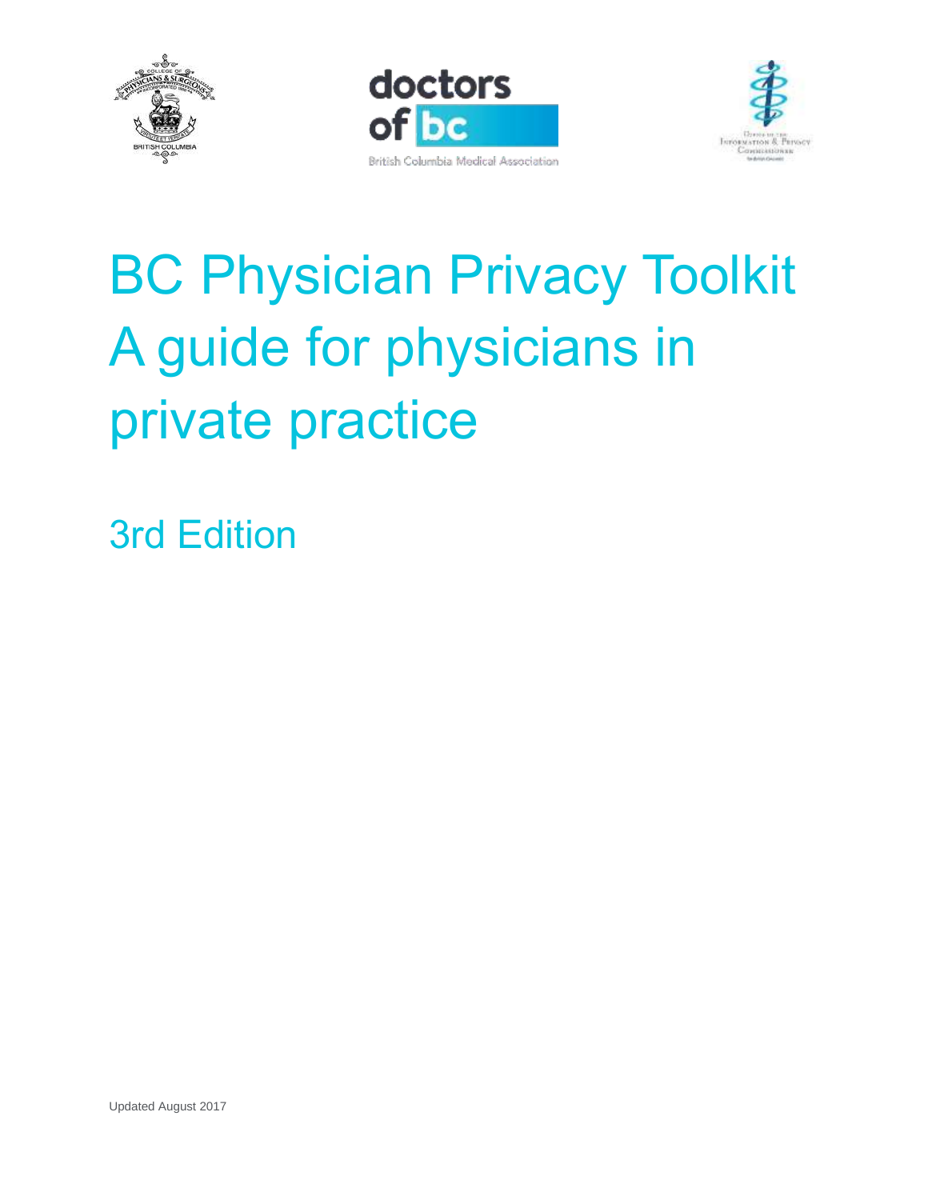# BC Physician Privacy Toolkit A guide for physicians in private practice

## 3rd Edition

Updated August 2017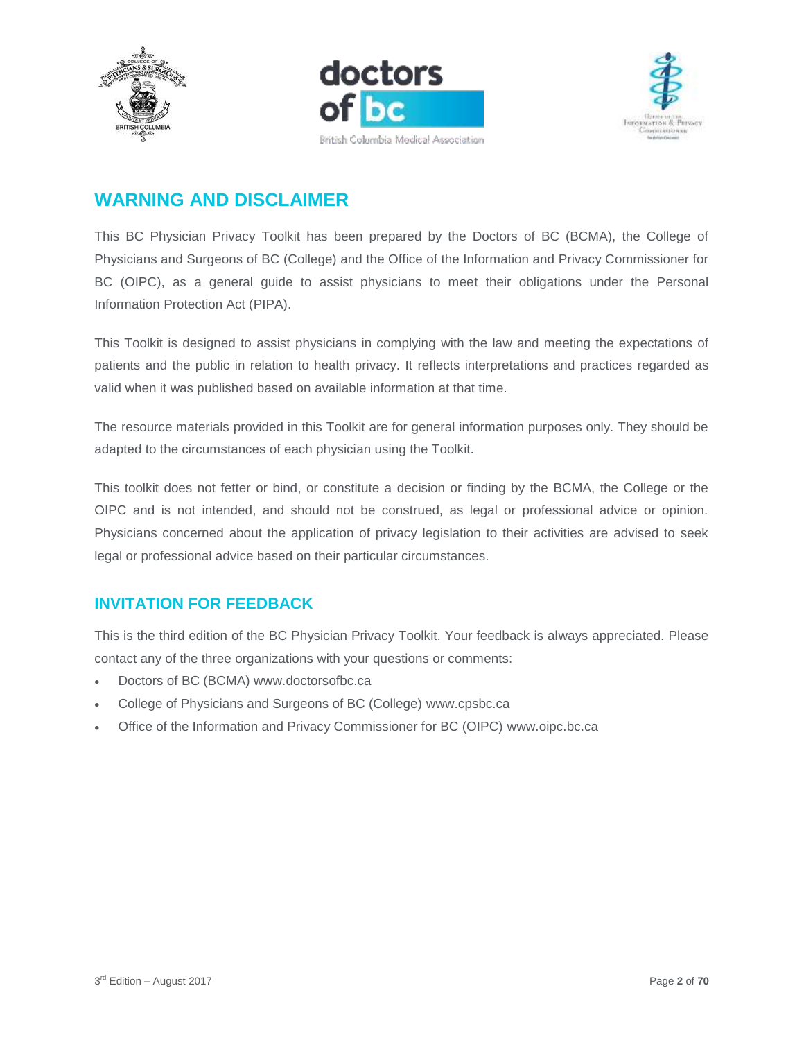## WARNING AND DISCLAIMER

This BC Physician Privacy Toolkit has been prepared by the Doctors of BC (BCMA), the College of Physicians and Surgeons of BC (College) and the Office of the Information and Privacy Commissioner for BC (OIPC), as a general guide to assist physicians to meet their obligations under the Personal Information Protection Act (PIPA).

This Toolkit is designed to assist physicians in complying with the law and meeting the expectations of patients and the public in relation to health privacy. It reflects interpretations and practices regarded as valid when it was published based on available information at that time.

The resource materials provided in this Toolkit are for general information purposes only. They should be adapted to the circumstances of each physician using the Toolkit.

This toolkit does not fetter or bind, or constitute a decision or finding by the BCMA, the College or the OIPC and is not intended, and should not be construed, as legal or professional advice or opinion. Physicians concerned about the application of privacy legislation to their activities are advised to seek legal or professional advice based on their particular circumstances.

### INVITATION FOR FEEDBACK

This is the third edition of the BC Physician Privacy Toolkit. Your feedback is always appreciated. Please contact any of the three organizations with your questions or comments:

- Doctors of BC (BCMA) www.doctorsofbc.ca
- College of Physicians and Surgeons of BC (College) www.cpsbc.ca
- Office of the Information and Privacy Commissioner for BC (OIPC) www.oipc.bc.ca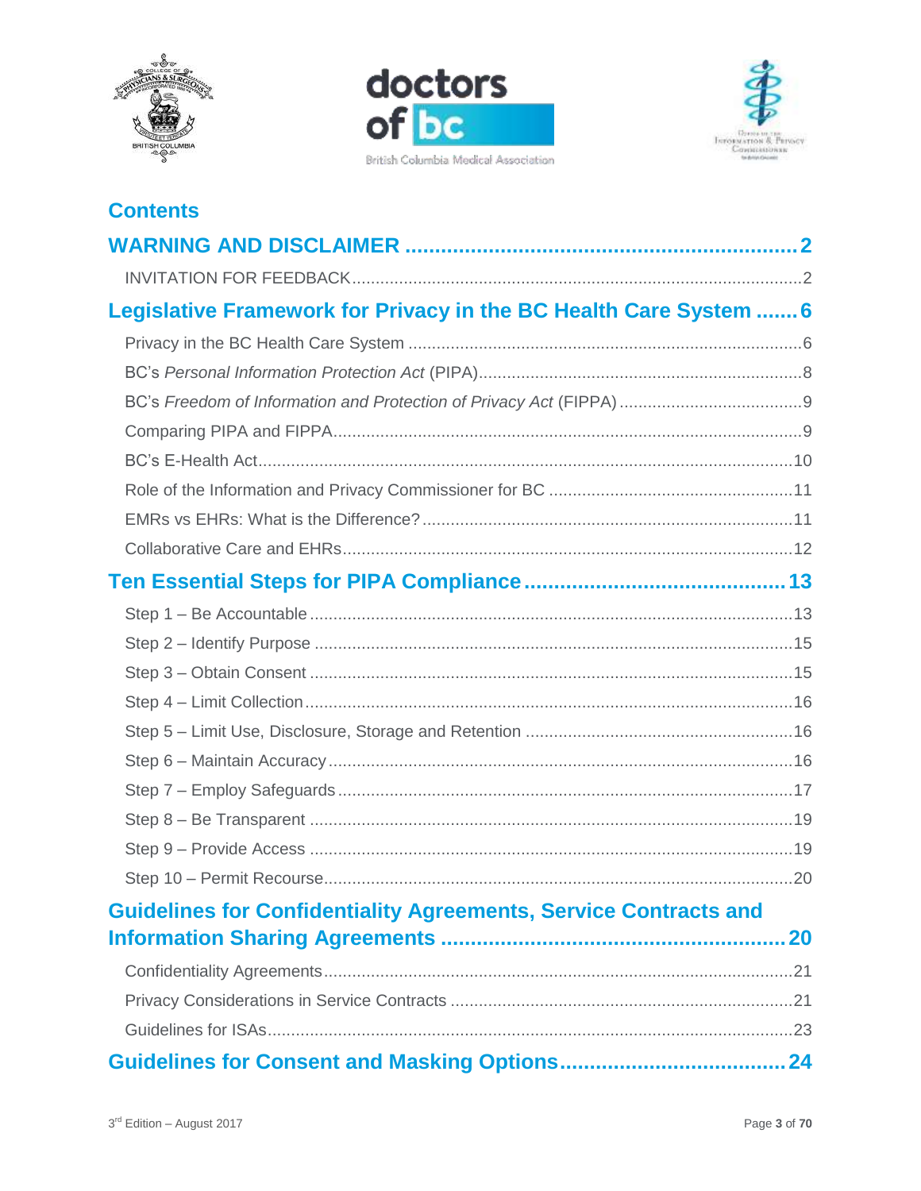## Contents

**WARNING AND DISCLAIMER** .......... 2

INVITATION FOR FEEDBACK .......... 2

**Legislative Framework for Privacy in the BC Health Care System** .......... 6

Privacy in the BC Health Care System .......... 6

BC's *Personal Information Protection Act* (PIPA) .......... 8

BC's *Freedom of Information and Protection of Privacy Act* (FIPPA) .......... 9

Comparing PIPA and FIPPA .......... 9

BC's E-Health Act .......... 10

Role of the Information and Privacy Commissioner for BC .......... 11

EMRs vs EHRs: What is the Difference? .......... 11

Collaborative Care and EHRs .......... 12

**Ten Essential Steps for PIPA Compliance** .......... 13

Step 1 – Be Accountable .......... 13

Step 2 – Identify Purpose .......... 15

Step 3 – Obtain Consent .......... 15

Step 4 – Limit Collection .......... 16

Step 5 – Limit Use, Disclosure, Storage and Retention .......... 16

Step 6 – Maintain Accuracy .......... 16

Step 7 – Employ Safeguards .......... 17

Step 8 – Be Transparent .......... 19

Step 9 – Provide Access .......... 19

Step 10 – Permit Recourse .......... 20

**Guidelines for Confidentiality Agreements, Service Contracts and Information Sharing Agreements** .......... 20

Confidentiality Agreements .......... 21

Privacy Considerations in Service Contracts .......... 21

Guidelines for ISAs .......... 23

**Guidelines for Consent and Masking Options** .......... 24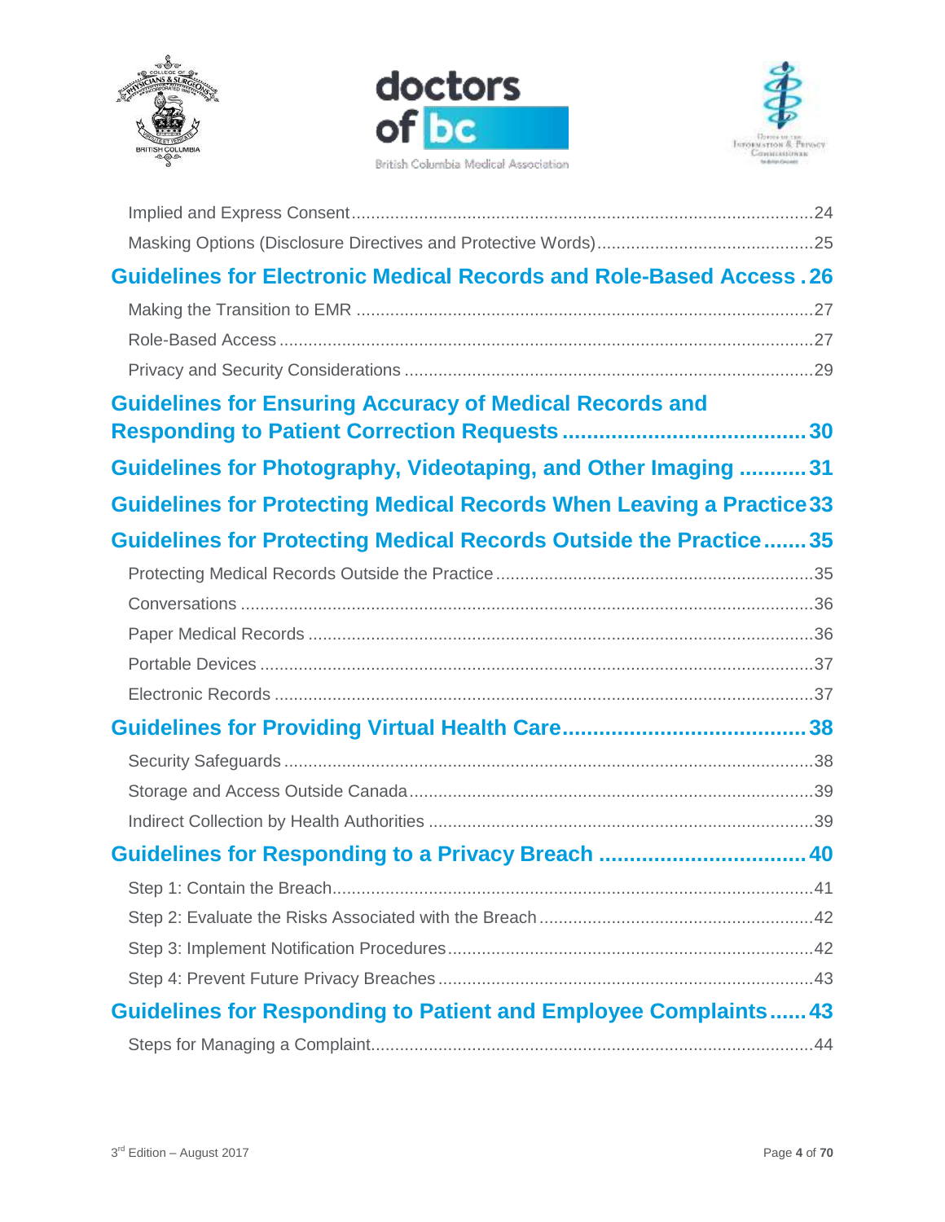Implied and Express Consent ....................................................................................................24

Masking Options (Disclosure Directives and Protective Words) ............................................25

**Guidelines for Electronic Medical Records and Role-Based Access . 26**

Making the Transition to EMR ..............................................................................................27

Role-Based Access ...............................................................................................................27

Privacy and Security Considerations ....................................................................................29

**Guidelines for Ensuring Accuracy of Medical Records and Responding to Patient Correction Requests ......................................... 30**

**Guidelines for Photography, Videotaping, and Other Imaging ........... 31**

**Guidelines for Protecting Medical Records When Leaving a Practice 33**

**Guidelines for Protecting Medical Records Outside the Practice ....... 35**

Protecting Medical Records Outside the Practice .................................................................35

Conversations .......................................................................................................................36

Paper Medical Records .........................................................................................................36

Portable Devices ...................................................................................................................37

Electronic Records ................................................................................................................37

**Guidelines for Providing Virtual Health Care ......................................... 38**

Security Safeguards ..............................................................................................................38

Storage and Access Outside Canada ....................................................................................39

Indirect Collection by Health Authorities ...............................................................................39

**Guidelines for Responding to a Privacy Breach ................................... 40**

Step 1: Contain the Breach ....................................................................................................41

Step 2: Evaluate the Risks Associated with the Breach ........................................................42

Step 3: Implement Notification Procedures ...........................................................................42

Step 4: Prevent Future Privacy Breaches ..............................................................................43

**Guidelines for Responding to Patient and Employee Complaints ...... 43**

Steps for Managing a Complaint ............................................................................................44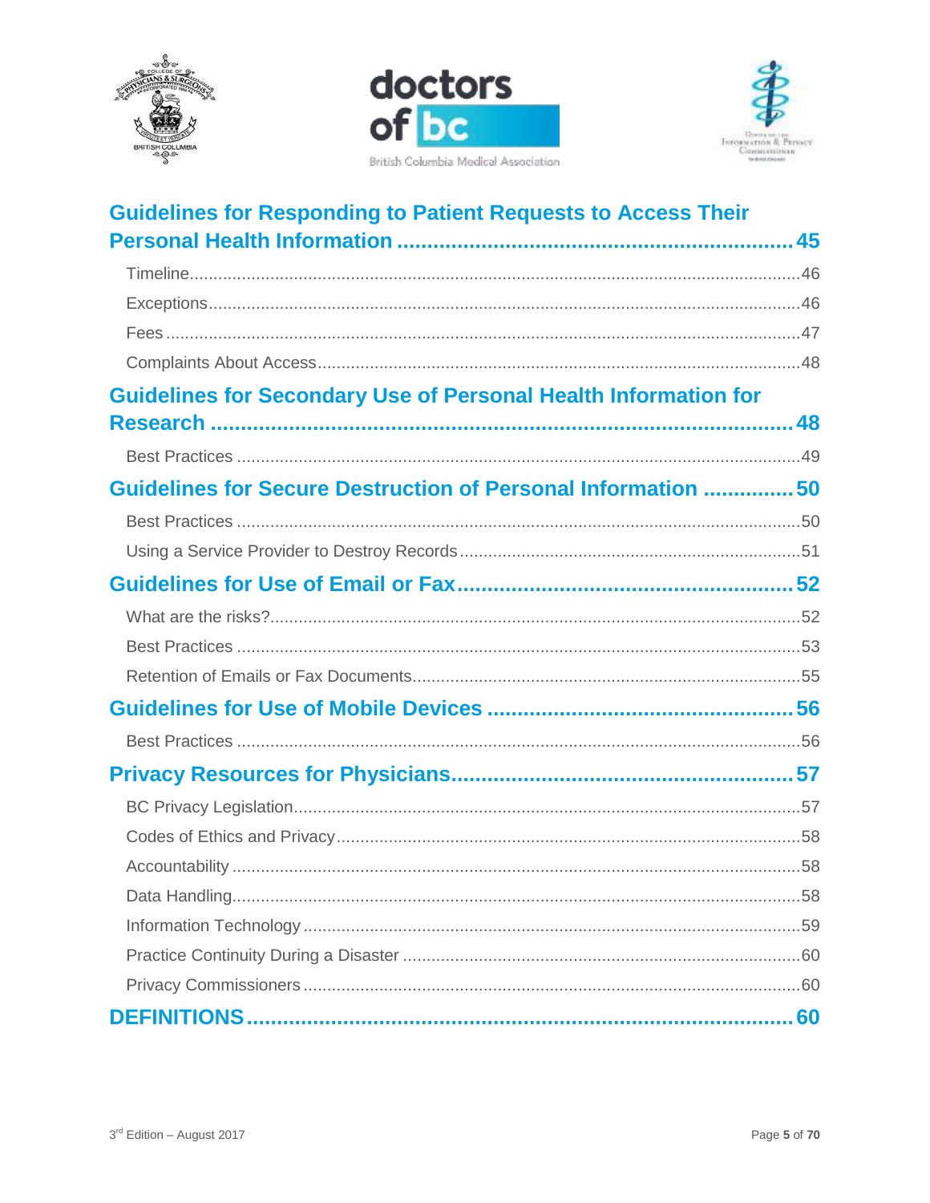**Guidelines for Responding to Patient Requests to Access Their Personal Health Information ........ 45**

- Timeline ........ 46
- Exceptions ........ 46
- Fees ........ 47
- Complaints About Access ........ 48

**Guidelines for Secondary Use of Personal Health Information for Research ........ 48**

- Best Practices ........ 49

**Guidelines for Secure Destruction of Personal Information ........ 50**

- Best Practices ........ 50
- Using a Service Provider to Destroy Records ........ 51

**Guidelines for Use of Email or Fax ........ 52**

- What are the risks? ........ 52
- Best Practices ........ 53
- Retention of Emails or Fax Documents ........ 55

**Guidelines for Use of Mobile Devices ........ 56**

- Best Practices ........ 56

**Privacy Resources for Physicians ........ 57**

- BC Privacy Legislation ........ 57
- Codes of Ethics and Privacy ........ 58
- Accountability ........ 58
- Data Handling ........ 58
- Information Technology ........ 59
- Practice Continuity During a Disaster ........ 60
- Privacy Commissioners ........ 60

**DEFINITIONS ........ 60**

3rd Edition – August 2017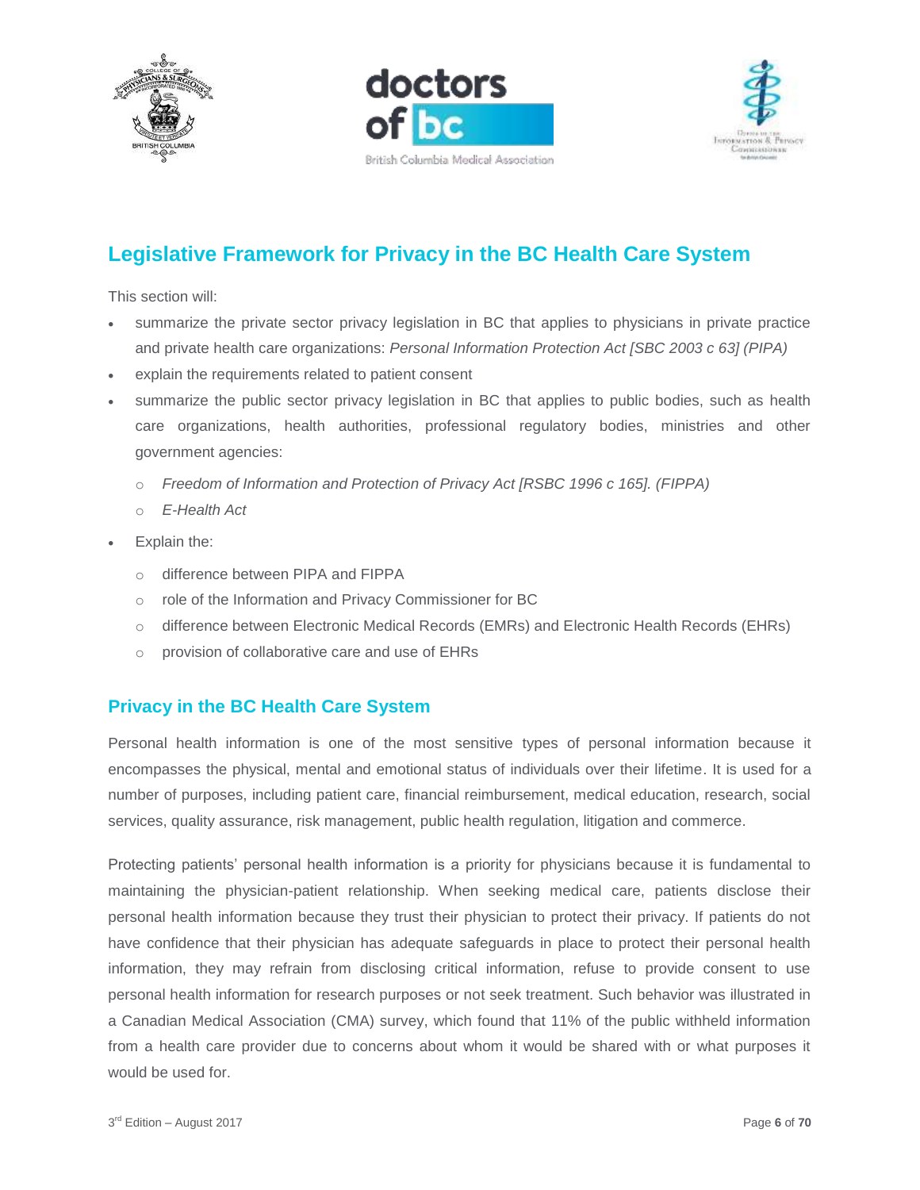## Legislative Framework for Privacy in the BC Health Care System

This section will:

- summarize the private sector privacy legislation in BC that applies to physicians in private practice and private health care organizations: *Personal Information Protection Act [SBC 2003 c 63] (PIPA)*
- explain the requirements related to patient consent
- summarize the public sector privacy legislation in BC that applies to public bodies, such as health care organizations, health authorities, professional regulatory bodies, ministries and other government agencies:
  - *Freedom of Information and Protection of Privacy Act [RSBC 1996 c 165]. (FIPPA)*
  - *E-Health Act*
- Explain the:
  - difference between PIPA and FIPPA
  - role of the Information and Privacy Commissioner for BC
  - difference between Electronic Medical Records (EMRs) and Electronic Health Records (EHRs)
  - provision of collaborative care and use of EHRs

### Privacy in the BC Health Care System

Personal health information is one of the most sensitive types of personal information because it encompasses the physical, mental and emotional status of individuals over their lifetime. It is used for a number of purposes, including patient care, financial reimbursement, medical education, research, social services, quality assurance, risk management, public health regulation, litigation and commerce.

Protecting patients' personal health information is a priority for physicians because it is fundamental to maintaining the physician-patient relationship. When seeking medical care, patients disclose their personal health information because they trust their physician to protect their privacy. If patients do not have confidence that their physician has adequate safeguards in place to protect their personal health information, they may refrain from disclosing critical information, refuse to provide consent to use personal health information for research purposes or not seek treatment. Such behavior was illustrated in a Canadian Medical Association (CMA) survey, which found that 11% of the public withheld information from a health care provider due to concerns about whom it would be shared with or what purposes it would be used for.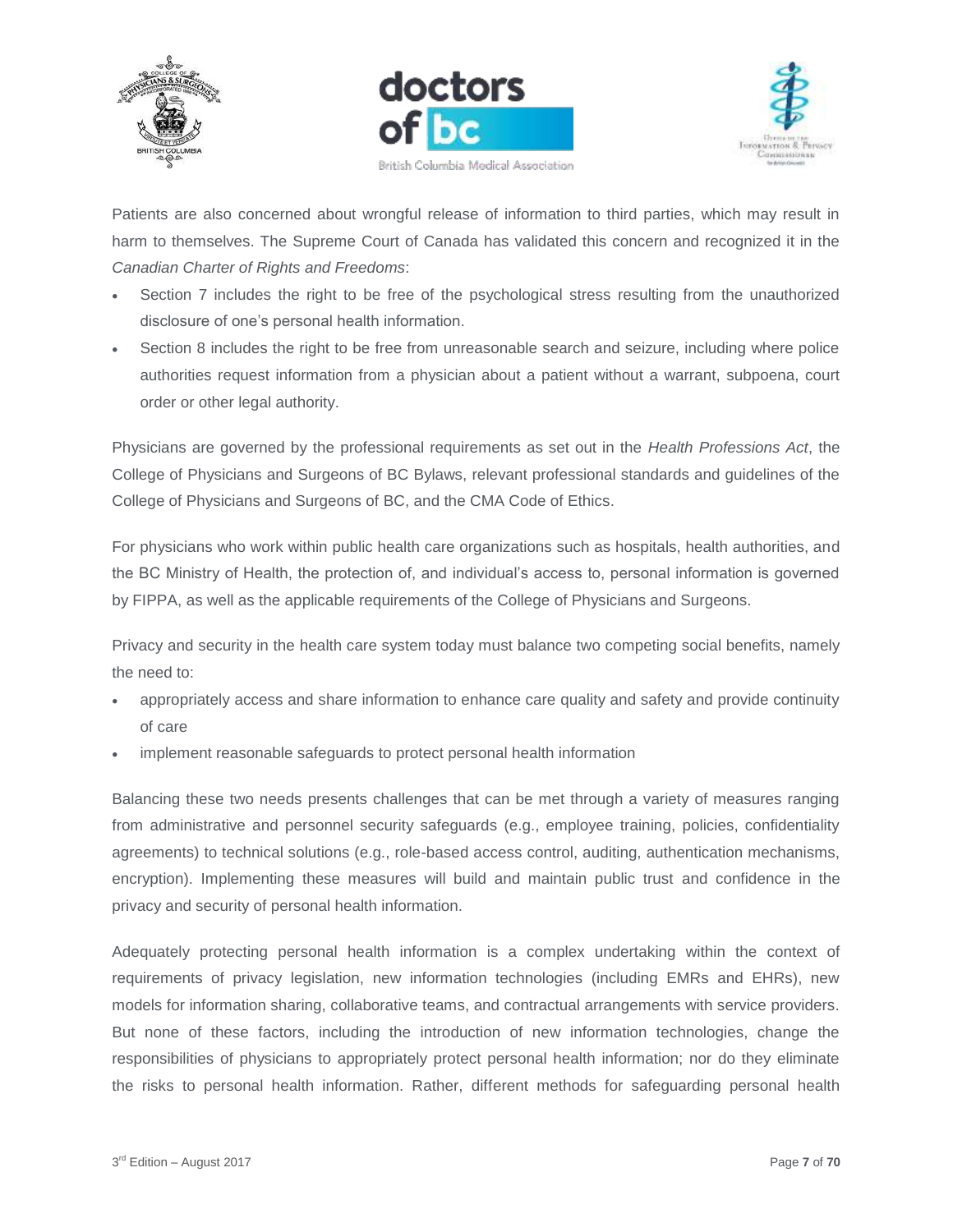Patients are also concerned about wrongful release of information to third parties, which may result in harm to themselves. The Supreme Court of Canada has validated this concern and recognized it in the *Canadian Charter of Rights and Freedoms*:

- Section 7 includes the right to be free of the psychological stress resulting from the unauthorized disclosure of one's personal health information.
- Section 8 includes the right to be free from unreasonable search and seizure, including where police authorities request information from a physician about a patient without a warrant, subpoena, court order or other legal authority.

Physicians are governed by the professional requirements as set out in the *Health Professions Act*, the College of Physicians and Surgeons of BC Bylaws, relevant professional standards and guidelines of the College of Physicians and Surgeons of BC, and the CMA Code of Ethics.

For physicians who work within public health care organizations such as hospitals, health authorities, and the BC Ministry of Health, the protection of, and individual's access to, personal information is governed by FIPPA, as well as the applicable requirements of the College of Physicians and Surgeons.

Privacy and security in the health care system today must balance two competing social benefits, namely the need to:

- appropriately access and share information to enhance care quality and safety and provide continuity of care
- implement reasonable safeguards to protect personal health information

Balancing these two needs presents challenges that can be met through a variety of measures ranging from administrative and personnel security safeguards (e.g., employee training, policies, confidentiality agreements) to technical solutions (e.g., role-based access control, auditing, authentication mechanisms, encryption). Implementing these measures will build and maintain public trust and confidence in the privacy and security of personal health information.

Adequately protecting personal health information is a complex undertaking within the context of requirements of privacy legislation, new information technologies (including EMRs and EHRs), new models for information sharing, collaborative teams, and contractual arrangements with service providers. But none of these factors, including the introduction of new information technologies, change the responsibilities of physicians to appropriately protect personal health information; nor do they eliminate the risks to personal health information. Rather, different methods for safeguarding personal health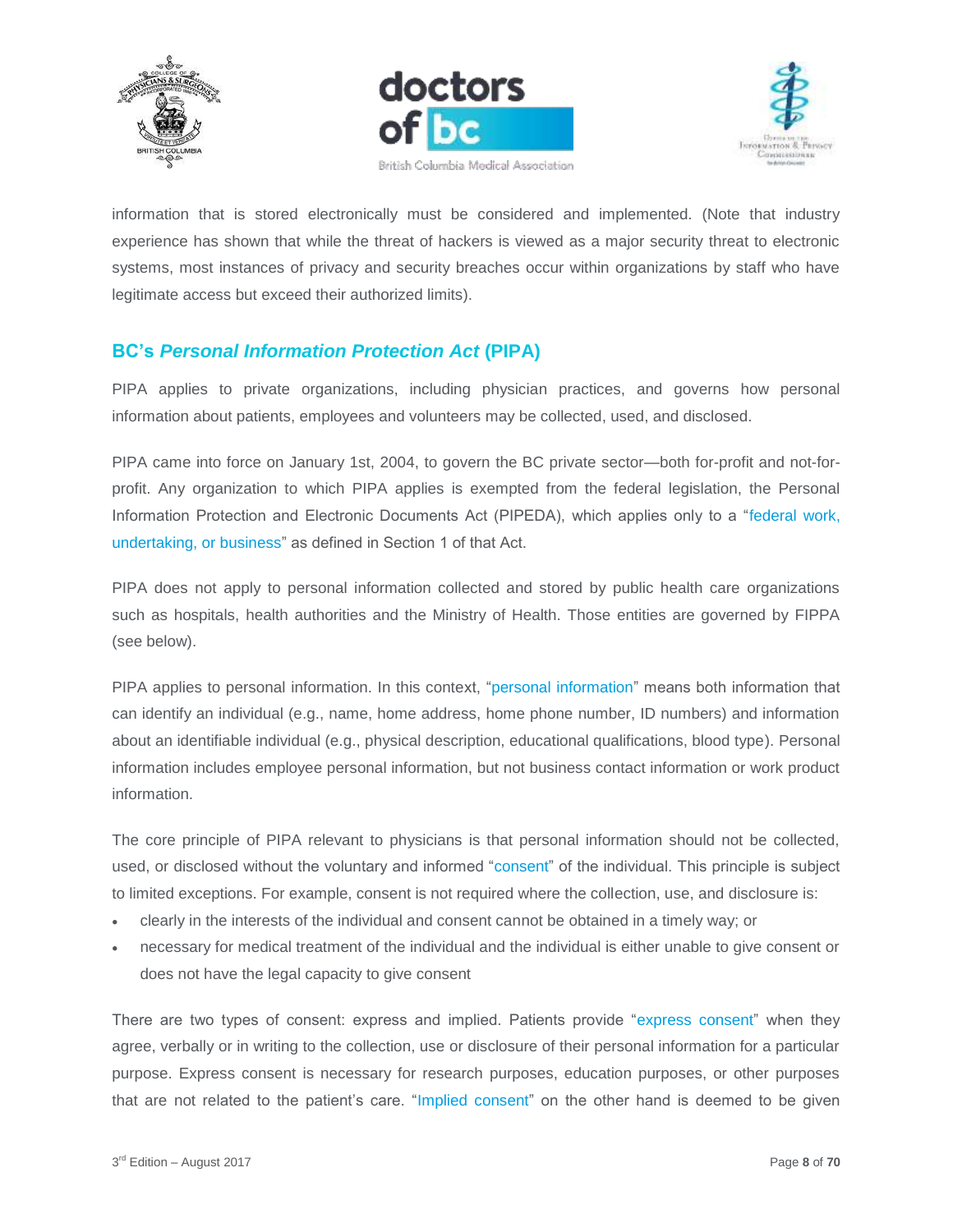information that is stored electronically must be considered and implemented. (Note that industry experience has shown that while the threat of hackers is viewed as a major security threat to electronic systems, most instances of privacy and security breaches occur within organizations by staff who have legitimate access but exceed their authorized limits).

## BC's *Personal Information Protection Act* (PIPA)

PIPA applies to private organizations, including physician practices, and governs how personal information about patients, employees and volunteers may be collected, used, and disclosed.

PIPA came into force on January 1st, 2004, to govern the BC private sector—both for-profit and not-for-profit. Any organization to which PIPA applies is exempted from the federal legislation, the Personal Information Protection and Electronic Documents Act (PIPEDA), which applies only to a "federal work, undertaking, or business" as defined in Section 1 of that Act.

PIPA does not apply to personal information collected and stored by public health care organizations such as hospitals, health authorities and the Ministry of Health. Those entities are governed by FIPPA (see below).

PIPA applies to personal information. In this context, "personal information" means both information that can identify an individual (e.g., name, home address, home phone number, ID numbers) and information about an identifiable individual (e.g., physical description, educational qualifications, blood type). Personal information includes employee personal information, but not business contact information or work product information.

The core principle of PIPA relevant to physicians is that personal information should not be collected, used, or disclosed without the voluntary and informed "consent" of the individual. This principle is subject to limited exceptions. For example, consent is not required where the collection, use, and disclosure is:

- clearly in the interests of the individual and consent cannot be obtained in a timely way; or
- necessary for medical treatment of the individual and the individual is either unable to give consent or does not have the legal capacity to give consent

There are two types of consent: express and implied. Patients provide "express consent" when they agree, verbally or in writing to the collection, use or disclosure of their personal information for a particular purpose. Express consent is necessary for research purposes, education purposes, or other purposes that are not related to the patient's care. "Implied consent" on the other hand is deemed to be given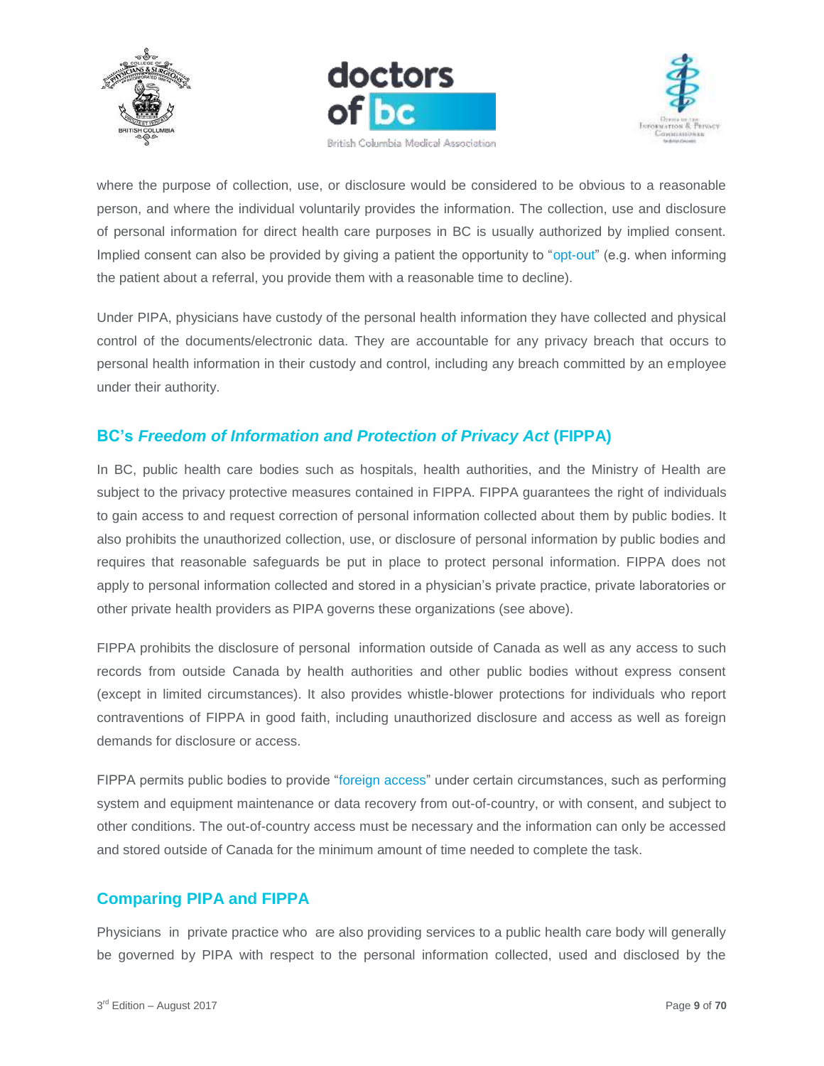where the purpose of collection, use, or disclosure would be considered to be obvious to a reasonable person, and where the individual voluntarily provides the information. The collection, use and disclosure of personal information for direct health care purposes in BC is usually authorized by implied consent. Implied consent can also be provided by giving a patient the opportunity to "opt-out" (e.g. when informing the patient about a referral, you provide them with a reasonable time to decline).

Under PIPA, physicians have custody of the personal health information they have collected and physical control of the documents/electronic data. They are accountable for any privacy breach that occurs to personal health information in their custody and control, including any breach committed by an employee under their authority.

## BC's *Freedom of Information and Protection of Privacy Act* (FIPPA)

In BC, public health care bodies such as hospitals, health authorities, and the Ministry of Health are subject to the privacy protective measures contained in FIPPA. FIPPA guarantees the right of individuals to gain access to and request correction of personal information collected about them by public bodies. It also prohibits the unauthorized collection, use, or disclosure of personal information by public bodies and requires that reasonable safeguards be put in place to protect personal information. FIPPA does not apply to personal information collected and stored in a physician's private practice, private laboratories or other private health providers as PIPA governs these organizations (see above).

FIPPA prohibits the disclosure of personal information outside of Canada as well as any access to such records from outside Canada by health authorities and other public bodies without express consent (except in limited circumstances). It also provides whistle-blower protections for individuals who report contraventions of FIPPA in good faith, including unauthorized disclosure and access as well as foreign demands for disclosure or access.

FIPPA permits public bodies to provide "foreign access" under certain circumstances, such as performing system and equipment maintenance or data recovery from out-of-country, or with consent, and subject to other conditions. The out-of-country access must be necessary and the information can only be accessed and stored outside of Canada for the minimum amount of time needed to complete the task.

## Comparing PIPA and FIPPA

Physicians in private practice who are also providing services to a public health care body will generally be governed by PIPA with respect to the personal information collected, used and disclosed by the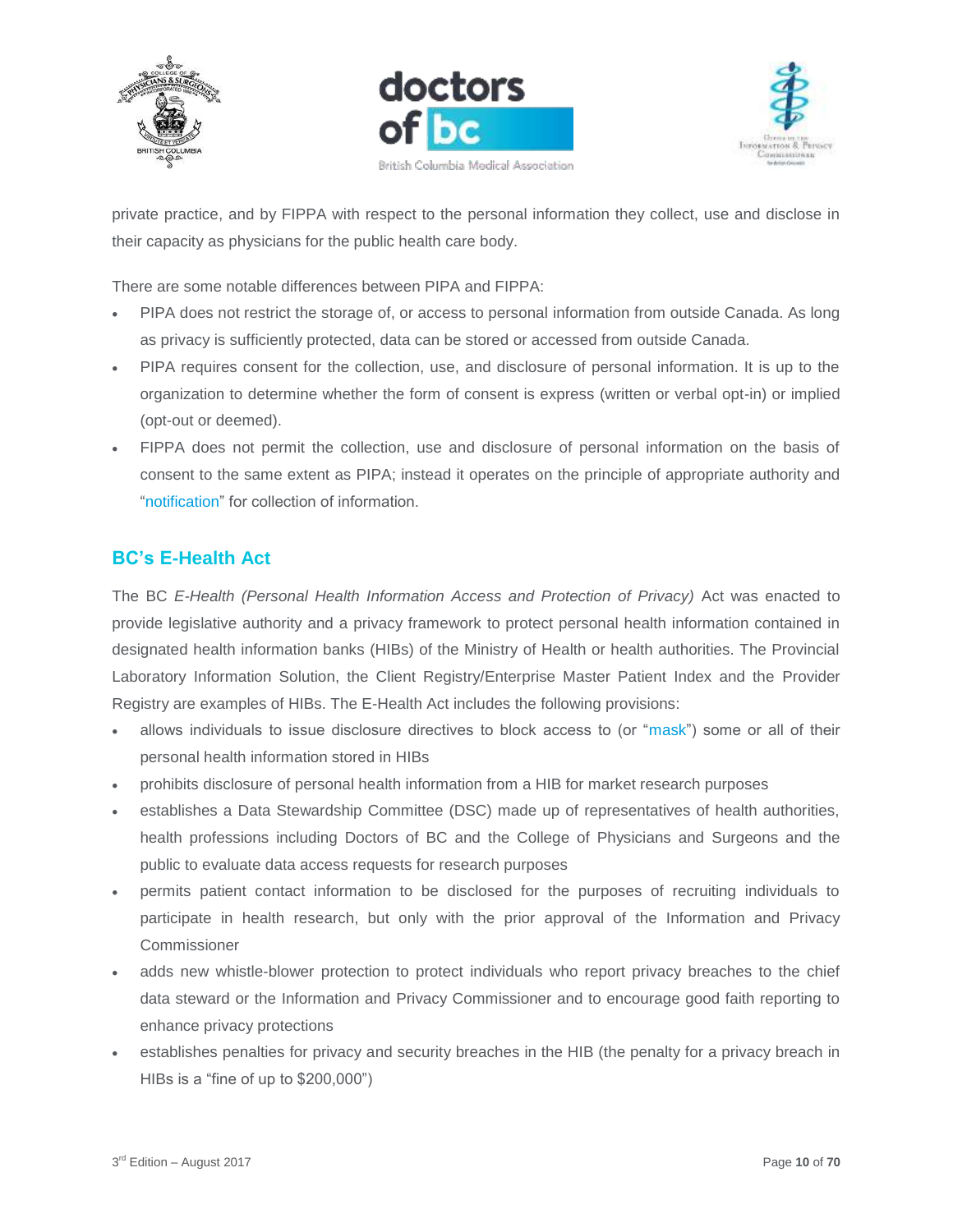private practice, and by FIPPA with respect to the personal information they collect, use and disclose in their capacity as physicians for the public health care body.

There are some notable differences between PIPA and FIPPA:

- PIPA does not restrict the storage of, or access to personal information from outside Canada. As long as privacy is sufficiently protected, data can be stored or accessed from outside Canada.
- PIPA requires consent for the collection, use, and disclosure of personal information. It is up to the organization to determine whether the form of consent is express (written or verbal opt-in) or implied (opt-out or deemed).
- FIPPA does not permit the collection, use and disclosure of personal information on the basis of consent to the same extent as PIPA; instead it operates on the principle of appropriate authority and "notification" for collection of information.

## BC's E-Health Act

The BC *E-Health (Personal Health Information Access and Protection of Privacy)* Act was enacted to provide legislative authority and a privacy framework to protect personal health information contained in designated health information banks (HIBs) of the Ministry of Health or health authorities. The Provincial Laboratory Information Solution, the Client Registry/Enterprise Master Patient Index and the Provider Registry are examples of HIBs. The E-Health Act includes the following provisions:

- allows individuals to issue disclosure directives to block access to (or "mask") some or all of their personal health information stored in HIBs
- prohibits disclosure of personal health information from a HIB for market research purposes
- establishes a Data Stewardship Committee (DSC) made up of representatives of health authorities, health professions including Doctors of BC and the College of Physicians and Surgeons and the public to evaluate data access requests for research purposes
- permits patient contact information to be disclosed for the purposes of recruiting individuals to participate in health research, but only with the prior approval of the Information and Privacy Commissioner
- adds new whistle-blower protection to protect individuals who report privacy breaches to the chief data steward or the Information and Privacy Commissioner and to encourage good faith reporting to enhance privacy protections
- establishes penalties for privacy and security breaches in the HIB (the penalty for a privacy breach in HIBs is a "fine of up to $200,000")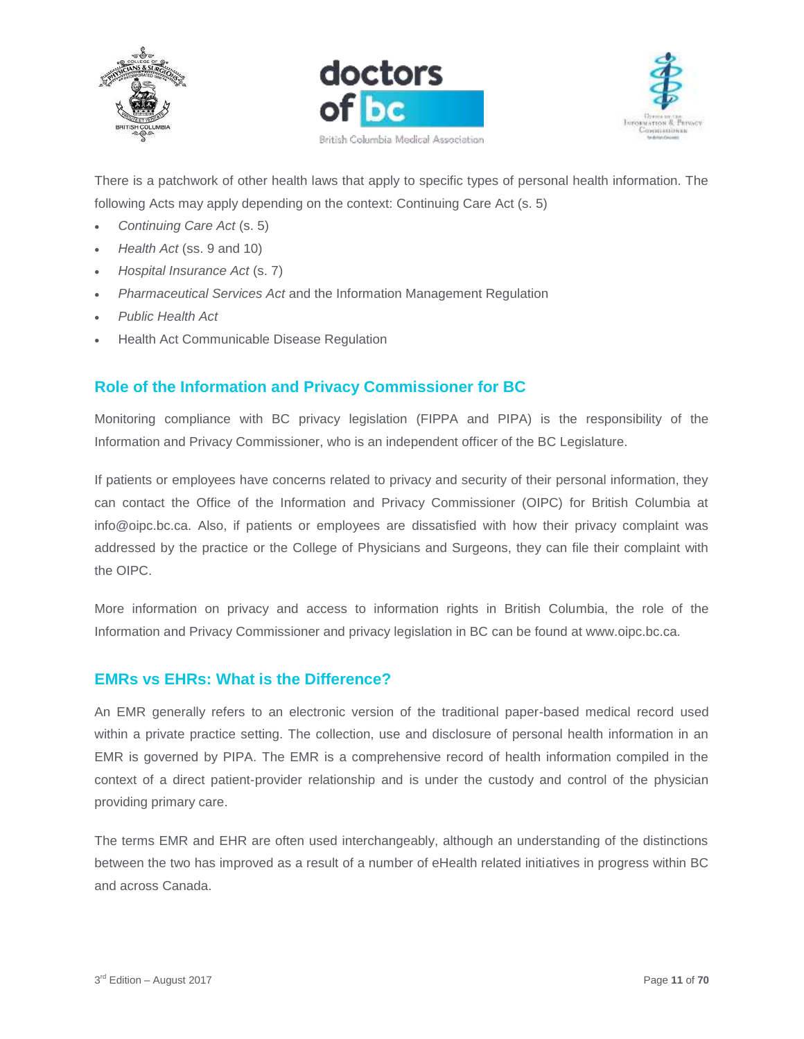There is a patchwork of other health laws that apply to specific types of personal health information. The following Acts may apply depending on the context: Continuing Care Act (s. 5)

- *Continuing Care Act* (s. 5)
- *Health Act* (ss. 9 and 10)
- *Hospital Insurance Act* (s. 7)
- *Pharmaceutical Services Act* and the Information Management Regulation
- *Public Health Act*
- Health Act Communicable Disease Regulation

## Role of the Information and Privacy Commissioner for BC

Monitoring compliance with BC privacy legislation (FIPPA and PIPA) is the responsibility of the Information and Privacy Commissioner, who is an independent officer of the BC Legislature.

If patients or employees have concerns related to privacy and security of their personal information, they can contact the Office of the Information and Privacy Commissioner (OIPC) for British Columbia at info@oipc.bc.ca. Also, if patients or employees are dissatisfied with how their privacy complaint was addressed by the practice or the College of Physicians and Surgeons, they can file their complaint with the OIPC.

More information on privacy and access to information rights in British Columbia, the role of the Information and Privacy Commissioner and privacy legislation in BC can be found at www.oipc.bc.ca.

## EMRs vs EHRs: What is the Difference?

An EMR generally refers to an electronic version of the traditional paper-based medical record used within a private practice setting. The collection, use and disclosure of personal health information in an EMR is governed by PIPA. The EMR is a comprehensive record of health information compiled in the context of a direct patient-provider relationship and is under the custody and control of the physician providing primary care.

The terms EMR and EHR are often used interchangeably, although an understanding of the distinctions between the two has improved as a result of a number of eHealth related initiatives in progress within BC and across Canada.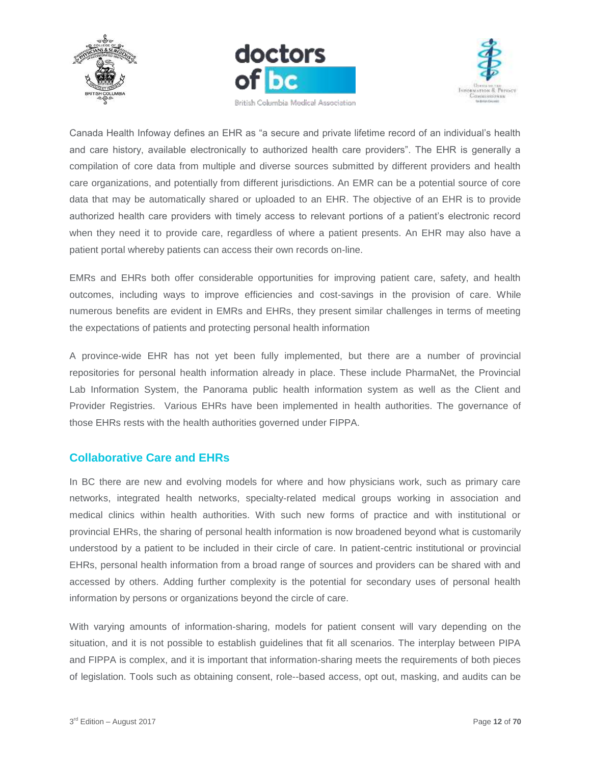Canada Health Infoway defines an EHR as "a secure and private lifetime record of an individual's health and care history, available electronically to authorized health care providers". The EHR is generally a compilation of core data from multiple and diverse sources submitted by different providers and health care organizations, and potentially from different jurisdictions. An EMR can be a potential source of core data that may be automatically shared or uploaded to an EHR. The objective of an EHR is to provide authorized health care providers with timely access to relevant portions of a patient's electronic record when they need it to provide care, regardless of where a patient presents. An EHR may also have a patient portal whereby patients can access their own records on-line.

EMRs and EHRs both offer considerable opportunities for improving patient care, safety, and health outcomes, including ways to improve efficiencies and cost-savings in the provision of care. While numerous benefits are evident in EMRs and EHRs, they present similar challenges in terms of meeting the expectations of patients and protecting personal health information

A province-wide EHR has not yet been fully implemented, but there are a number of provincial repositories for personal health information already in place. These include PharmaNet, the Provincial Lab Information System, the Panorama public health information system as well as the Client and Provider Registries. Various EHRs have been implemented in health authorities. The governance of those EHRs rests with the health authorities governed under FIPPA.

## Collaborative Care and EHRs

In BC there are new and evolving models for where and how physicians work, such as primary care networks, integrated health networks, specialty-related medical groups working in association and medical clinics within health authorities. With such new forms of practice and with institutional or provincial EHRs, the sharing of personal health information is now broadened beyond what is customarily understood by a patient to be included in their circle of care. In patient-centric institutional or provincial EHRs, personal health information from a broad range of sources and providers can be shared with and accessed by others. Adding further complexity is the potential for secondary uses of personal health information by persons or organizations beyond the circle of care.

With varying amounts of information-sharing, models for patient consent will vary depending on the situation, and it is not possible to establish guidelines that fit all scenarios. The interplay between PIPA and FIPPA is complex, and it is important that information-sharing meets the requirements of both pieces of legislation. Tools such as obtaining consent, role--based access, opt out, masking, and audits can be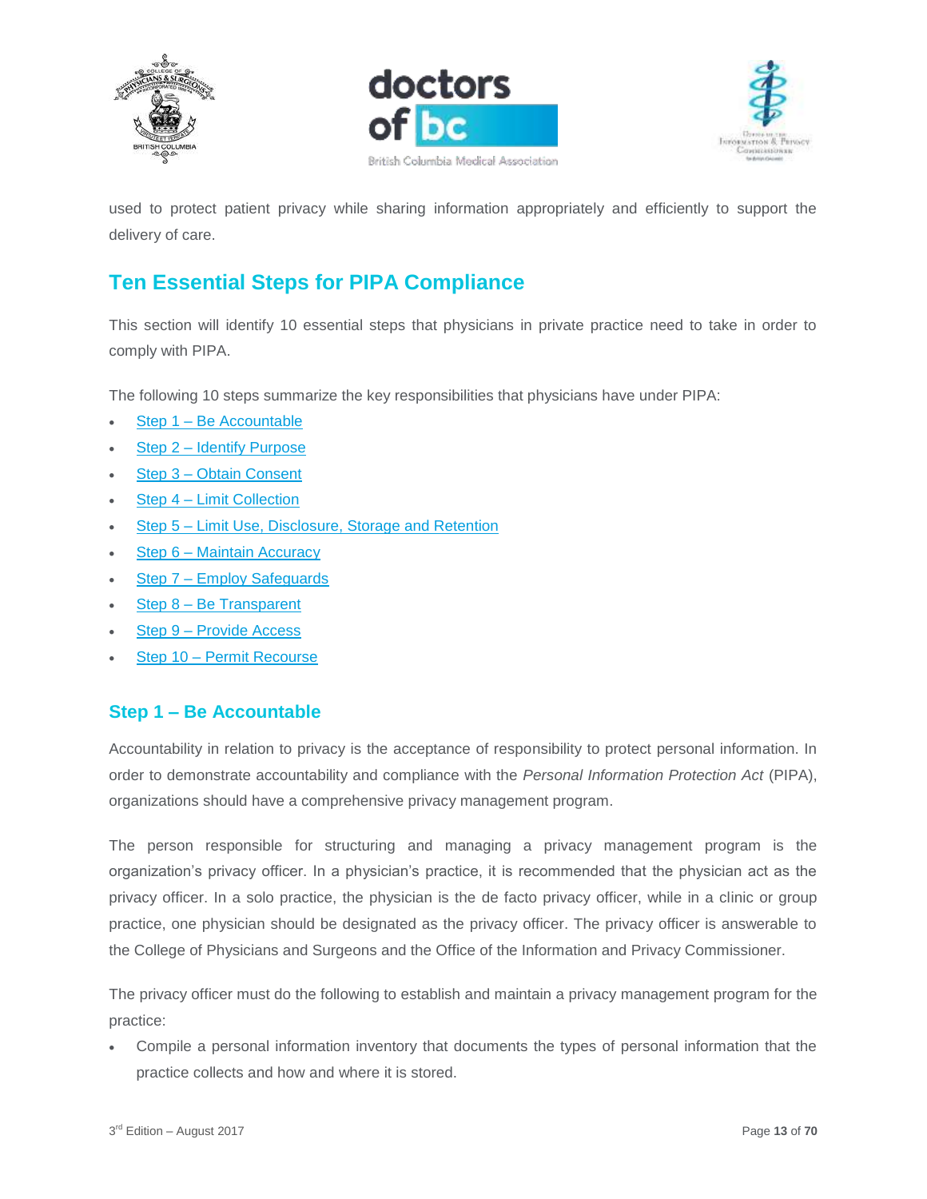used to protect patient privacy while sharing information appropriately and efficiently to support the delivery of care.

## Ten Essential Steps for PIPA Compliance

This section will identify 10 essential steps that physicians in private practice need to take in order to comply with PIPA.

The following 10 steps summarize the key responsibilities that physicians have under PIPA:

- Step 1 – Be Accountable
- Step 2 – Identify Purpose
- Step 3 – Obtain Consent
- Step 4 – Limit Collection
- Step 5 – Limit Use, Disclosure, Storage and Retention
- Step 6 – Maintain Accuracy
- Step 7 – Employ Safeguards
- Step 8 – Be Transparent
- Step 9 – Provide Access
- Step 10 – Permit Recourse

### Step 1 – Be Accountable

Accountability in relation to privacy is the acceptance of responsibility to protect personal information. In order to demonstrate accountability and compliance with the *Personal Information Protection Act* (PIPA), organizations should have a comprehensive privacy management program.

The person responsible for structuring and managing a privacy management program is the organization's privacy officer. In a physician's practice, it is recommended that the physician act as the privacy officer. In a solo practice, the physician is the de facto privacy officer, while in a clinic or group practice, one physician should be designated as the privacy officer. The privacy officer is answerable to the College of Physicians and Surgeons and the Office of the Information and Privacy Commissioner.

The privacy officer must do the following to establish and maintain a privacy management program for the practice:

- Compile a personal information inventory that documents the types of personal information that the practice collects and how and where it is stored.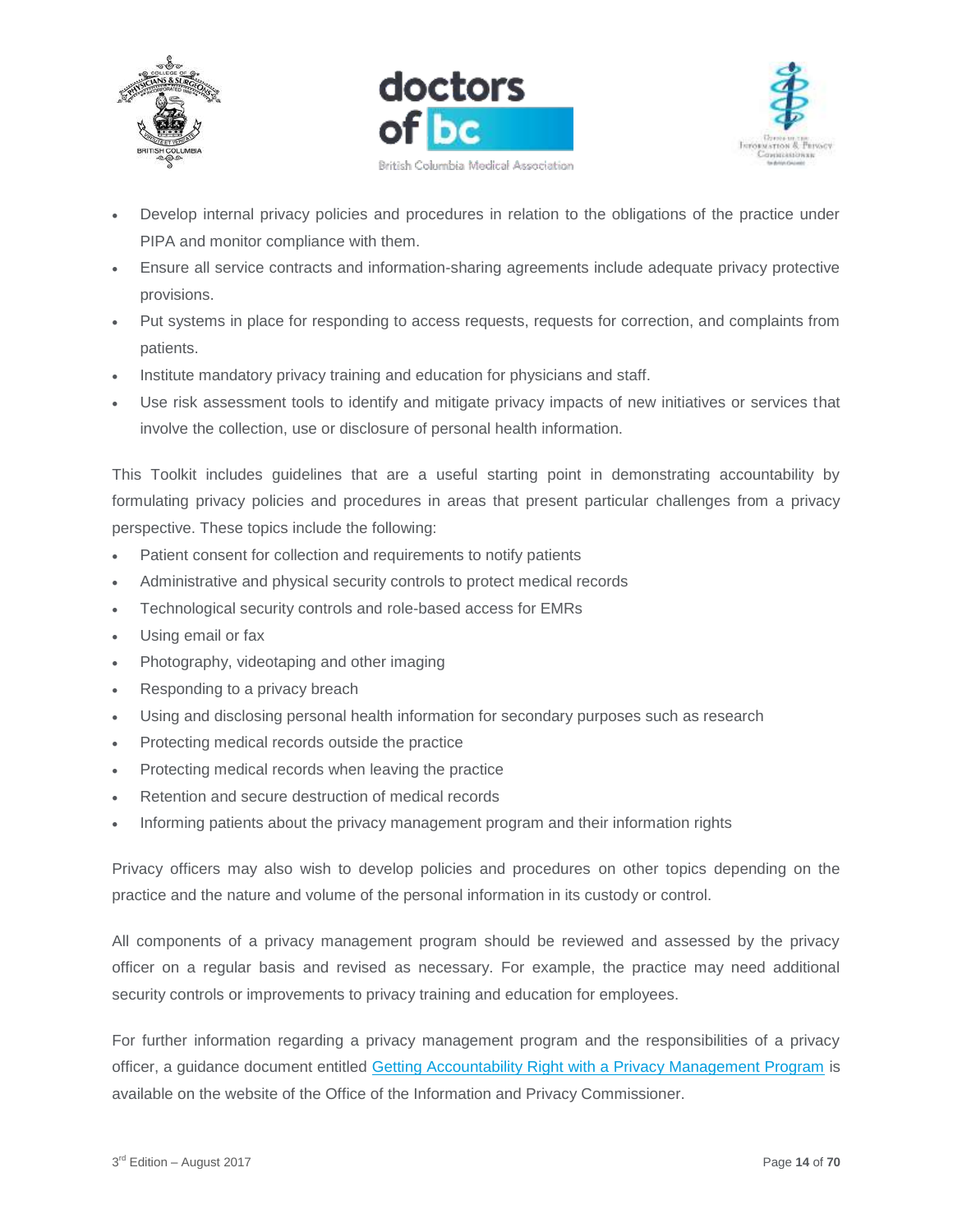- Develop internal privacy policies and procedures in relation to the obligations of the practice under PIPA and monitor compliance with them.
- Ensure all service contracts and information-sharing agreements include adequate privacy protective provisions.
- Put systems in place for responding to access requests, requests for correction, and complaints from patients.
- Institute mandatory privacy training and education for physicians and staff.
- Use risk assessment tools to identify and mitigate privacy impacts of new initiatives or services that involve the collection, use or disclosure of personal health information.

This Toolkit includes guidelines that are a useful starting point in demonstrating accountability by formulating privacy policies and procedures in areas that present particular challenges from a privacy perspective. These topics include the following:

- Patient consent for collection and requirements to notify patients
- Administrative and physical security controls to protect medical records
- Technological security controls and role-based access for EMRs
- Using email or fax
- Photography, videotaping and other imaging
- Responding to a privacy breach
- Using and disclosing personal health information for secondary purposes such as research
- Protecting medical records outside the practice
- Protecting medical records when leaving the practice
- Retention and secure destruction of medical records
- Informing patients about the privacy management program and their information rights

Privacy officers may also wish to develop policies and procedures on other topics depending on the practice and the nature and volume of the personal information in its custody or control.

All components of a privacy management program should be reviewed and assessed by the privacy officer on a regular basis and revised as necessary. For example, the practice may need additional security controls or improvements to privacy training and education for employees.

For further information regarding a privacy management program and the responsibilities of a privacy officer, a guidance document entitled Getting Accountability Right with a Privacy Management Program is available on the website of the Office of the Information and Privacy Commissioner.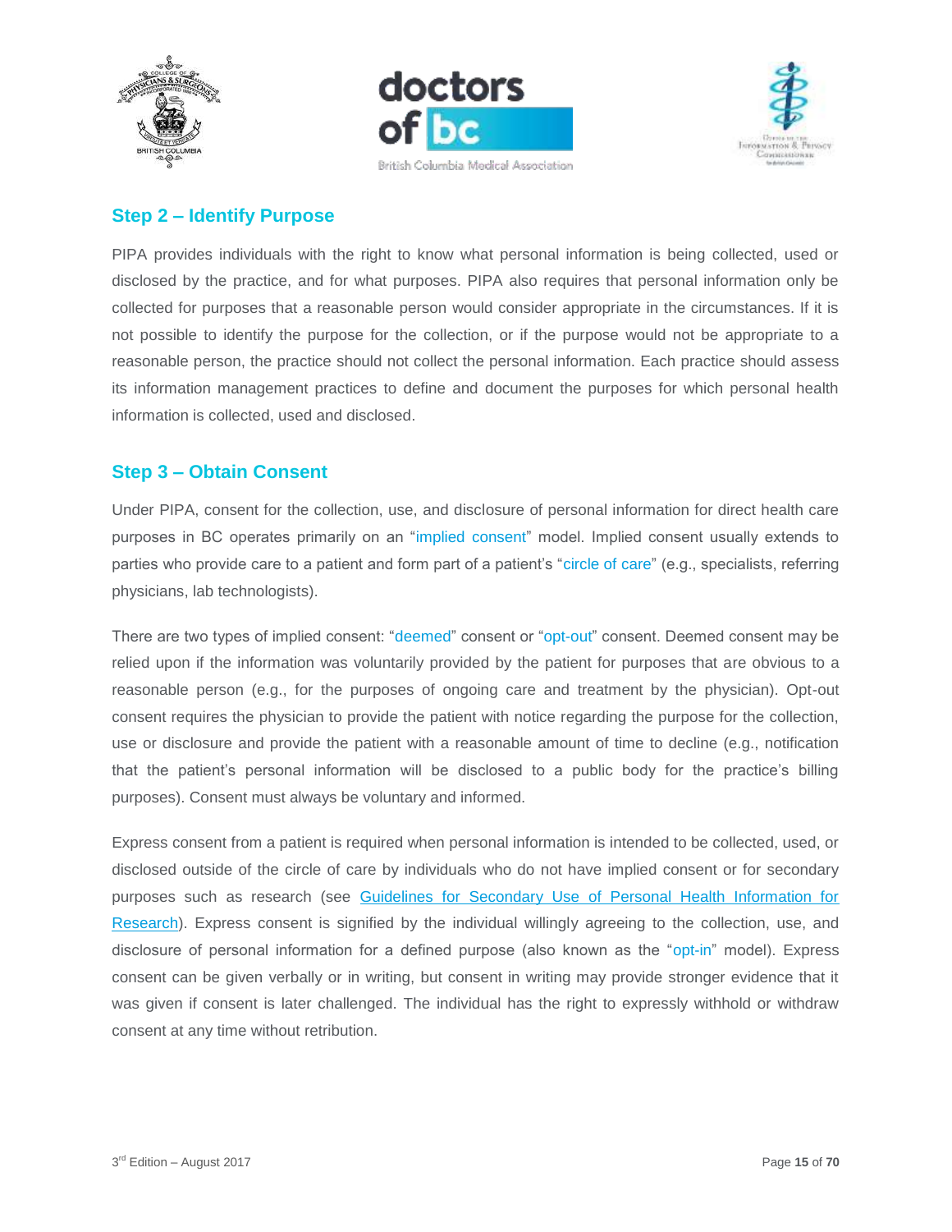## Step 2 – Identify Purpose

PIPA provides individuals with the right to know what personal information is being collected, used or disclosed by the practice, and for what purposes. PIPA also requires that personal information only be collected for purposes that a reasonable person would consider appropriate in the circumstances. If it is not possible to identify the purpose for the collection, or if the purpose would not be appropriate to a reasonable person, the practice should not collect the personal information. Each practice should assess its information management practices to define and document the purposes for which personal health information is collected, used and disclosed.

## Step 3 – Obtain Consent

Under PIPA, consent for the collection, use, and disclosure of personal information for direct health care purposes in BC operates primarily on an "implied consent" model. Implied consent usually extends to parties who provide care to a patient and form part of a patient's "circle of care" (e.g., specialists, referring physicians, lab technologists).

There are two types of implied consent: "deemed" consent or "opt-out" consent. Deemed consent may be relied upon if the information was voluntarily provided by the patient for purposes that are obvious to a reasonable person (e.g., for the purposes of ongoing care and treatment by the physician). Opt-out consent requires the physician to provide the patient with notice regarding the purpose for the collection, use or disclosure and provide the patient with a reasonable amount of time to decline (e.g., notification that the patient's personal information will be disclosed to a public body for the practice's billing purposes). Consent must always be voluntary and informed.

Express consent from a patient is required when personal information is intended to be collected, used, or disclosed outside of the circle of care by individuals who do not have implied consent or for secondary purposes such as research (see Guidelines for Secondary Use of Personal Health Information for Research). Express consent is signified by the individual willingly agreeing to the collection, use, and disclosure of personal information for a defined purpose (also known as the "opt-in" model). Express consent can be given verbally or in writing, but consent in writing may provide stronger evidence that it was given if consent is later challenged. The individual has the right to expressly withhold or withdraw consent at any time without retribution.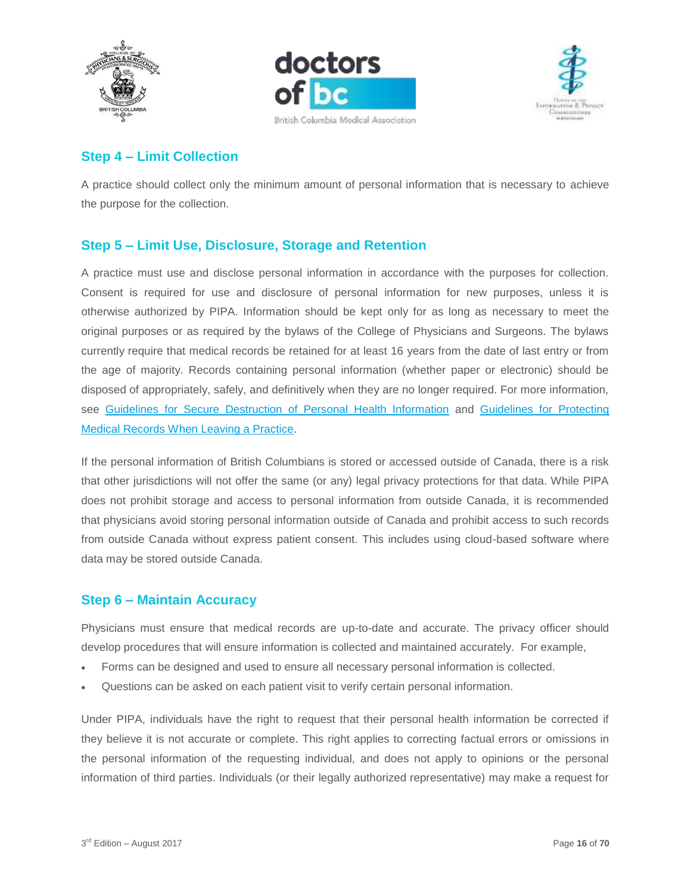## Step 4 – Limit Collection

A practice should collect only the minimum amount of personal information that is necessary to achieve the purpose for the collection.

## Step 5 – Limit Use, Disclosure, Storage and Retention

A practice must use and disclose personal information in accordance with the purposes for collection. Consent is required for use and disclosure of personal information for new purposes, unless it is otherwise authorized by PIPA. Information should be kept only for as long as necessary to meet the original purposes or as required by the bylaws of the College of Physicians and Surgeons. The bylaws currently require that medical records be retained for at least 16 years from the date of last entry or from the age of majority. Records containing personal information (whether paper or electronic) should be disposed of appropriately, safely, and definitively when they are no longer required. For more information, see Guidelines for Secure Destruction of Personal Health Information and Guidelines for Protecting Medical Records When Leaving a Practice.

If the personal information of British Columbians is stored or accessed outside of Canada, there is a risk that other jurisdictions will not offer the same (or any) legal privacy protections for that data. While PIPA does not prohibit storage and access to personal information from outside Canada, it is recommended that physicians avoid storing personal information outside of Canada and prohibit access to such records from outside Canada without express patient consent. This includes using cloud-based software where data may be stored outside Canada.

## Step 6 – Maintain Accuracy

Physicians must ensure that medical records are up-to-date and accurate. The privacy officer should develop procedures that will ensure information is collected and maintained accurately. For example,

- Forms can be designed and used to ensure all necessary personal information is collected.
- Questions can be asked on each patient visit to verify certain personal information.

Under PIPA, individuals have the right to request that their personal health information be corrected if they believe it is not accurate or complete. This right applies to correcting factual errors or omissions in the personal information of the requesting individual, and does not apply to opinions or the personal information of third parties. Individuals (or their legally authorized representative) may make a request for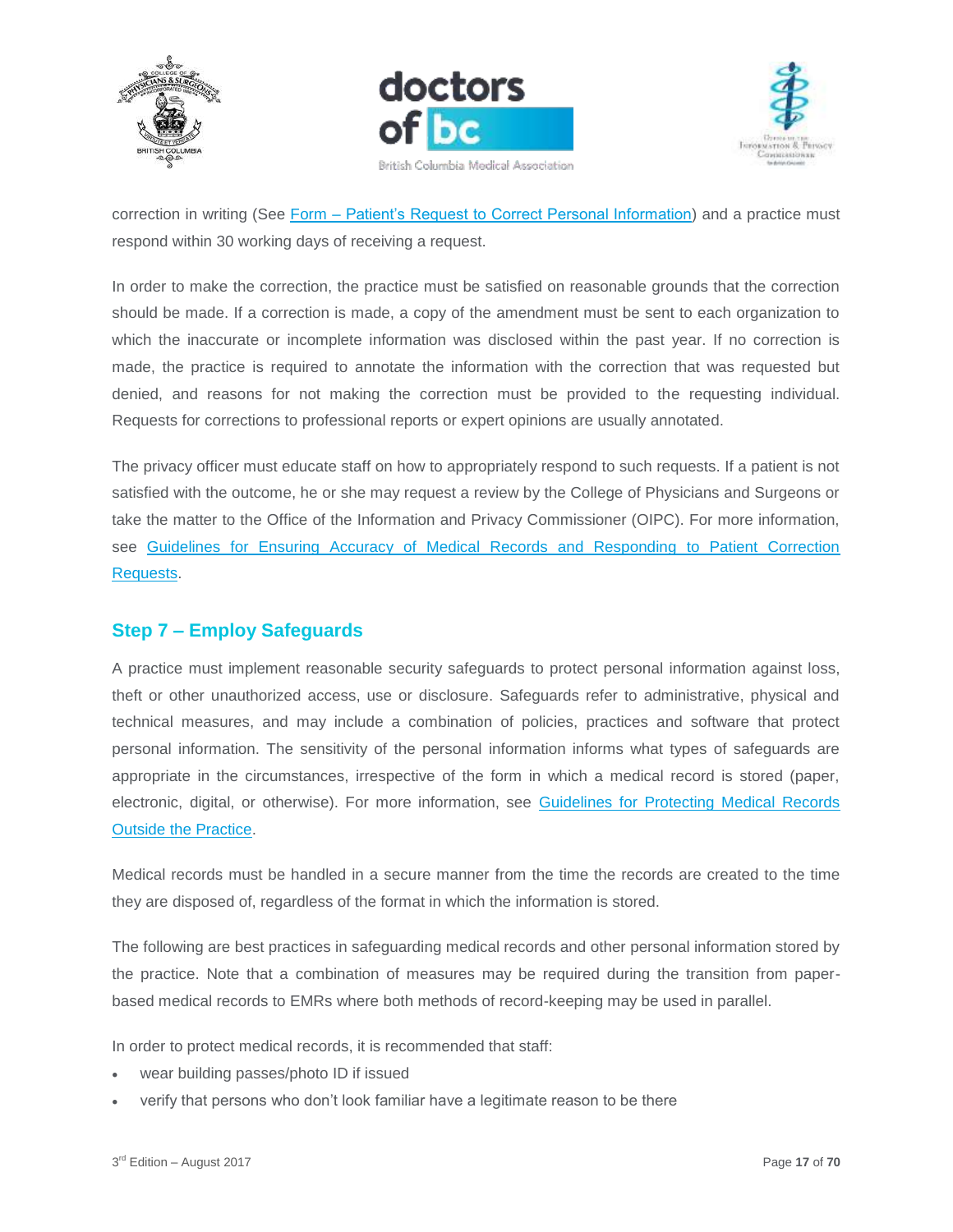correction in writing (See Form – Patient's Request to Correct Personal Information) and a practice must respond within 30 working days of receiving a request.

In order to make the correction, the practice must be satisfied on reasonable grounds that the correction should be made. If a correction is made, a copy of the amendment must be sent to each organization to which the inaccurate or incomplete information was disclosed within the past year. If no correction is made, the practice is required to annotate the information with the correction that was requested but denied, and reasons for not making the correction must be provided to the requesting individual. Requests for corrections to professional reports or expert opinions are usually annotated.

The privacy officer must educate staff on how to appropriately respond to such requests. If a patient is not satisfied with the outcome, he or she may request a review by the College of Physicians and Surgeons or take the matter to the Office of the Information and Privacy Commissioner (OIPC). For more information, see Guidelines for Ensuring Accuracy of Medical Records and Responding to Patient Correction Requests.

## Step 7 – Employ Safeguards

A practice must implement reasonable security safeguards to protect personal information against loss, theft or other unauthorized access, use or disclosure. Safeguards refer to administrative, physical and technical measures, and may include a combination of policies, practices and software that protect personal information. The sensitivity of the personal information informs what types of safeguards are appropriate in the circumstances, irrespective of the form in which a medical record is stored (paper, electronic, digital, or otherwise). For more information, see Guidelines for Protecting Medical Records Outside the Practice.

Medical records must be handled in a secure manner from the time the records are created to the time they are disposed of, regardless of the format in which the information is stored.

The following are best practices in safeguarding medical records and other personal information stored by the practice. Note that a combination of measures may be required during the transition from paper-based medical records to EMRs where both methods of record-keeping may be used in parallel.

In order to protect medical records, it is recommended that staff:

- wear building passes/photo ID if issued
- verify that persons who don't look familiar have a legitimate reason to be there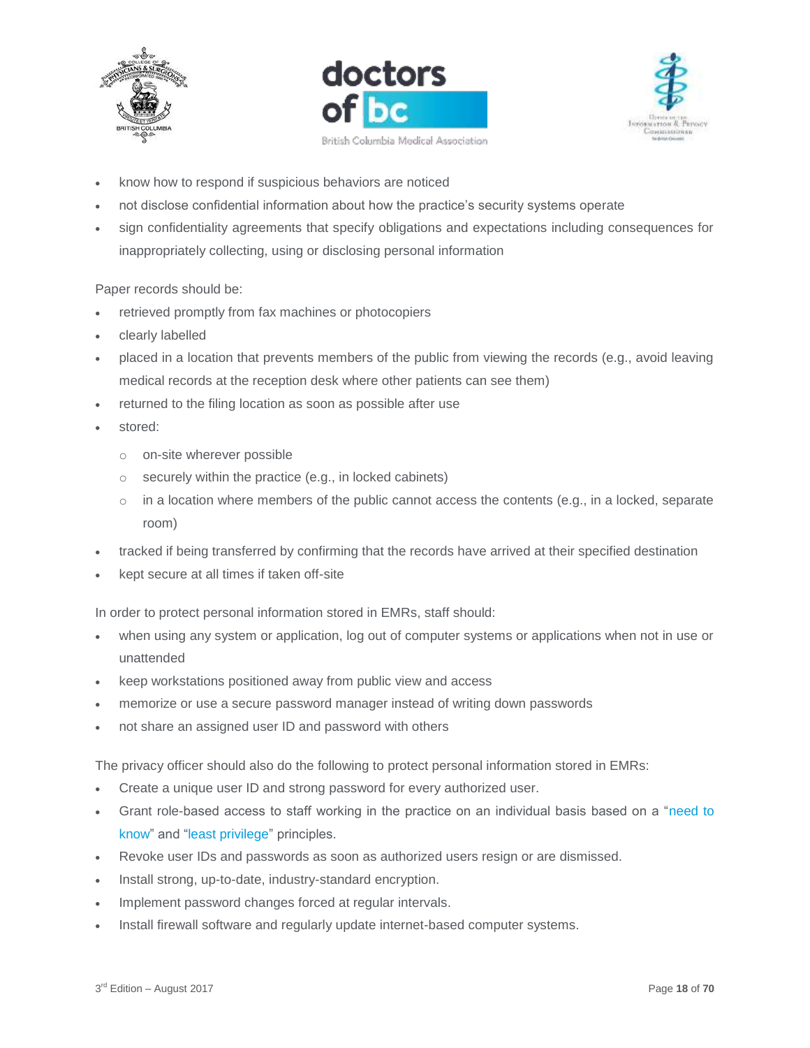- know how to respond if suspicious behaviors are noticed
- not disclose confidential information about how the practice's security systems operate
- sign confidentiality agreements that specify obligations and expectations including consequences for inappropriately collecting, using or disclosing personal information

Paper records should be:

- retrieved promptly from fax machines or photocopiers
- clearly labelled
- placed in a location that prevents members of the public from viewing the records (e.g., avoid leaving medical records at the reception desk where other patients can see them)
- returned to the filing location as soon as possible after use
- stored:
  - on-site wherever possible
  - securely within the practice (e.g., in locked cabinets)
  - in a location where members of the public cannot access the contents (e.g., in a locked, separate room)
- tracked if being transferred by confirming that the records have arrived at their specified destination
- kept secure at all times if taken off-site

In order to protect personal information stored in EMRs, staff should:

- when using any system or application, log out of computer systems or applications when not in use or unattended
- keep workstations positioned away from public view and access
- memorize or use a secure password manager instead of writing down passwords
- not share an assigned user ID and password with others

The privacy officer should also do the following to protect personal information stored in EMRs:

- Create a unique user ID and strong password for every authorized user.
- Grant role-based access to staff working in the practice on an individual basis based on a "need to know" and "least privilege" principles.
- Revoke user IDs and passwords as soon as authorized users resign or are dismissed.
- Install strong, up-to-date, industry-standard encryption.
- Implement password changes forced at regular intervals.
- Install firewall software and regularly update internet-based computer systems.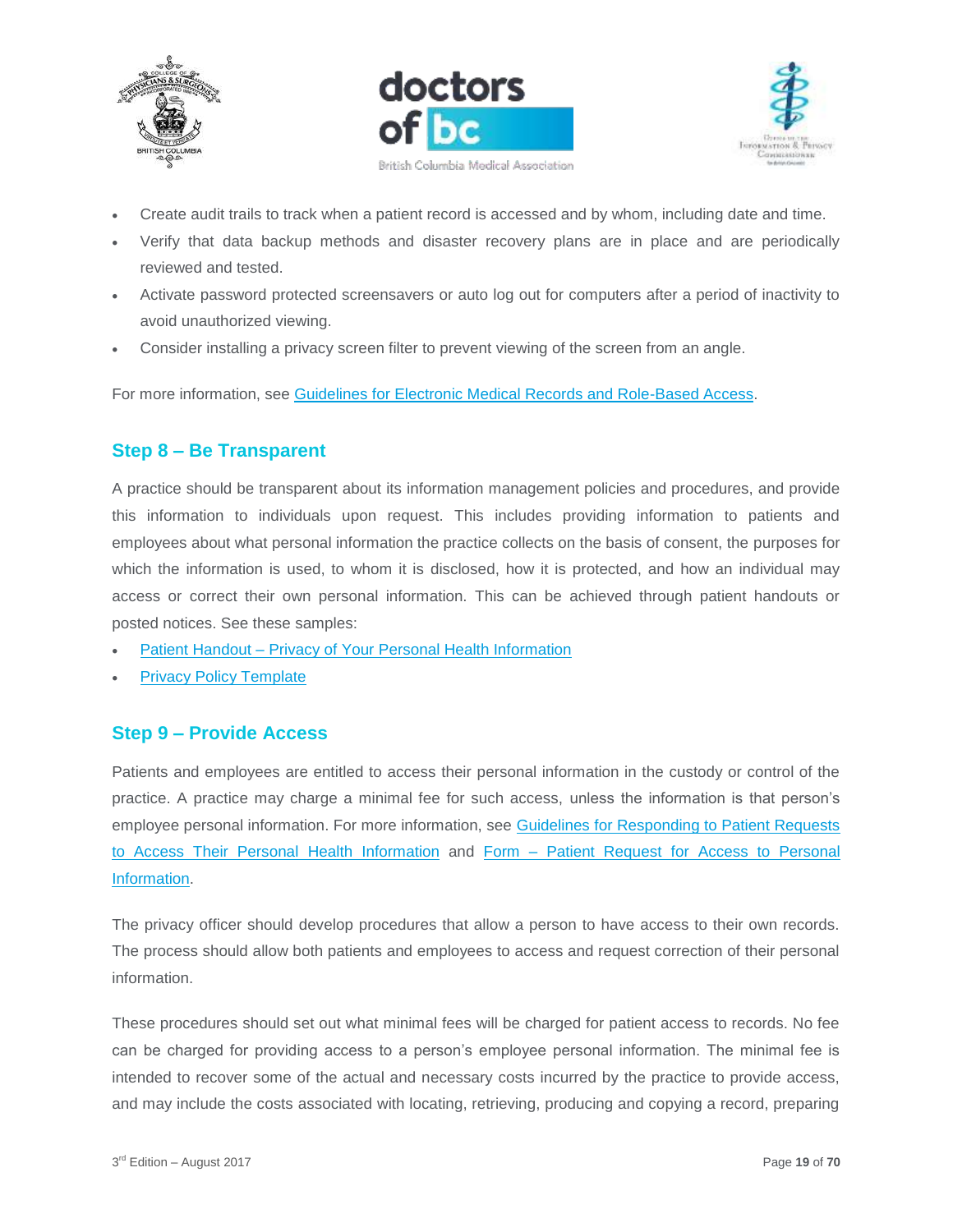- Create audit trails to track when a patient record is accessed and by whom, including date and time.
- Verify that data backup methods and disaster recovery plans are in place and are periodically reviewed and tested.
- Activate password protected screensavers or auto log out for computers after a period of inactivity to avoid unauthorized viewing.
- Consider installing a privacy screen filter to prevent viewing of the screen from an angle.

For more information, see Guidelines for Electronic Medical Records and Role-Based Access.

## Step 8 – Be Transparent

A practice should be transparent about its information management policies and procedures, and provide this information to individuals upon request. This includes providing information to patients and employees about what personal information the practice collects on the basis of consent, the purposes for which the information is used, to whom it is disclosed, how it is protected, and how an individual may access or correct their own personal information. This can be achieved through patient handouts or posted notices. See these samples:

- Patient Handout – Privacy of Your Personal Health Information
- Privacy Policy Template

## Step 9 – Provide Access

Patients and employees are entitled to access their personal information in the custody or control of the practice. A practice may charge a minimal fee for such access, unless the information is that person's employee personal information. For more information, see Guidelines for Responding to Patient Requests to Access Their Personal Health Information and Form – Patient Request for Access to Personal Information.

The privacy officer should develop procedures that allow a person to have access to their own records. The process should allow both patients and employees to access and request correction of their personal information.

These procedures should set out what minimal fees will be charged for patient access to records. No fee can be charged for providing access to a person's employee personal information. The minimal fee is intended to recover some of the actual and necessary costs incurred by the practice to provide access, and may include the costs associated with locating, retrieving, producing and copying a record, preparing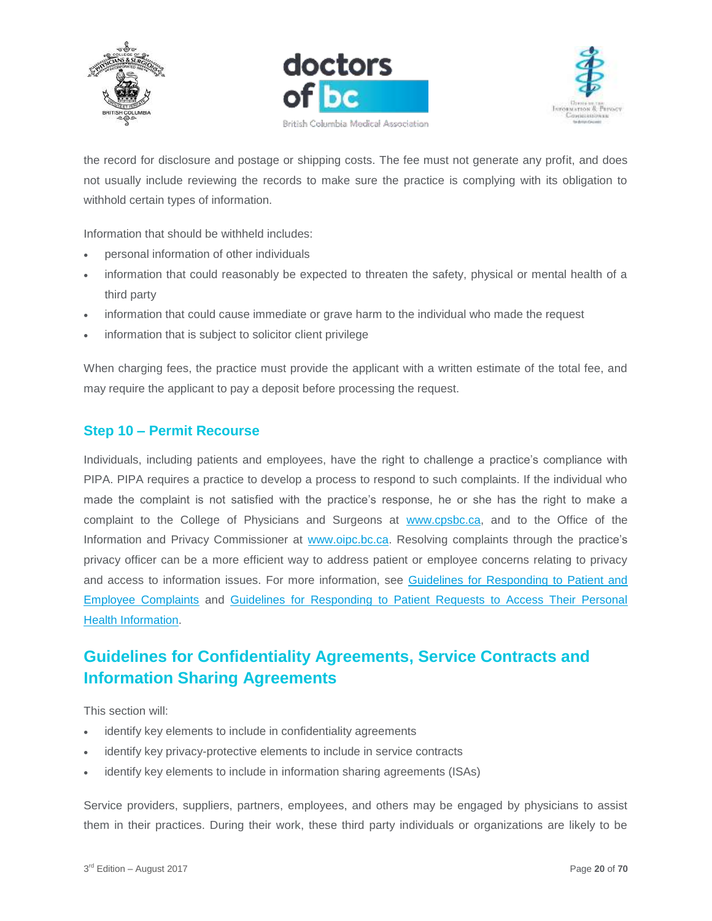the record for disclosure and postage or shipping costs. The fee must not generate any profit, and does not usually include reviewing the records to make sure the practice is complying with its obligation to withhold certain types of information.

Information that should be withheld includes:

- personal information of other individuals
- information that could reasonably be expected to threaten the safety, physical or mental health of a third party
- information that could cause immediate or grave harm to the individual who made the request
- information that is subject to solicitor client privilege

When charging fees, the practice must provide the applicant with a written estimate of the total fee, and may require the applicant to pay a deposit before processing the request.

### Step 10 – Permit Recourse

Individuals, including patients and employees, have the right to challenge a practice's compliance with PIPA. PIPA requires a practice to develop a process to respond to such complaints. If the individual who made the complaint is not satisfied with the practice's response, he or she has the right to make a complaint to the College of Physicians and Surgeons at [www.cpsbc.ca](www.cpsbc.ca), and to the Office of the Information and Privacy Commissioner at [www.oipc.bc.ca](www.oipc.bc.ca). Resolving complaints through the practice's privacy officer can be a more efficient way to address patient or employee concerns relating to privacy and access to information issues. For more information, see Guidelines for Responding to Patient and Employee Complaints and Guidelines for Responding to Patient Requests to Access Their Personal Health Information.

## Guidelines for Confidentiality Agreements, Service Contracts and Information Sharing Agreements

This section will:

- identify key elements to include in confidentiality agreements
- identify key privacy-protective elements to include in service contracts
- identify key elements to include in information sharing agreements (ISAs)

Service providers, suppliers, partners, employees, and others may be engaged by physicians to assist them in their practices. During their work, these third party individuals or organizations are likely to be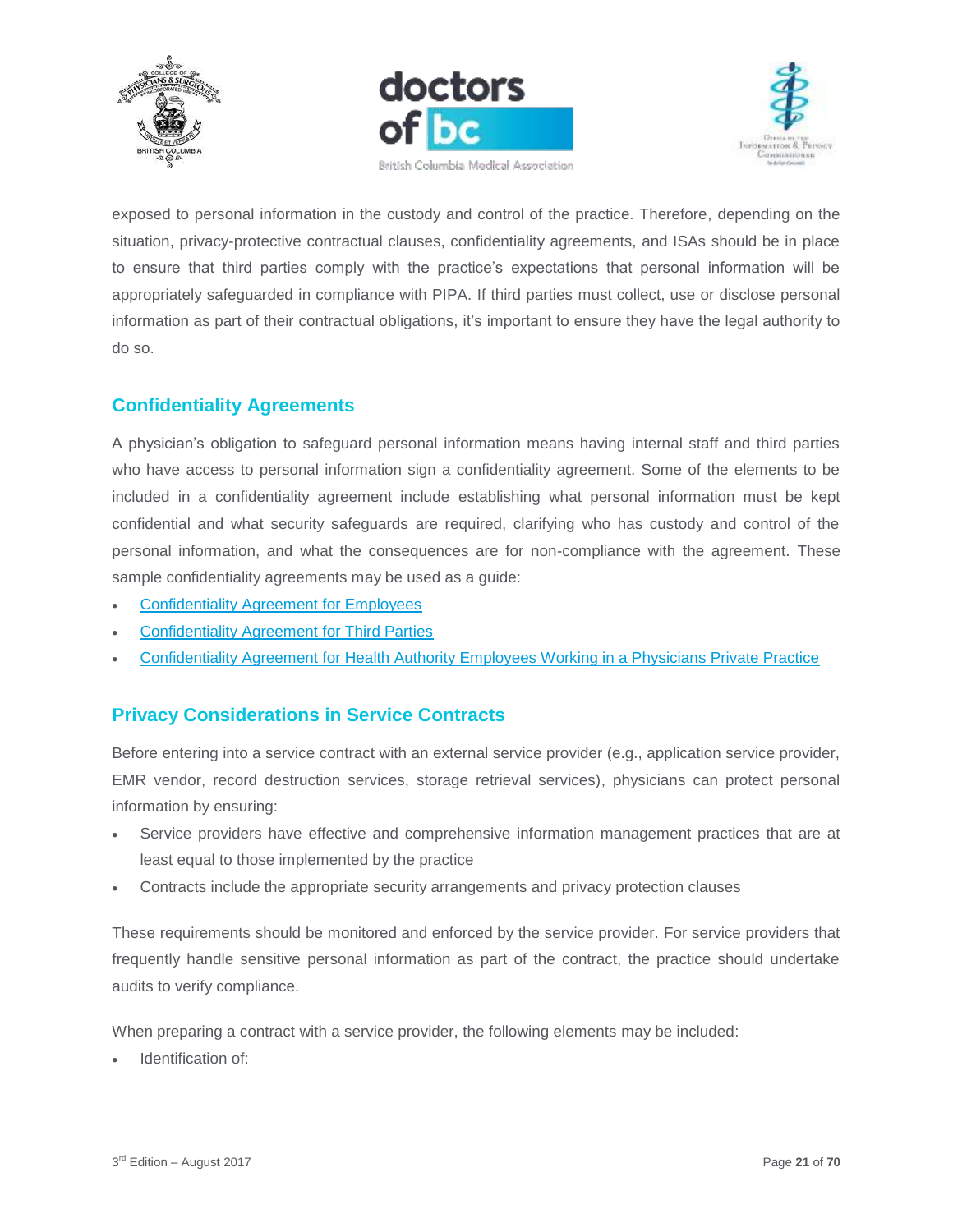exposed to personal information in the custody and control of the practice. Therefore, depending on the situation, privacy-protective contractual clauses, confidentiality agreements, and ISAs should be in place to ensure that third parties comply with the practice's expectations that personal information will be appropriately safeguarded in compliance with PIPA. If third parties must collect, use or disclose personal information as part of their contractual obligations, it's important to ensure they have the legal authority to do so.

## Confidentiality Agreements

A physician's obligation to safeguard personal information means having internal staff and third parties who have access to personal information sign a confidentiality agreement. Some of the elements to be included in a confidentiality agreement include establishing what personal information must be kept confidential and what security safeguards are required, clarifying who has custody and control of the personal information, and what the consequences are for non-compliance with the agreement. These sample confidentiality agreements may be used as a guide:

- Confidentiality Agreement for Employees
- Confidentiality Agreement for Third Parties
- Confidentiality Agreement for Health Authority Employees Working in a Physicians Private Practice

## Privacy Considerations in Service Contracts

Before entering into a service contract with an external service provider (e.g., application service provider, EMR vendor, record destruction services, storage retrieval services), physicians can protect personal information by ensuring:

- Service providers have effective and comprehensive information management practices that are at least equal to those implemented by the practice
- Contracts include the appropriate security arrangements and privacy protection clauses

These requirements should be monitored and enforced by the service provider. For service providers that frequently handle sensitive personal information as part of the contract, the practice should undertake audits to verify compliance.

When preparing a contract with a service provider, the following elements may be included:

- Identification of: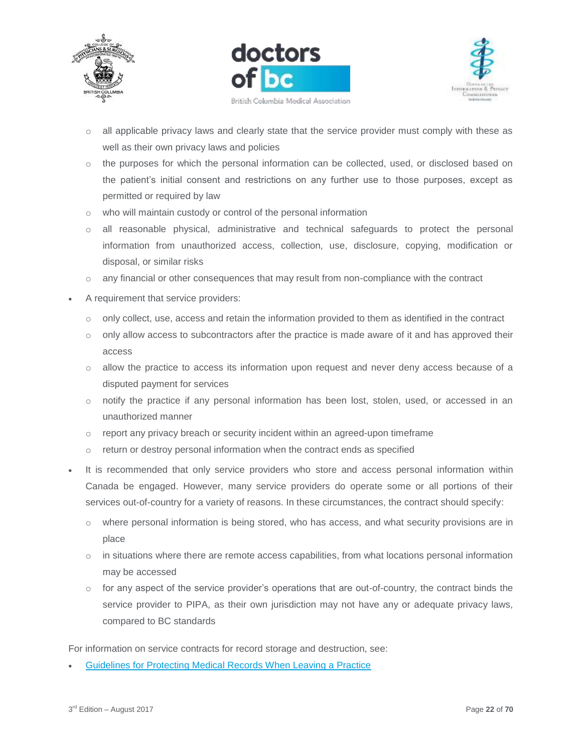- all applicable privacy laws and clearly state that the service provider must comply with these as well as their own privacy laws and policies
  - the purposes for which the personal information can be collected, used, or disclosed based on the patient's initial consent and restrictions on any further use to those purposes, except as permitted or required by law
  - who will maintain custody or control of the personal information
  - all reasonable physical, administrative and technical safeguards to protect the personal information from unauthorized access, collection, use, disclosure, copying, modification or disposal, or similar risks
  - any financial or other consequences that may result from non-compliance with the contract
- A requirement that service providers:
  - only collect, use, access and retain the information provided to them as identified in the contract
  - only allow access to subcontractors after the practice is made aware of it and has approved their access
  - allow the practice to access its information upon request and never deny access because of a disputed payment for services
  - notify the practice if any personal information has been lost, stolen, used, or accessed in an unauthorized manner
  - report any privacy breach or security incident within an agreed-upon timeframe
  - return or destroy personal information when the contract ends as specified
- It is recommended that only service providers who store and access personal information within Canada be engaged. However, many service providers do operate some or all portions of their services out-of-country for a variety of reasons. In these circumstances, the contract should specify:
  - where personal information is being stored, who has access, and what security provisions are in place
  - in situations where there are remote access capabilities, from what locations personal information may be accessed
  - for any aspect of the service provider's operations that are out-of-country, the contract binds the service provider to PIPA, as their own jurisdiction may not have any or adequate privacy laws, compared to BC standards

For information on service contracts for record storage and destruction, see:

- Guidelines for Protecting Medical Records When Leaving a Practice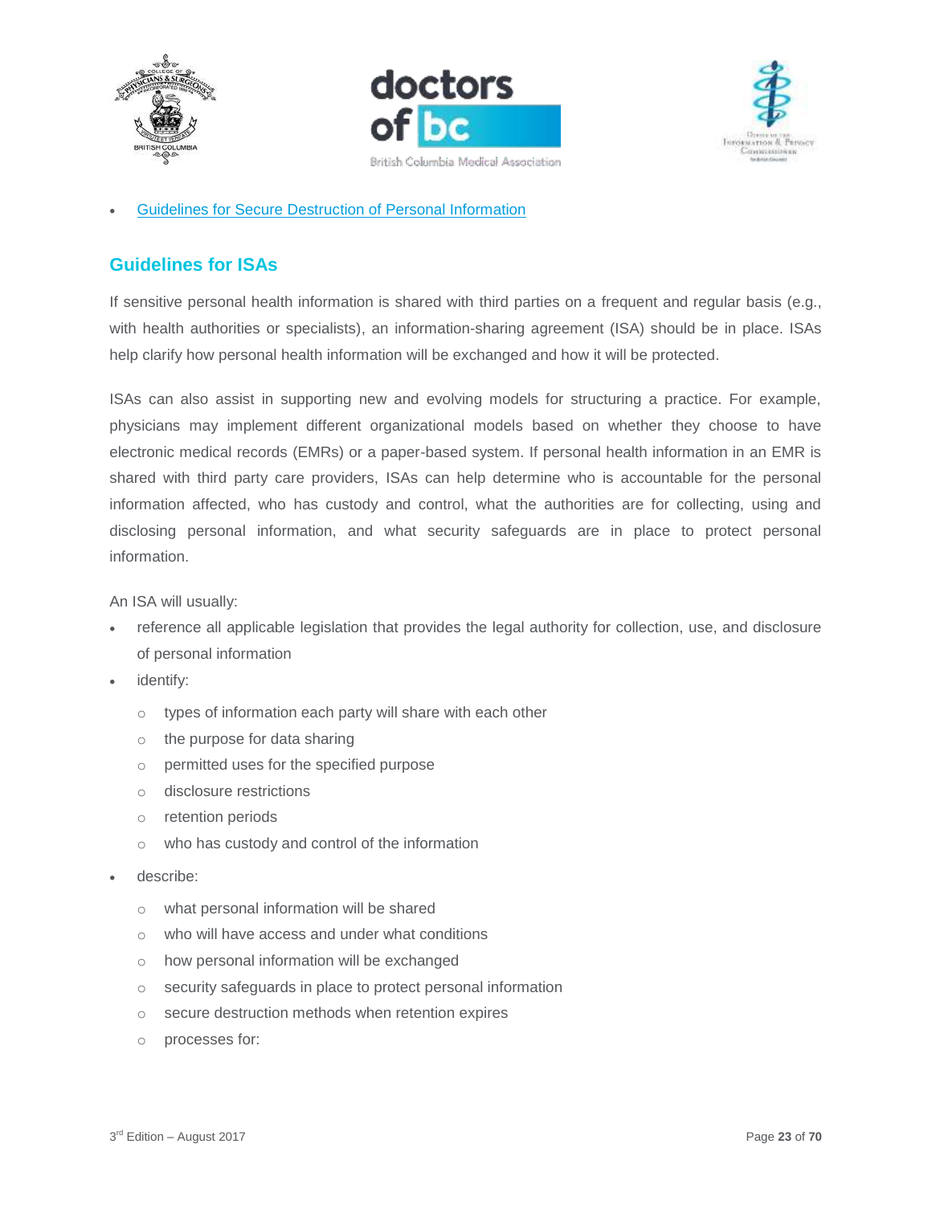- [Guidelines for Secure Destruction of Personal Information]()

## Guidelines for ISAs

If sensitive personal health information is shared with third parties on a frequent and regular basis (e.g., with health authorities or specialists), an information-sharing agreement (ISA) should be in place. ISAs help clarify how personal health information will be exchanged and how it will be protected.

ISAs can also assist in supporting new and evolving models for structuring a practice. For example, physicians may implement different organizational models based on whether they choose to have electronic medical records (EMRs) or a paper-based system. If personal health information in an EMR is shared with third party care providers, ISAs can help determine who is accountable for the personal information affected, who has custody and control, what the authorities are for collecting, using and disclosing personal information, and what security safeguards are in place to protect personal information.

An ISA will usually:

- reference all applicable legislation that provides the legal authority for collection, use, and disclosure of personal information
- identify:
  - types of information each party will share with each other
  - the purpose for data sharing
  - permitted uses for the specified purpose
  - disclosure restrictions
  - retention periods
  - who has custody and control of the information
- describe:
  - what personal information will be shared
  - who will have access and under what conditions
  - how personal information will be exchanged
  - security safeguards in place to protect personal information
  - secure destruction methods when retention expires
  - processes for: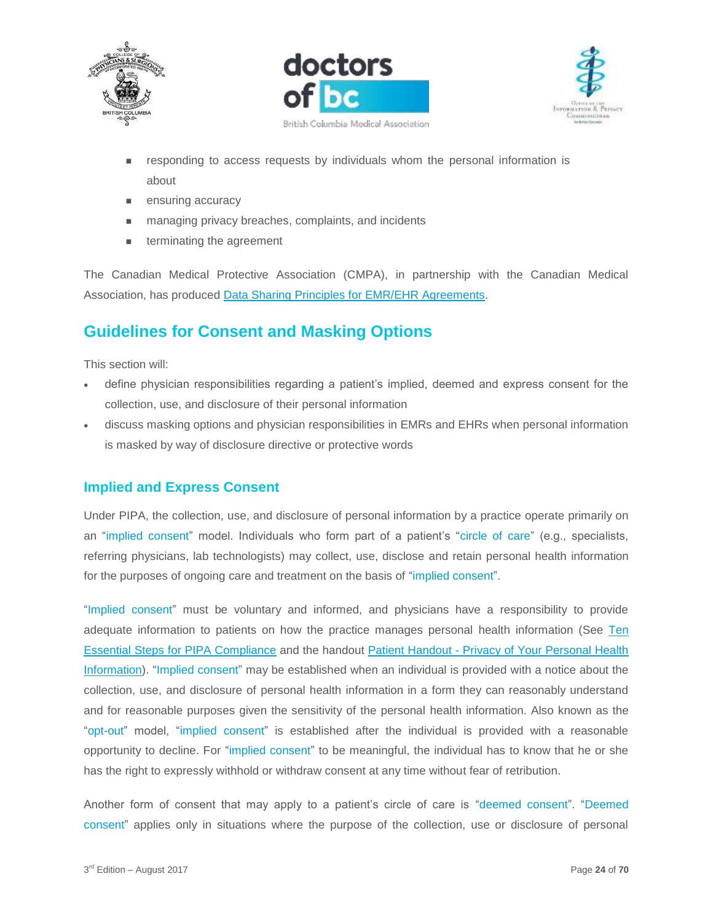- responding to access requests by individuals whom the personal information is about
- ensuring accuracy
- managing privacy breaches, complaints, and incidents
- terminating the agreement

The Canadian Medical Protective Association (CMPA), in partnership with the Canadian Medical Association, has produced Data Sharing Principles for EMR/EHR Agreements.

## Guidelines for Consent and Masking Options

This section will:

- define physician responsibilities regarding a patient's implied, deemed and express consent for the collection, use, and disclosure of their personal information
- discuss masking options and physician responsibilities in EMRs and EHRs when personal information is masked by way of disclosure directive or protective words

### Implied and Express Consent

Under PIPA, the collection, use, and disclosure of personal information by a practice operate primarily on an "implied consent" model. Individuals who form part of a patient's "circle of care" (e.g., specialists, referring physicians, lab technologists) may collect, use, disclose and retain personal health information for the purposes of ongoing care and treatment on the basis of "implied consent".

"Implied consent" must be voluntary and informed, and physicians have a responsibility to provide adequate information to patients on how the practice manages personal health information (See Ten Essential Steps for PIPA Compliance and the handout Patient Handout - Privacy of Your Personal Health Information). "Implied consent" may be established when an individual is provided with a notice about the collection, use, and disclosure of personal health information in a form they can reasonably understand and for reasonable purposes given the sensitivity of the personal health information. Also known as the "opt-out" model, "implied consent" is established after the individual is provided with a reasonable opportunity to decline. For "implied consent" to be meaningful, the individual has to know that he or she has the right to expressly withhold or withdraw consent at any time without fear of retribution.

Another form of consent that may apply to a patient's circle of care is "deemed consent". "Deemed consent" applies only in situations where the purpose of the collection, use or disclosure of personal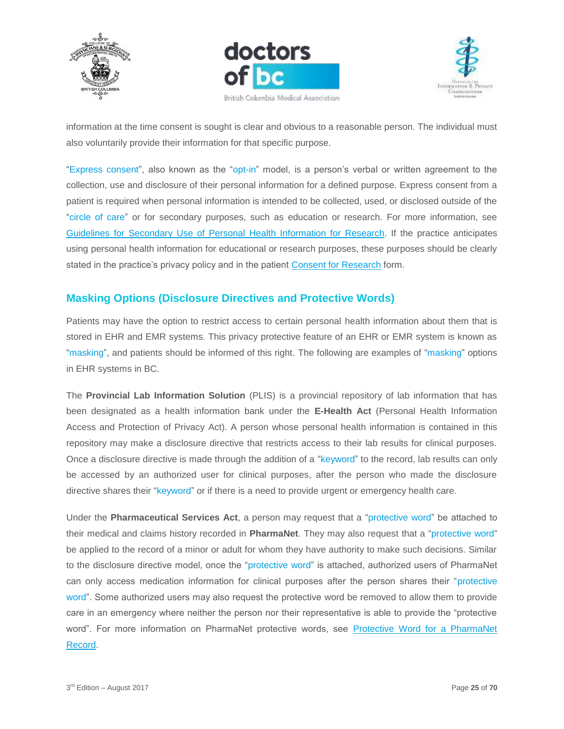information at the time consent is sought is clear and obvious to a reasonable person. The individual must also voluntarily provide their information for that specific purpose.

"Express consent", also known as the "opt-in" model, is a person's verbal or written agreement to the collection, use and disclosure of their personal information for a defined purpose. Express consent from a patient is required when personal information is intended to be collected, used, or disclosed outside of the "circle of care" or for secondary purposes, such as education or research. For more information, see Guidelines for Secondary Use of Personal Health Information for Research. If the practice anticipates using personal health information for educational or research purposes, these purposes should be clearly stated in the practice's privacy policy and in the patient Consent for Research form.

## Masking Options (Disclosure Directives and Protective Words)

Patients may have the option to restrict access to certain personal health information about them that is stored in EHR and EMR systems. This privacy protective feature of an EHR or EMR system is known as "masking", and patients should be informed of this right. The following are examples of "masking" options in EHR systems in BC.

The **Provincial Lab Information Solution** (PLIS) is a provincial repository of lab information that has been designated as a health information bank under the **E-Health Act** (Personal Health Information Access and Protection of Privacy Act). A person whose personal health information is contained in this repository may make a disclosure directive that restricts access to their lab results for clinical purposes. Once a disclosure directive is made through the addition of a "keyword" to the record, lab results can only be accessed by an authorized user for clinical purposes, after the person who made the disclosure directive shares their "keyword" or if there is a need to provide urgent or emergency health care.

Under the **Pharmaceutical Services Act**, a person may request that a "protective word" be attached to their medical and claims history recorded in **PharmaNet**. They may also request that a "protective word" be applied to the record of a minor or adult for whom they have authority to make such decisions. Similar to the disclosure directive model, once the "protective word" is attached, authorized users of PharmaNet can only access medication information for clinical purposes after the person shares their "protective word". Some authorized users may also request the protective word be removed to allow them to provide care in an emergency where neither the person nor their representative is able to provide the "protective word". For more information on PharmaNet protective words, see Protective Word for a PharmaNet Record.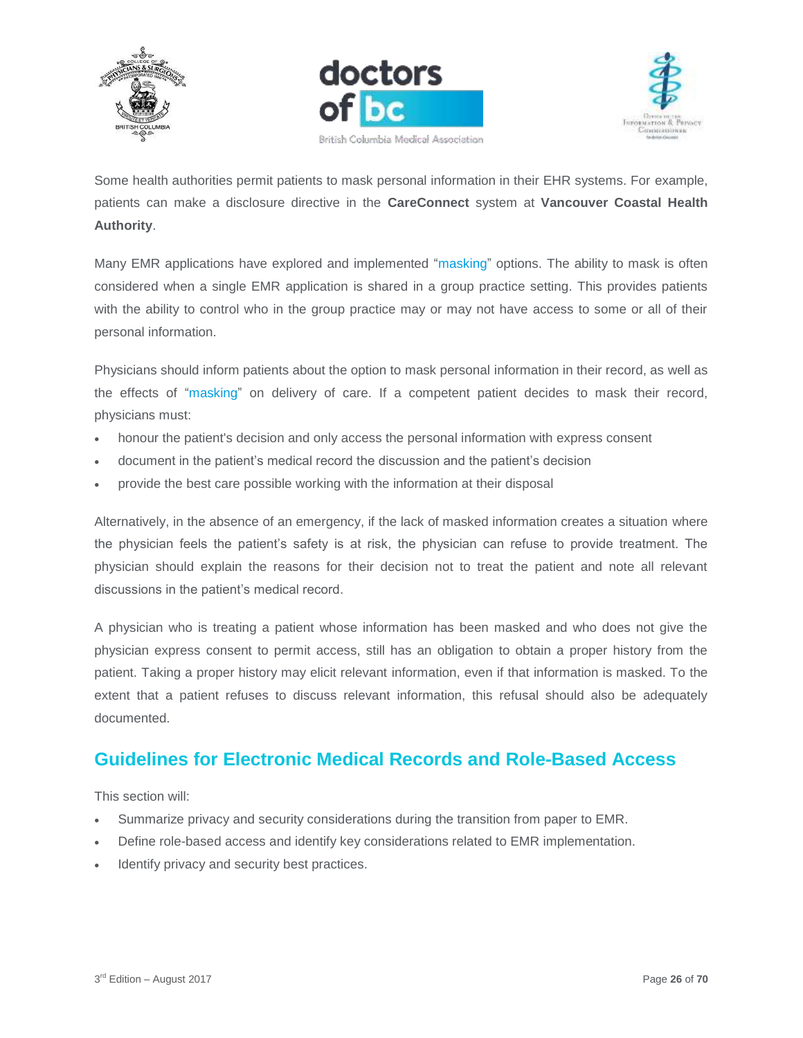Some health authorities permit patients to mask personal information in their EHR systems. For example, patients can make a disclosure directive in the **CareConnect** system at **Vancouver Coastal Health Authority**.

Many EMR applications have explored and implemented "masking" options. The ability to mask is often considered when a single EMR application is shared in a group practice setting. This provides patients with the ability to control who in the group practice may or may not have access to some or all of their personal information.

Physicians should inform patients about the option to mask personal information in their record, as well as the effects of "masking" on delivery of care. If a competent patient decides to mask their record, physicians must:

- honour the patient's decision and only access the personal information with express consent
- document in the patient's medical record the discussion and the patient's decision
- provide the best care possible working with the information at their disposal

Alternatively, in the absence of an emergency, if the lack of masked information creates a situation where the physician feels the patient's safety is at risk, the physician can refuse to provide treatment. The physician should explain the reasons for their decision not to treat the patient and note all relevant discussions in the patient's medical record.

A physician who is treating a patient whose information has been masked and who does not give the physician express consent to permit access, still has an obligation to obtain a proper history from the patient. Taking a proper history may elicit relevant information, even if that information is masked. To the extent that a patient refuses to discuss relevant information, this refusal should also be adequately documented.

## Guidelines for Electronic Medical Records and Role-Based Access

This section will:

- Summarize privacy and security considerations during the transition from paper to EMR.
- Define role-based access and identify key considerations related to EMR implementation.
- Identify privacy and security best practices.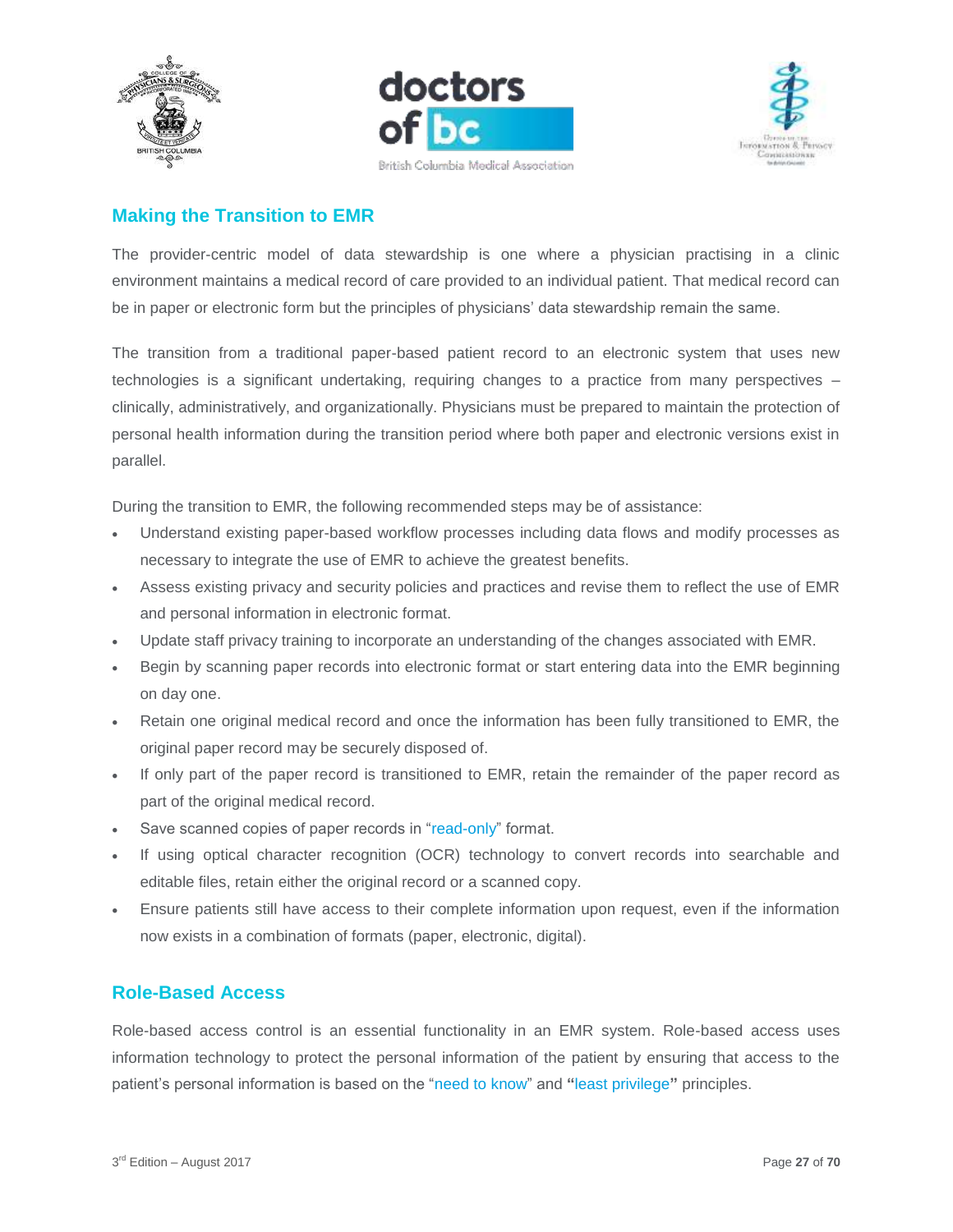## Making the Transition to EMR

The provider-centric model of data stewardship is one where a physician practising in a clinic environment maintains a medical record of care provided to an individual patient. That medical record can be in paper or electronic form but the principles of physicians' data stewardship remain the same.

The transition from a traditional paper-based patient record to an electronic system that uses new technologies is a significant undertaking, requiring changes to a practice from many perspectives – clinically, administratively, and organizationally. Physicians must be prepared to maintain the protection of personal health information during the transition period where both paper and electronic versions exist in parallel.

During the transition to EMR, the following recommended steps may be of assistance:

- Understand existing paper-based workflow processes including data flows and modify processes as necessary to integrate the use of EMR to achieve the greatest benefits.
- Assess existing privacy and security policies and practices and revise them to reflect the use of EMR and personal information in electronic format.
- Update staff privacy training to incorporate an understanding of the changes associated with EMR.
- Begin by scanning paper records into electronic format or start entering data into the EMR beginning on day one.
- Retain one original medical record and once the information has been fully transitioned to EMR, the original paper record may be securely disposed of.
- If only part of the paper record is transitioned to EMR, retain the remainder of the paper record as part of the original medical record.
- Save scanned copies of paper records in "read-only" format.
- If using optical character recognition (OCR) technology to convert records into searchable and editable files, retain either the original record or a scanned copy.
- Ensure patients still have access to their complete information upon request, even if the information now exists in a combination of formats (paper, electronic, digital).

## Role-Based Access

Role-based access control is an essential functionality in an EMR system. Role-based access uses information technology to protect the personal information of the patient by ensuring that access to the patient's personal information is based on the "need to know" and **"**least privilege**"** principles.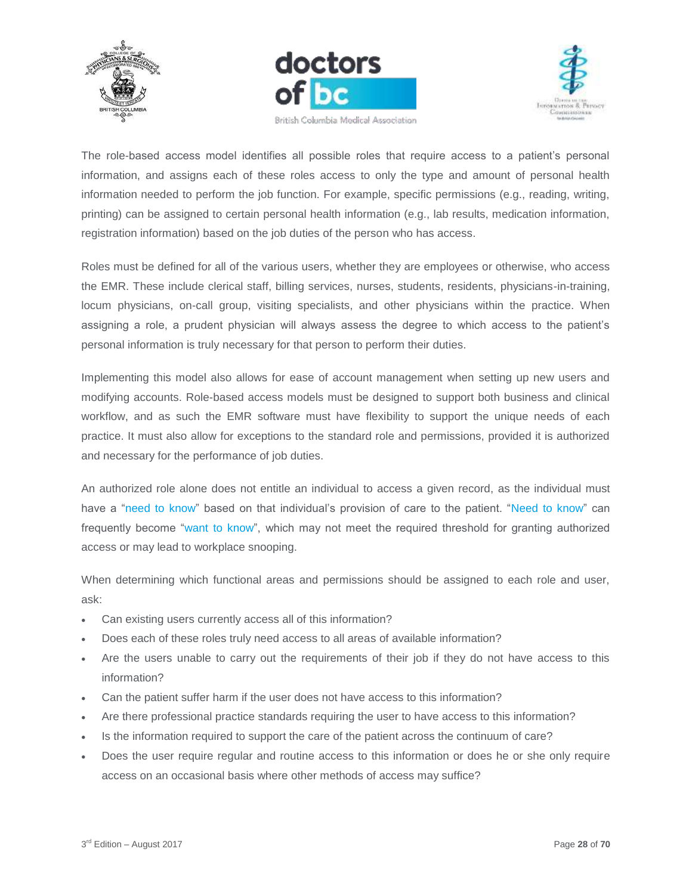The role-based access model identifies all possible roles that require access to a patient's personal information, and assigns each of these roles access to only the type and amount of personal health information needed to perform the job function. For example, specific permissions (e.g., reading, writing, printing) can be assigned to certain personal health information (e.g., lab results, medication information, registration information) based on the job duties of the person who has access.

Roles must be defined for all of the various users, whether they are employees or otherwise, who access the EMR. These include clerical staff, billing services, nurses, students, residents, physicians-in-training, locum physicians, on-call group, visiting specialists, and other physicians within the practice. When assigning a role, a prudent physician will always assess the degree to which access to the patient's personal information is truly necessary for that person to perform their duties.

Implementing this model also allows for ease of account management when setting up new users and modifying accounts. Role-based access models must be designed to support both business and clinical workflow, and as such the EMR software must have flexibility to support the unique needs of each practice. It must also allow for exceptions to the standard role and permissions, provided it is authorized and necessary for the performance of job duties.

An authorized role alone does not entitle an individual to access a given record, as the individual must have a "need to know" based on that individual's provision of care to the patient. "Need to know" can frequently become "want to know", which may not meet the required threshold for granting authorized access or may lead to workplace snooping.

When determining which functional areas and permissions should be assigned to each role and user, ask:

- Can existing users currently access all of this information?
- Does each of these roles truly need access to all areas of available information?
- Are the users unable to carry out the requirements of their job if they do not have access to this information?
- Can the patient suffer harm if the user does not have access to this information?
- Are there professional practice standards requiring the user to have access to this information?
- Is the information required to support the care of the patient across the continuum of care?
- Does the user require regular and routine access to this information or does he or she only require access on an occasional basis where other methods of access may suffice?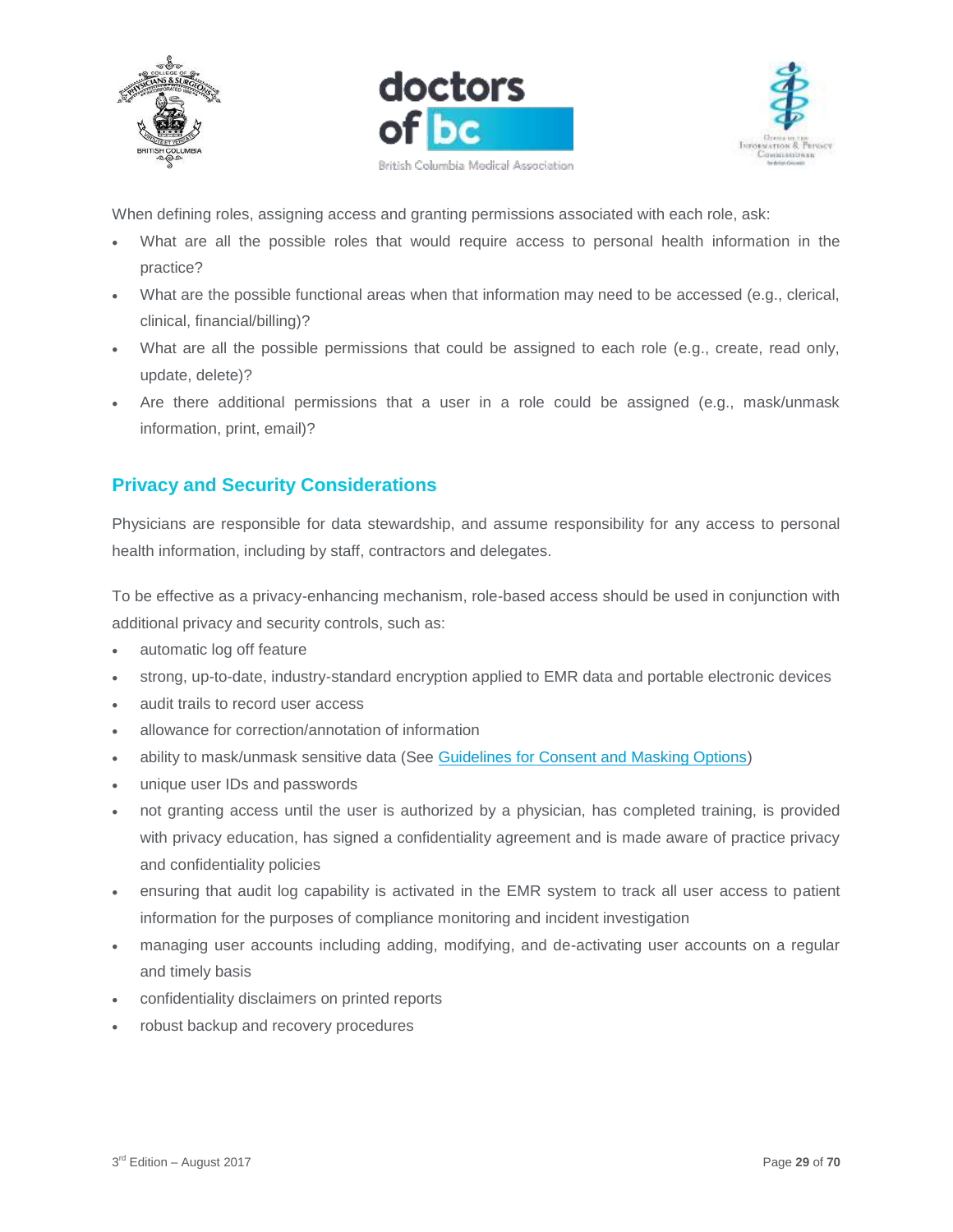When defining roles, assigning access and granting permissions associated with each role, ask:

- What are all the possible roles that would require access to personal health information in the practice?
- What are the possible functional areas when that information may need to be accessed (e.g., clerical, clinical, financial/billing)?
- What are all the possible permissions that could be assigned to each role (e.g., create, read only, update, delete)?
- Are there additional permissions that a user in a role could be assigned (e.g., mask/unmask information, print, email)?

## Privacy and Security Considerations

Physicians are responsible for data stewardship, and assume responsibility for any access to personal health information, including by staff, contractors and delegates.

To be effective as a privacy-enhancing mechanism, role-based access should be used in conjunction with additional privacy and security controls, such as:

- automatic log off feature
- strong, up-to-date, industry-standard encryption applied to EMR data and portable electronic devices
- audit trails to record user access
- allowance for correction/annotation of information
- ability to mask/unmask sensitive data (See Guidelines for Consent and Masking Options)
- unique user IDs and passwords
- not granting access until the user is authorized by a physician, has completed training, is provided with privacy education, has signed a confidentiality agreement and is made aware of practice privacy and confidentiality policies
- ensuring that audit log capability is activated in the EMR system to track all user access to patient information for the purposes of compliance monitoring and incident investigation
- managing user accounts including adding, modifying, and de-activating user accounts on a regular and timely basis
- confidentiality disclaimers on printed reports
- robust backup and recovery procedures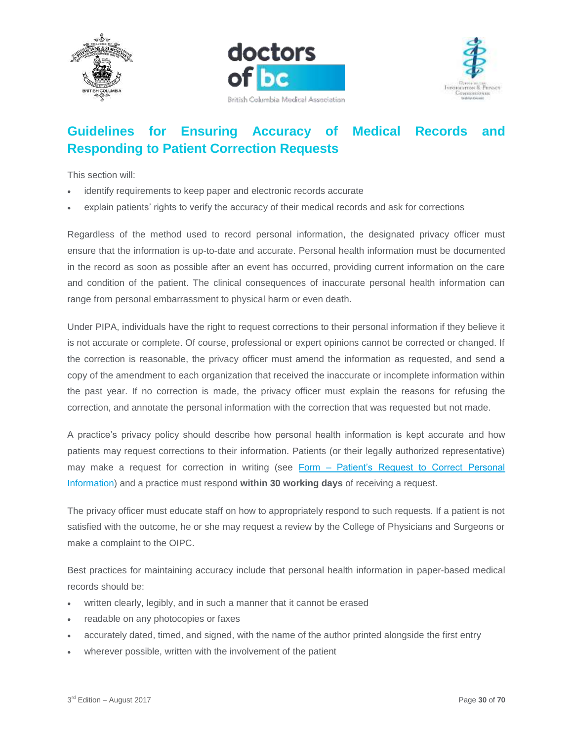## Guidelines for Ensuring Accuracy of Medical Records and Responding to Patient Correction Requests

This section will:

- identify requirements to keep paper and electronic records accurate
- explain patients' rights to verify the accuracy of their medical records and ask for corrections

Regardless of the method used to record personal information, the designated privacy officer must ensure that the information is up-to-date and accurate. Personal health information must be documented in the record as soon as possible after an event has occurred, providing current information on the care and condition of the patient. The clinical consequences of inaccurate personal health information can range from personal embarrassment to physical harm or even death.

Under PIPA, individuals have the right to request corrections to their personal information if they believe it is not accurate or complete. Of course, professional or expert opinions cannot be corrected or changed. If the correction is reasonable, the privacy officer must amend the information as requested, and send a copy of the amendment to each organization that received the inaccurate or incomplete information within the past year. If no correction is made, the privacy officer must explain the reasons for refusing the correction, and annotate the personal information with the correction that was requested but not made.

A practice's privacy policy should describe how personal health information is kept accurate and how patients may request corrections to their information. Patients (or their legally authorized representative) may make a request for correction in writing (see Form – Patient's Request to Correct Personal Information) and a practice must respond **within 30 working days** of receiving a request.

The privacy officer must educate staff on how to appropriately respond to such requests. If a patient is not satisfied with the outcome, he or she may request a review by the College of Physicians and Surgeons or make a complaint to the OIPC.

Best practices for maintaining accuracy include that personal health information in paper-based medical records should be:

- written clearly, legibly, and in such a manner that it cannot be erased
- readable on any photocopies or faxes
- accurately dated, timed, and signed, with the name of the author printed alongside the first entry
- wherever possible, written with the involvement of the patient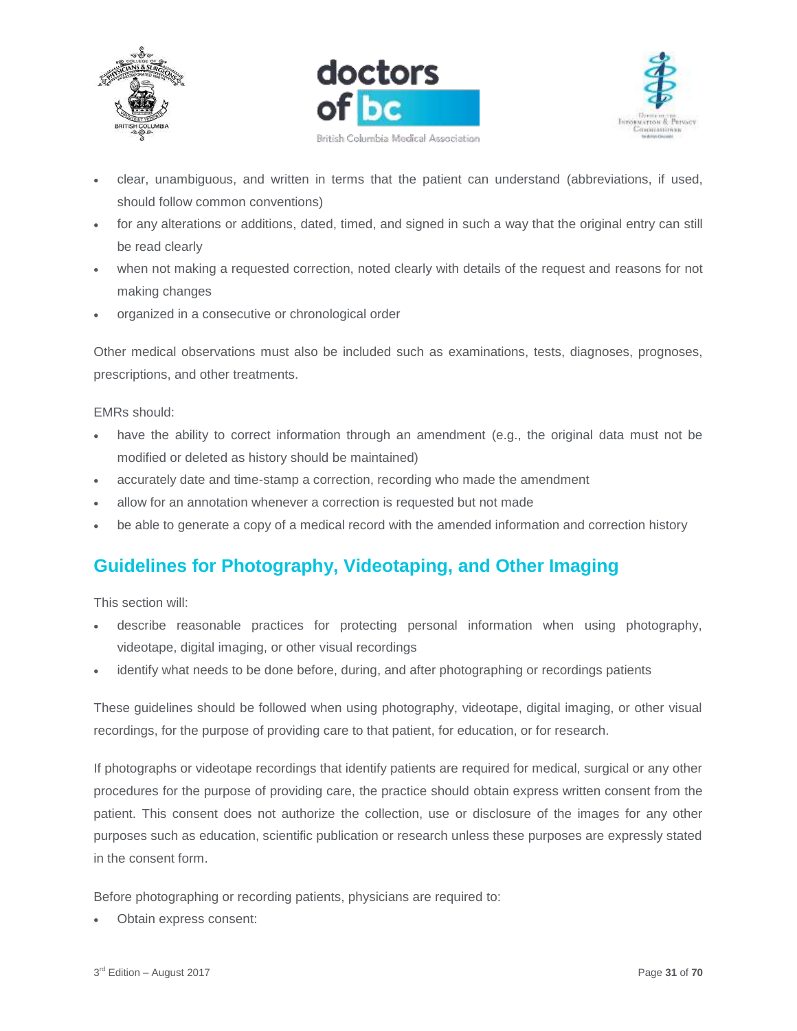- clear, unambiguous, and written in terms that the patient can understand (abbreviations, if used, should follow common conventions)
- for any alterations or additions, dated, timed, and signed in such a way that the original entry can still be read clearly
- when not making a requested correction, noted clearly with details of the request and reasons for not making changes
- organized in a consecutive or chronological order

Other medical observations must also be included such as examinations, tests, diagnoses, prognoses, prescriptions, and other treatments.

EMRs should:

- have the ability to correct information through an amendment (e.g., the original data must not be modified or deleted as history should be maintained)
- accurately date and time-stamp a correction, recording who made the amendment
- allow for an annotation whenever a correction is requested but not made
- be able to generate a copy of a medical record with the amended information and correction history

## Guidelines for Photography, Videotaping, and Other Imaging

This section will:

- describe reasonable practices for protecting personal information when using photography, videotape, digital imaging, or other visual recordings
- identify what needs to be done before, during, and after photographing or recordings patients

These guidelines should be followed when using photography, videotape, digital imaging, or other visual recordings, for the purpose of providing care to that patient, for education, or for research.

If photographs or videotape recordings that identify patients are required for medical, surgical or any other procedures for the purpose of providing care, the practice should obtain express written consent from the patient. This consent does not authorize the collection, use or disclosure of the images for any other purposes such as education, scientific publication or research unless these purposes are expressly stated in the consent form.

Before photographing or recording patients, physicians are required to:

- Obtain express consent: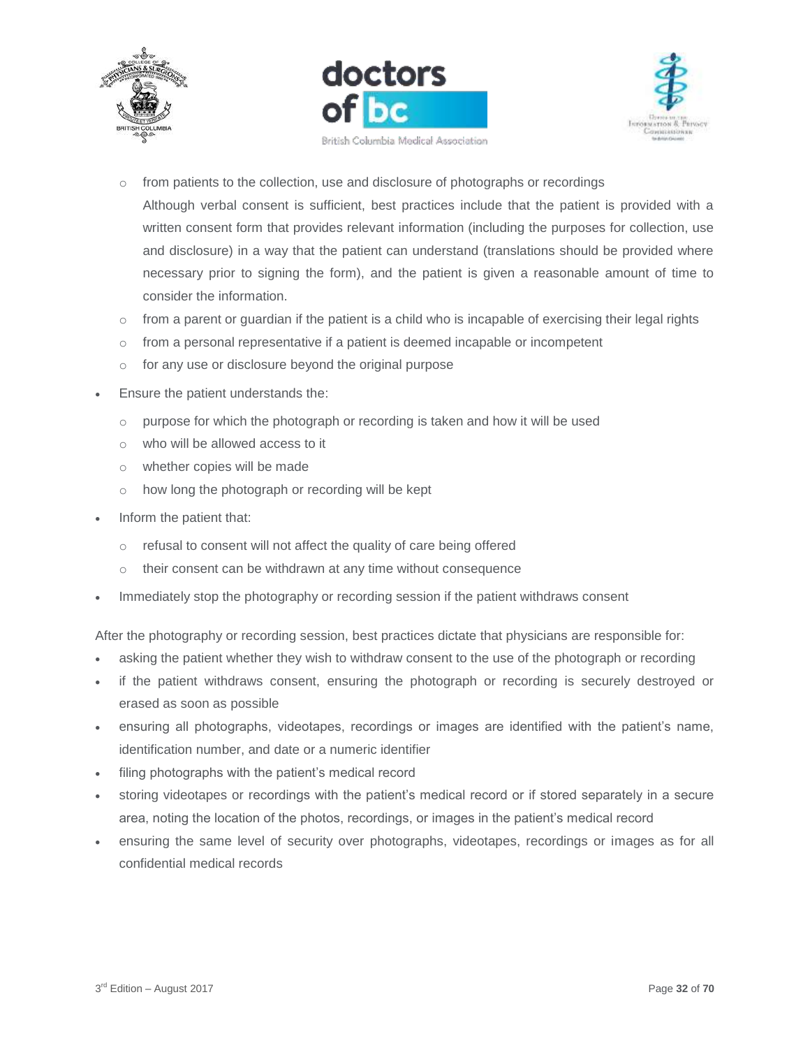- from patients to the collection, use and disclosure of photographs or recordings

    Although verbal consent is sufficient, best practices include that the patient is provided with a written consent form that provides relevant information (including the purposes for collection, use and disclosure) in a way that the patient can understand (translations should be provided where necessary prior to signing the form), and the patient is given a reasonable amount of time to consider the information.
  - from a parent or guardian if the patient is a child who is incapable of exercising their legal rights
  - from a personal representative if a patient is deemed incapable or incompetent
  - for any use or disclosure beyond the original purpose
- Ensure the patient understands the:
  - purpose for which the photograph or recording is taken and how it will be used
  - who will be allowed access to it
  - whether copies will be made
  - how long the photograph or recording will be kept
- Inform the patient that:
  - refusal to consent will not affect the quality of care being offered
  - their consent can be withdrawn at any time without consequence
- Immediately stop the photography or recording session if the patient withdraws consent

After the photography or recording session, best practices dictate that physicians are responsible for:

- asking the patient whether they wish to withdraw consent to the use of the photograph or recording
- if the patient withdraws consent, ensuring the photograph or recording is securely destroyed or erased as soon as possible
- ensuring all photographs, videotapes, recordings or images are identified with the patient's name, identification number, and date or a numeric identifier
- filing photographs with the patient's medical record
- storing videotapes or recordings with the patient's medical record or if stored separately in a secure area, noting the location of the photos, recordings, or images in the patient's medical record
- ensuring the same level of security over photographs, videotapes, recordings or images as for all confidential medical records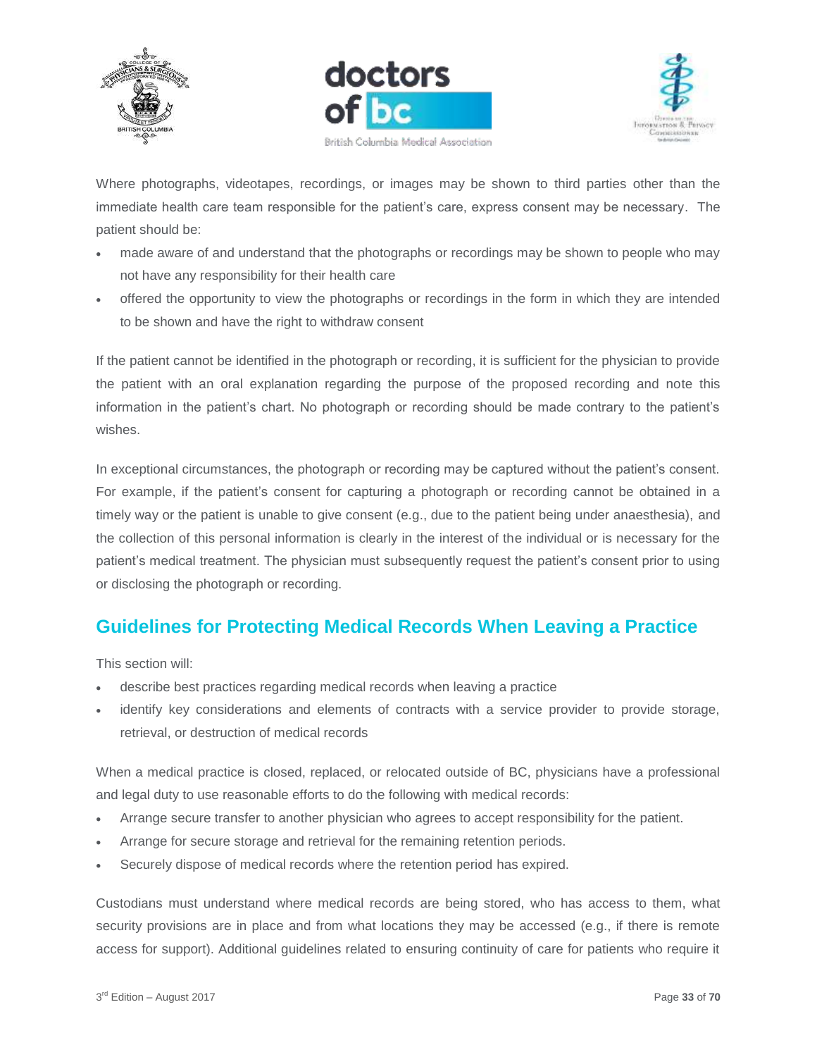Where photographs, videotapes, recordings, or images may be shown to third parties other than the immediate health care team responsible for the patient's care, express consent may be necessary. The patient should be:

- made aware of and understand that the photographs or recordings may be shown to people who may not have any responsibility for their health care
- offered the opportunity to view the photographs or recordings in the form in which they are intended to be shown and have the right to withdraw consent

If the patient cannot be identified in the photograph or recording, it is sufficient for the physician to provide the patient with an oral explanation regarding the purpose of the proposed recording and note this information in the patient's chart. No photograph or recording should be made contrary to the patient's wishes.

In exceptional circumstances, the photograph or recording may be captured without the patient's consent. For example, if the patient's consent for capturing a photograph or recording cannot be obtained in a timely way or the patient is unable to give consent (e.g., due to the patient being under anaesthesia), and the collection of this personal information is clearly in the interest of the individual or is necessary for the patient's medical treatment. The physician must subsequently request the patient's consent prior to using or disclosing the photograph or recording.

## Guidelines for Protecting Medical Records When Leaving a Practice

This section will:

- describe best practices regarding medical records when leaving a practice
- identify key considerations and elements of contracts with a service provider to provide storage, retrieval, or destruction of medical records

When a medical practice is closed, replaced, or relocated outside of BC, physicians have a professional and legal duty to use reasonable efforts to do the following with medical records:

- Arrange secure transfer to another physician who agrees to accept responsibility for the patient.
- Arrange for secure storage and retrieval for the remaining retention periods.
- Securely dispose of medical records where the retention period has expired.

Custodians must understand where medical records are being stored, who has access to them, what security provisions are in place and from what locations they may be accessed (e.g., if there is remote access for support). Additional guidelines related to ensuring continuity of care for patients who require it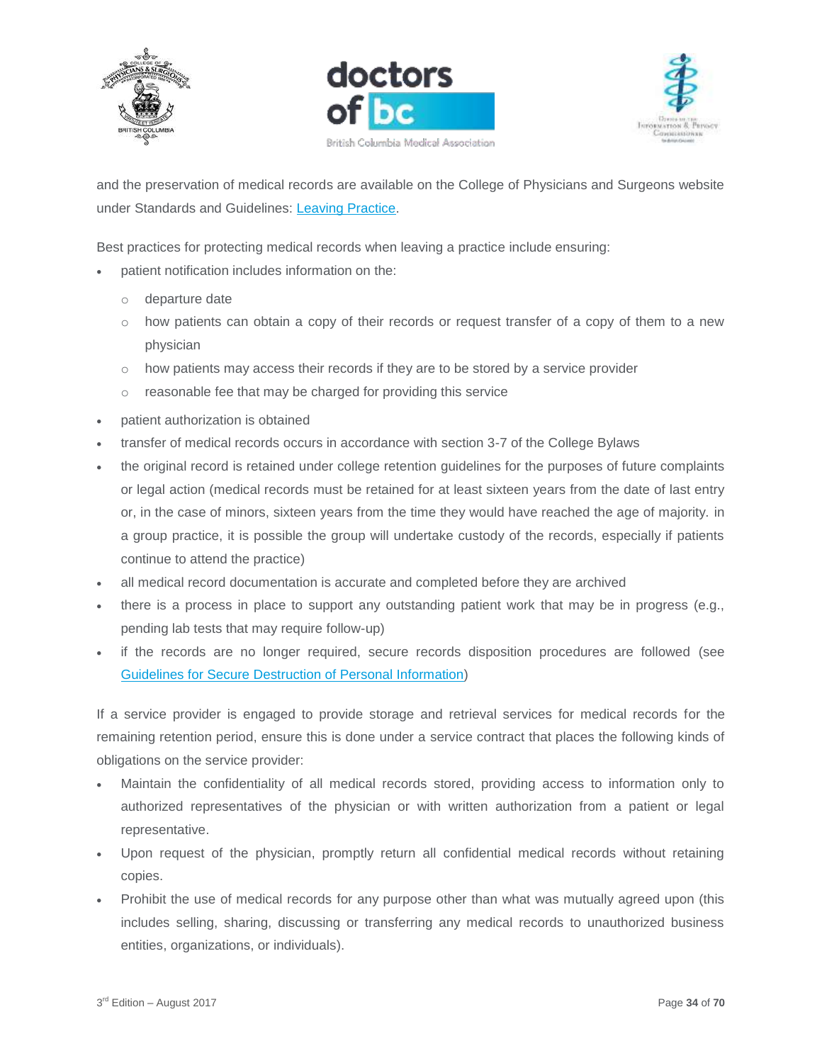and the preservation of medical records are available on the College of Physicians and Surgeons website under Standards and Guidelines: [Leaving Practice](#).

Best practices for protecting medical records when leaving a practice include ensuring:

- patient notification includes information on the:
  - departure date
  - how patients can obtain a copy of their records or request transfer of a copy of them to a new physician
  - how patients may access their records if they are to be stored by a service provider
  - reasonable fee that may be charged for providing this service
- patient authorization is obtained
- transfer of medical records occurs in accordance with section 3-7 of the College Bylaws
- the original record is retained under college retention guidelines for the purposes of future complaints or legal action (medical records must be retained for at least sixteen years from the date of last entry or, in the case of minors, sixteen years from the time they would have reached the age of majority. in a group practice, it is possible the group will undertake custody of the records, especially if patients continue to attend the practice)
- all medical record documentation is accurate and completed before they are archived
- there is a process in place to support any outstanding patient work that may be in progress (e.g., pending lab tests that may require follow-up)
- if the records are no longer required, secure records disposition procedures are followed (see [Guidelines for Secure Destruction of Personal Information](#))

If a service provider is engaged to provide storage and retrieval services for medical records for the remaining retention period, ensure this is done under a service contract that places the following kinds of obligations on the service provider:

- Maintain the confidentiality of all medical records stored, providing access to information only to authorized representatives of the physician or with written authorization from a patient or legal representative.
- Upon request of the physician, promptly return all confidential medical records without retaining copies.
- Prohibit the use of medical records for any purpose other than what was mutually agreed upon (this includes selling, sharing, discussing or transferring any medical records to unauthorized business entities, organizations, or individuals).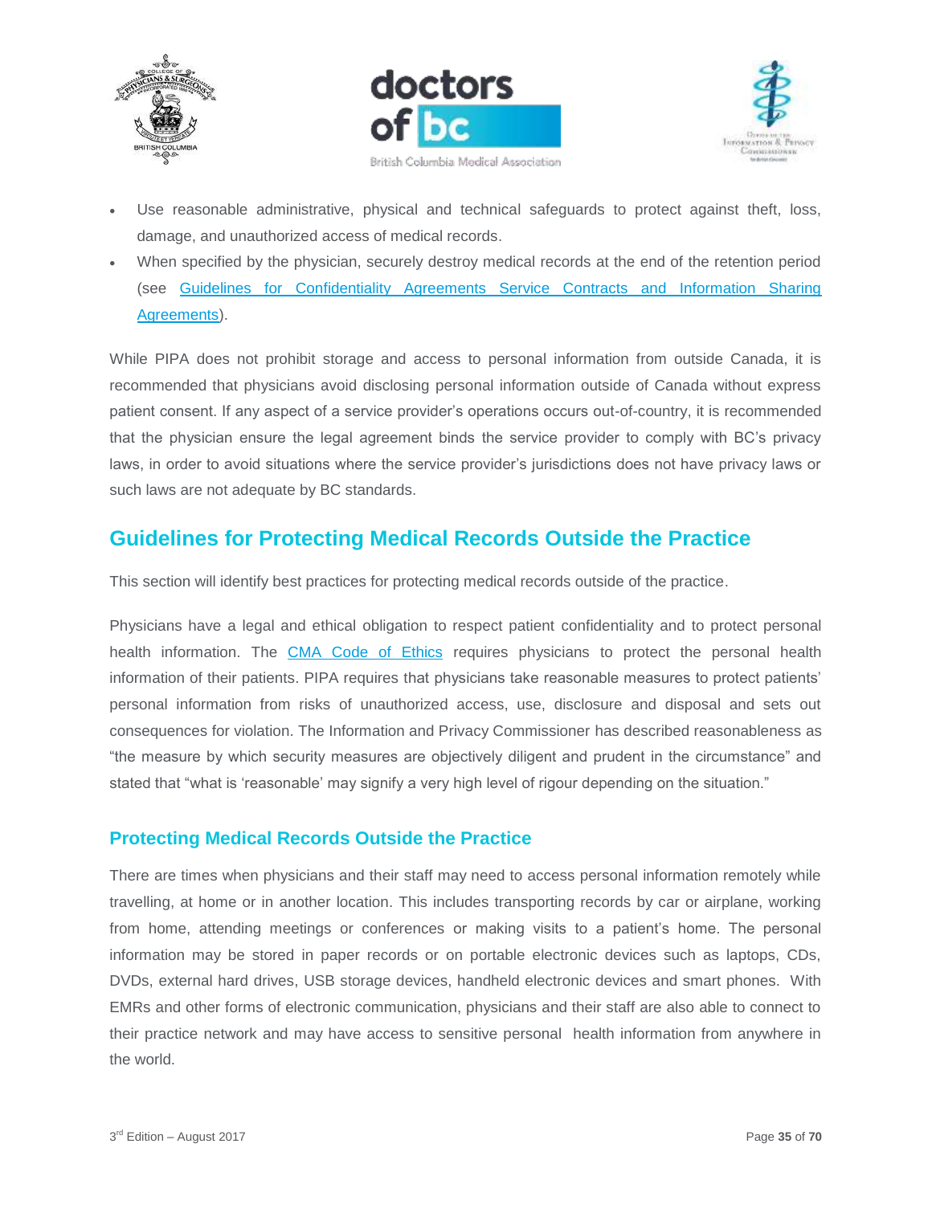- Use reasonable administrative, physical and technical safeguards to protect against theft, loss, damage, and unauthorized access of medical records.
- When specified by the physician, securely destroy medical records at the end of the retention period (see Guidelines for Confidentiality Agreements Service Contracts and Information Sharing Agreements).

While PIPA does not prohibit storage and access to personal information from outside Canada, it is recommended that physicians avoid disclosing personal information outside of Canada without express patient consent. If any aspect of a service provider's operations occurs out-of-country, it is recommended that the physician ensure the legal agreement binds the service provider to comply with BC's privacy laws, in order to avoid situations where the service provider's jurisdictions does not have privacy laws or such laws are not adequate by BC standards.

## Guidelines for Protecting Medical Records Outside the Practice

This section will identify best practices for protecting medical records outside of the practice.

Physicians have a legal and ethical obligation to respect patient confidentiality and to protect personal health information. The CMA Code of Ethics requires physicians to protect the personal health information of their patients. PIPA requires that physicians take reasonable measures to protect patients' personal information from risks of unauthorized access, use, disclosure and disposal and sets out consequences for violation. The Information and Privacy Commissioner has described reasonableness as "the measure by which security measures are objectively diligent and prudent in the circumstance" and stated that "what is 'reasonable' may signify a very high level of rigour depending on the situation."

### Protecting Medical Records Outside the Practice

There are times when physicians and their staff may need to access personal information remotely while travelling, at home or in another location. This includes transporting records by car or airplane, working from home, attending meetings or conferences or making visits to a patient's home. The personal information may be stored in paper records or on portable electronic devices such as laptops, CDs, DVDs, external hard drives, USB storage devices, handheld electronic devices and smart phones. With EMRs and other forms of electronic communication, physicians and their staff are also able to connect to their practice network and may have access to sensitive personal health information from anywhere in the world.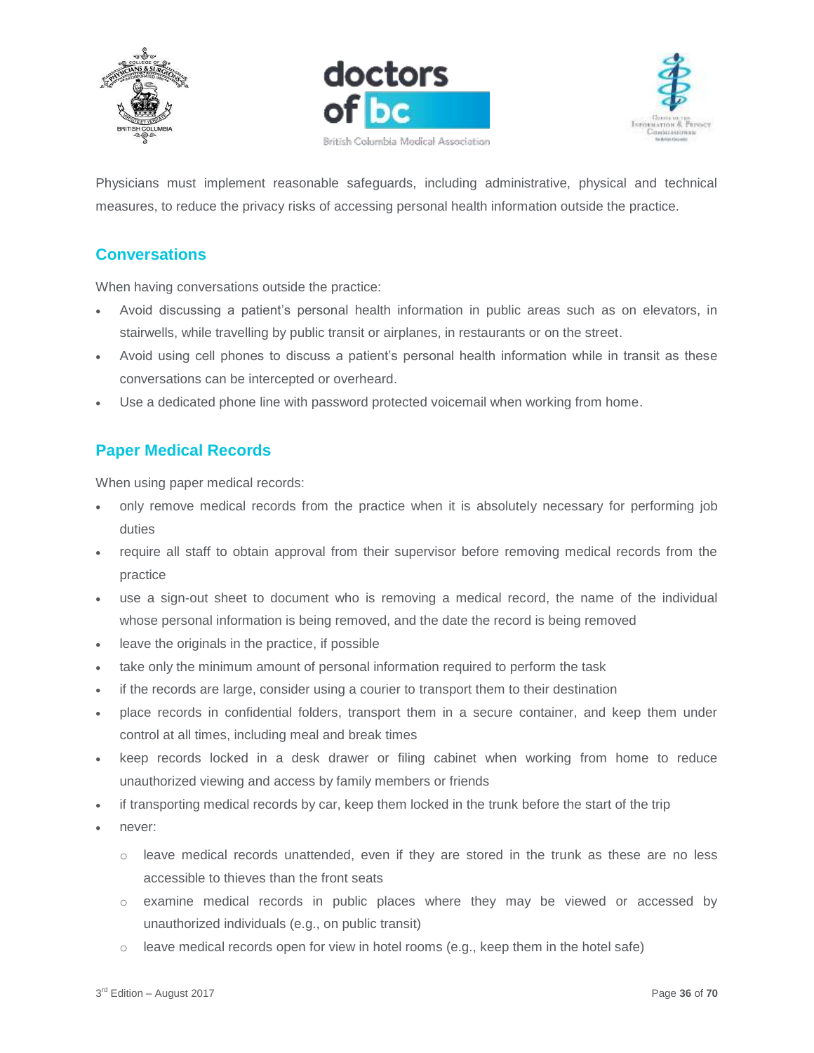Physicians must implement reasonable safeguards, including administrative, physical and technical measures, to reduce the privacy risks of accessing personal health information outside the practice.

## Conversations

When having conversations outside the practice:

- Avoid discussing a patient's personal health information in public areas such as on elevators, in stairwells, while travelling by public transit or airplanes, in restaurants or on the street.
- Avoid using cell phones to discuss a patient's personal health information while in transit as these conversations can be intercepted or overheard.
- Use a dedicated phone line with password protected voicemail when working from home.

## Paper Medical Records

When using paper medical records:

- only remove medical records from the practice when it is absolutely necessary for performing job duties
- require all staff to obtain approval from their supervisor before removing medical records from the practice
- use a sign-out sheet to document who is removing a medical record, the name of the individual whose personal information is being removed, and the date the record is being removed
- leave the originals in the practice, if possible
- take only the minimum amount of personal information required to perform the task
- if the records are large, consider using a courier to transport them to their destination
- place records in confidential folders, transport them in a secure container, and keep them under control at all times, including meal and break times
- keep records locked in a desk drawer or filing cabinet when working from home to reduce unauthorized viewing and access by family members or friends
- if transporting medical records by car, keep them locked in the trunk before the start of the trip
- never:
  - leave medical records unattended, even if they are stored in the trunk as these are no less accessible to thieves than the front seats
  - examine medical records in public places where they may be viewed or accessed by unauthorized individuals (e.g., on public transit)
  - leave medical records open for view in hotel rooms (e.g., keep them in the hotel safe)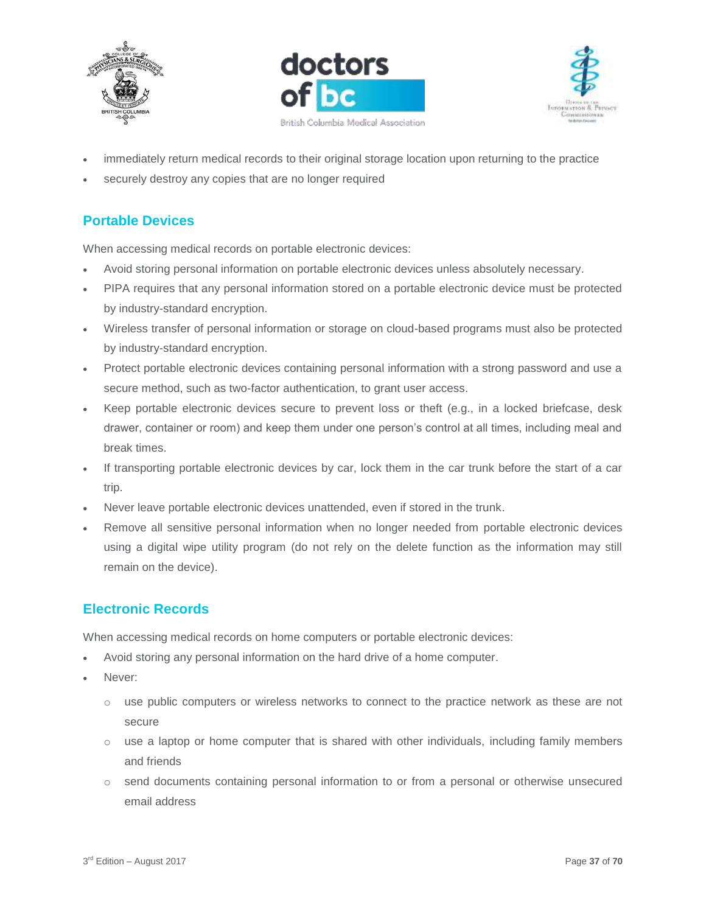- immediately return medical records to their original storage location upon returning to the practice
- securely destroy any copies that are no longer required

## Portable Devices

When accessing medical records on portable electronic devices:

- Avoid storing personal information on portable electronic devices unless absolutely necessary.
- PIPA requires that any personal information stored on a portable electronic device must be protected by industry-standard encryption.
- Wireless transfer of personal information or storage on cloud-based programs must also be protected by industry-standard encryption.
- Protect portable electronic devices containing personal information with a strong password and use a secure method, such as two-factor authentication, to grant user access.
- Keep portable electronic devices secure to prevent loss or theft (e.g., in a locked briefcase, desk drawer, container or room) and keep them under one person's control at all times, including meal and break times.
- If transporting portable electronic devices by car, lock them in the car trunk before the start of a car trip.
- Never leave portable electronic devices unattended, even if stored in the trunk.
- Remove all sensitive personal information when no longer needed from portable electronic devices using a digital wipe utility program (do not rely on the delete function as the information may still remain on the device).

## Electronic Records

When accessing medical records on home computers or portable electronic devices:

- Avoid storing any personal information on the hard drive of a home computer.
- Never:
  - use public computers or wireless networks to connect to the practice network as these are not secure
  - use a laptop or home computer that is shared with other individuals, including family members and friends
  - send documents containing personal information to or from a personal or otherwise unsecured email address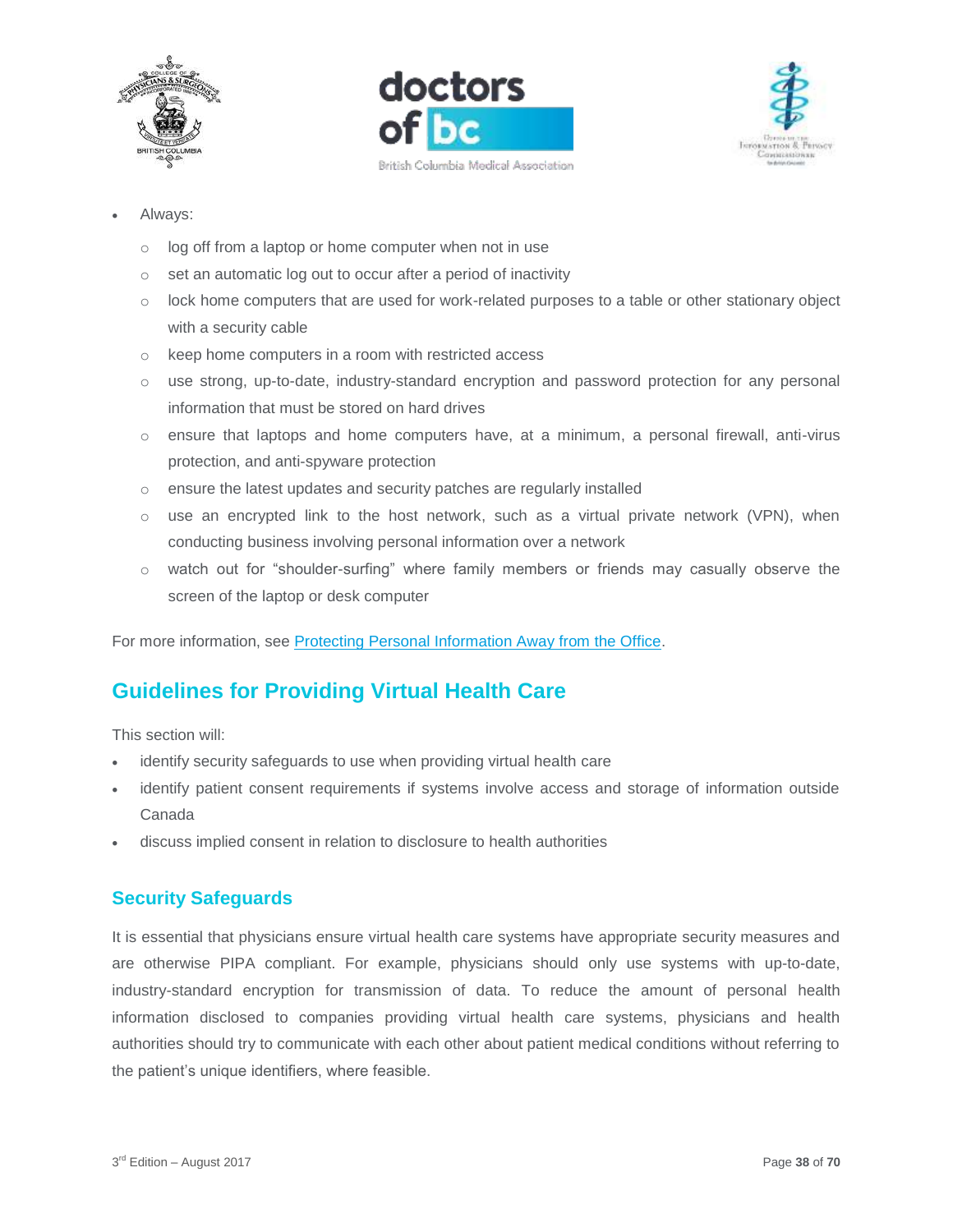- Always:
    - log off from a laptop or home computer when not in use
    - set an automatic log out to occur after a period of inactivity
    - lock home computers that are used for work-related purposes to a table or other stationary object with a security cable
    - keep home computers in a room with restricted access
    - use strong, up-to-date, industry-standard encryption and password protection for any personal information that must be stored on hard drives
    - ensure that laptops and home computers have, at a minimum, a personal firewall, anti-virus protection, and anti-spyware protection
    - ensure the latest updates and security patches are regularly installed
    - use an encrypted link to the host network, such as a virtual private network (VPN), when conducting business involving personal information over a network
    - watch out for "shoulder-surfing" where family members or friends may casually observe the screen of the laptop or desk computer

For more information, see Protecting Personal Information Away from the Office.

## Guidelines for Providing Virtual Health Care

This section will:

- identify security safeguards to use when providing virtual health care
- identify patient consent requirements if systems involve access and storage of information outside Canada
- discuss implied consent in relation to disclosure to health authorities

### Security Safeguards

It is essential that physicians ensure virtual health care systems have appropriate security measures and are otherwise PIPA compliant. For example, physicians should only use systems with up-to-date, industry-standard encryption for transmission of data. To reduce the amount of personal health information disclosed to companies providing virtual health care systems, physicians and health authorities should try to communicate with each other about patient medical conditions without referring to the patient's unique identifiers, where feasible.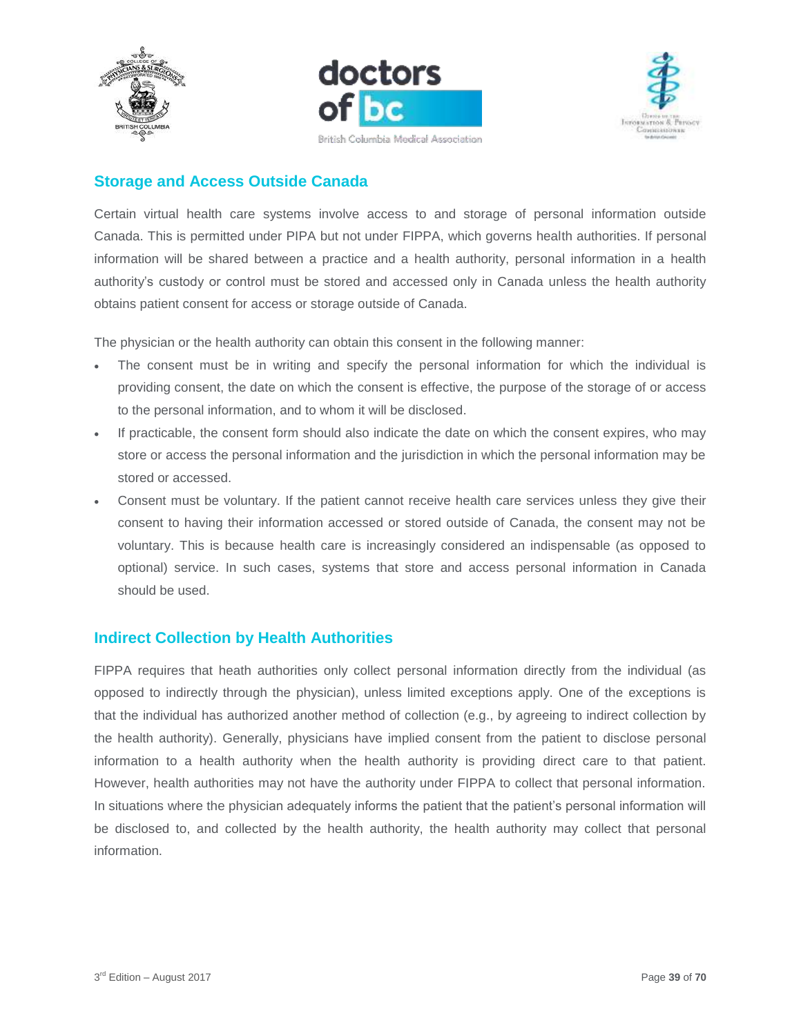## Storage and Access Outside Canada

Certain virtual health care systems involve access to and storage of personal information outside Canada. This is permitted under PIPA but not under FIPPA, which governs health authorities. If personal information will be shared between a practice and a health authority, personal information in a health authority's custody or control must be stored and accessed only in Canada unless the health authority obtains patient consent for access or storage outside of Canada.

The physician or the health authority can obtain this consent in the following manner:

- The consent must be in writing and specify the personal information for which the individual is providing consent, the date on which the consent is effective, the purpose of the storage of or access to the personal information, and to whom it will be disclosed.
- If practicable, the consent form should also indicate the date on which the consent expires, who may store or access the personal information and the jurisdiction in which the personal information may be stored or accessed.
- Consent must be voluntary. If the patient cannot receive health care services unless they give their consent to having their information accessed or stored outside of Canada, the consent may not be voluntary. This is because health care is increasingly considered an indispensable (as opposed to optional) service. In such cases, systems that store and access personal information in Canada should be used.

## Indirect Collection by Health Authorities

FIPPA requires that heath authorities only collect personal information directly from the individual (as opposed to indirectly through the physician), unless limited exceptions apply. One of the exceptions is that the individual has authorized another method of collection (e.g., by agreeing to indirect collection by the health authority). Generally, physicians have implied consent from the patient to disclose personal information to a health authority when the health authority is providing direct care to that patient. However, health authorities may not have the authority under FIPPA to collect that personal information. In situations where the physician adequately informs the patient that the patient's personal information will be disclosed to, and collected by the health authority, the health authority may collect that personal information.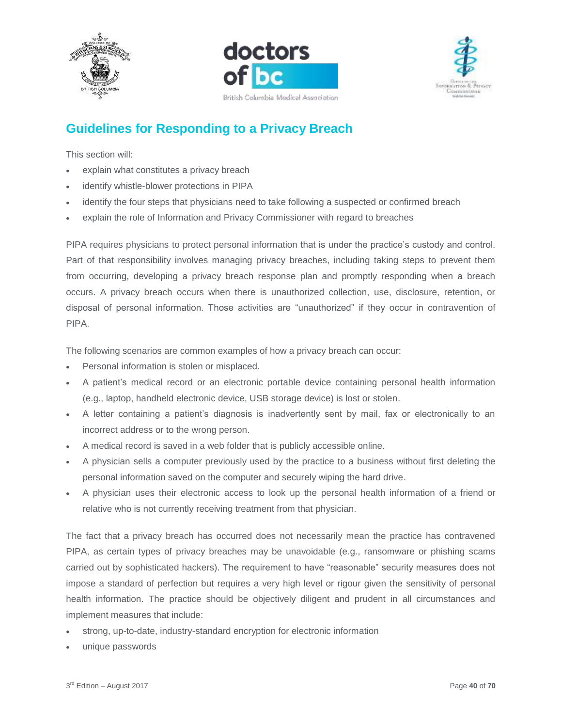## Guidelines for Responding to a Privacy Breach

This section will:

- explain what constitutes a privacy breach
- identify whistle-blower protections in PIPA
- identify the four steps that physicians need to take following a suspected or confirmed breach
- explain the role of Information and Privacy Commissioner with regard to breaches

PIPA requires physicians to protect personal information that is under the practice's custody and control. Part of that responsibility involves managing privacy breaches, including taking steps to prevent them from occurring, developing a privacy breach response plan and promptly responding when a breach occurs. A privacy breach occurs when there is unauthorized collection, use, disclosure, retention, or disposal of personal information. Those activities are "unauthorized" if they occur in contravention of PIPA.

The following scenarios are common examples of how a privacy breach can occur:

- Personal information is stolen or misplaced.
- A patient's medical record or an electronic portable device containing personal health information (e.g., laptop, handheld electronic device, USB storage device) is lost or stolen.
- A letter containing a patient's diagnosis is inadvertently sent by mail, fax or electronically to an incorrect address or to the wrong person.
- A medical record is saved in a web folder that is publicly accessible online.
- A physician sells a computer previously used by the practice to a business without first deleting the personal information saved on the computer and securely wiping the hard drive.
- A physician uses their electronic access to look up the personal health information of a friend or relative who is not currently receiving treatment from that physician.

The fact that a privacy breach has occurred does not necessarily mean the practice has contravened PIPA, as certain types of privacy breaches may be unavoidable (e.g., ransomware or phishing scams carried out by sophisticated hackers). The requirement to have "reasonable" security measures does not impose a standard of perfection but requires a very high level or rigour given the sensitivity of personal health information. The practice should be objectively diligent and prudent in all circumstances and implement measures that include:

- strong, up-to-date, industry-standard encryption for electronic information
- unique passwords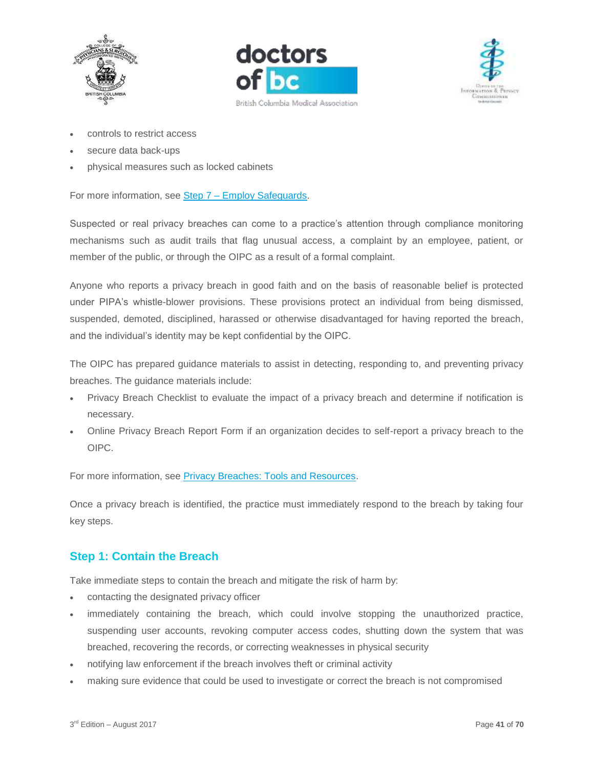- controls to restrict access
- secure data back-ups
- physical measures such as locked cabinets

For more information, see [Step 7 – Employ Safeguards](#).

Suspected or real privacy breaches can come to a practice's attention through compliance monitoring mechanisms such as audit trails that flag unusual access, a complaint by an employee, patient, or member of the public, or through the OIPC as a result of a formal complaint.

Anyone who reports a privacy breach in good faith and on the basis of reasonable belief is protected under PIPA's whistle-blower provisions. These provisions protect an individual from being dismissed, suspended, demoted, disciplined, harassed or otherwise disadvantaged for having reported the breach, and the individual's identity may be kept confidential by the OIPC.

The OIPC has prepared guidance materials to assist in detecting, responding to, and preventing privacy breaches. The guidance materials include:

- Privacy Breach Checklist to evaluate the impact of a privacy breach and determine if notification is necessary.
- Online Privacy Breach Report Form if an organization decides to self-report a privacy breach to the OIPC.

For more information, see [Privacy Breaches: Tools and Resources](#).

Once a privacy breach is identified, the practice must immediately respond to the breach by taking four key steps.

## Step 1: Contain the Breach

Take immediate steps to contain the breach and mitigate the risk of harm by:

- contacting the designated privacy officer
- immediately containing the breach, which could involve stopping the unauthorized practice, suspending user accounts, revoking computer access codes, shutting down the system that was breached, recovering the records, or correcting weaknesses in physical security
- notifying law enforcement if the breach involves theft or criminal activity
- making sure evidence that could be used to investigate or correct the breach is not compromised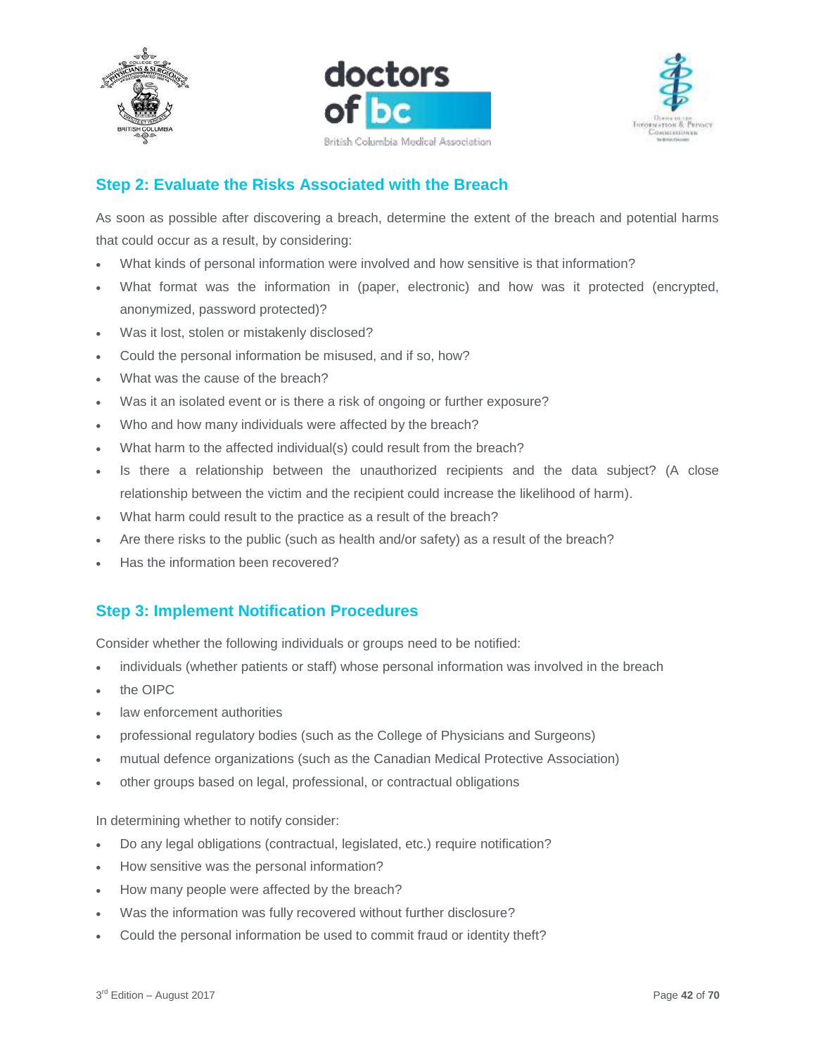## Step 2: Evaluate the Risks Associated with the Breach

As soon as possible after discovering a breach, determine the extent of the breach and potential harms that could occur as a result, by considering:

- What kinds of personal information were involved and how sensitive is that information?
- What format was the information in (paper, electronic) and how was it protected (encrypted, anonymized, password protected)?
- Was it lost, stolen or mistakenly disclosed?
- Could the personal information be misused, and if so, how?
- What was the cause of the breach?
- Was it an isolated event or is there a risk of ongoing or further exposure?
- Who and how many individuals were affected by the breach?
- What harm to the affected individual(s) could result from the breach?
- Is there a relationship between the unauthorized recipients and the data subject? (A close relationship between the victim and the recipient could increase the likelihood of harm).
- What harm could result to the practice as a result of the breach?
- Are there risks to the public (such as health and/or safety) as a result of the breach?
- Has the information been recovered?

## Step 3: Implement Notification Procedures

Consider whether the following individuals or groups need to be notified:

- individuals (whether patients or staff) whose personal information was involved in the breach
- the OIPC
- law enforcement authorities
- professional regulatory bodies (such as the College of Physicians and Surgeons)
- mutual defence organizations (such as the Canadian Medical Protective Association)
- other groups based on legal, professional, or contractual obligations

In determining whether to notify consider:

- Do any legal obligations (contractual, legislated, etc.) require notification?
- How sensitive was the personal information?
- How many people were affected by the breach?
- Was the information was fully recovered without further disclosure?
- Could the personal information be used to commit fraud or identity theft?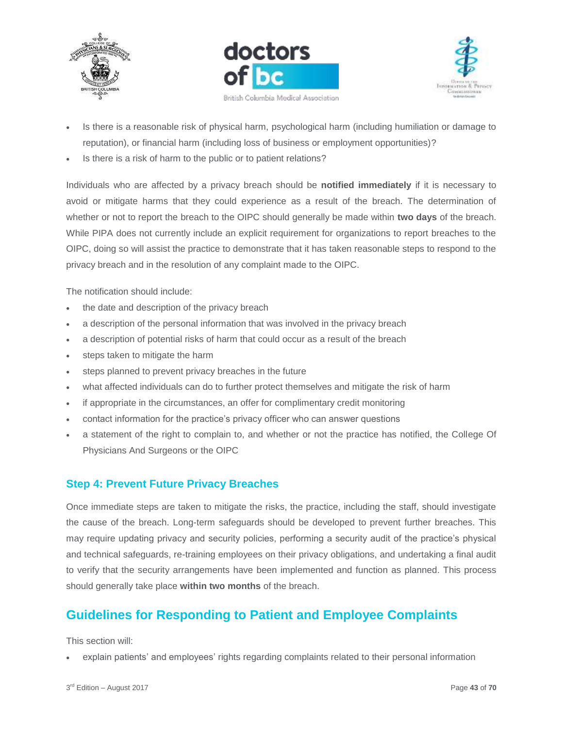- Is there is a reasonable risk of physical harm, psychological harm (including humiliation or damage to reputation), or financial harm (including loss of business or employment opportunities)?
- Is there is a risk of harm to the public or to patient relations?

Individuals who are affected by a privacy breach should be **notified immediately** if it is necessary to avoid or mitigate harms that they could experience as a result of the breach. The determination of whether or not to report the breach to the OIPC should generally be made within **two days** of the breach. While PIPA does not currently include an explicit requirement for organizations to report breaches to the OIPC, doing so will assist the practice to demonstrate that it has taken reasonable steps to respond to the privacy breach and in the resolution of any complaint made to the OIPC.

The notification should include:

- the date and description of the privacy breach
- a description of the personal information that was involved in the privacy breach
- a description of potential risks of harm that could occur as a result of the breach
- steps taken to mitigate the harm
- steps planned to prevent privacy breaches in the future
- what affected individuals can do to further protect themselves and mitigate the risk of harm
- if appropriate in the circumstances, an offer for complimentary credit monitoring
- contact information for the practice's privacy officer who can answer questions
- a statement of the right to complain to, and whether or not the practice has notified, the College Of Physicians And Surgeons or the OIPC

### Step 4: Prevent Future Privacy Breaches

Once immediate steps are taken to mitigate the risks, the practice, including the staff, should investigate the cause of the breach. Long-term safeguards should be developed to prevent further breaches. This may require updating privacy and security policies, performing a security audit of the practice's physical and technical safeguards, re-training employees on their privacy obligations, and undertaking a final audit to verify that the security arrangements have been implemented and function as planned. This process should generally take place **within two months** of the breach.

## Guidelines for Responding to Patient and Employee Complaints

This section will:

- explain patients' and employees' rights regarding complaints related to their personal information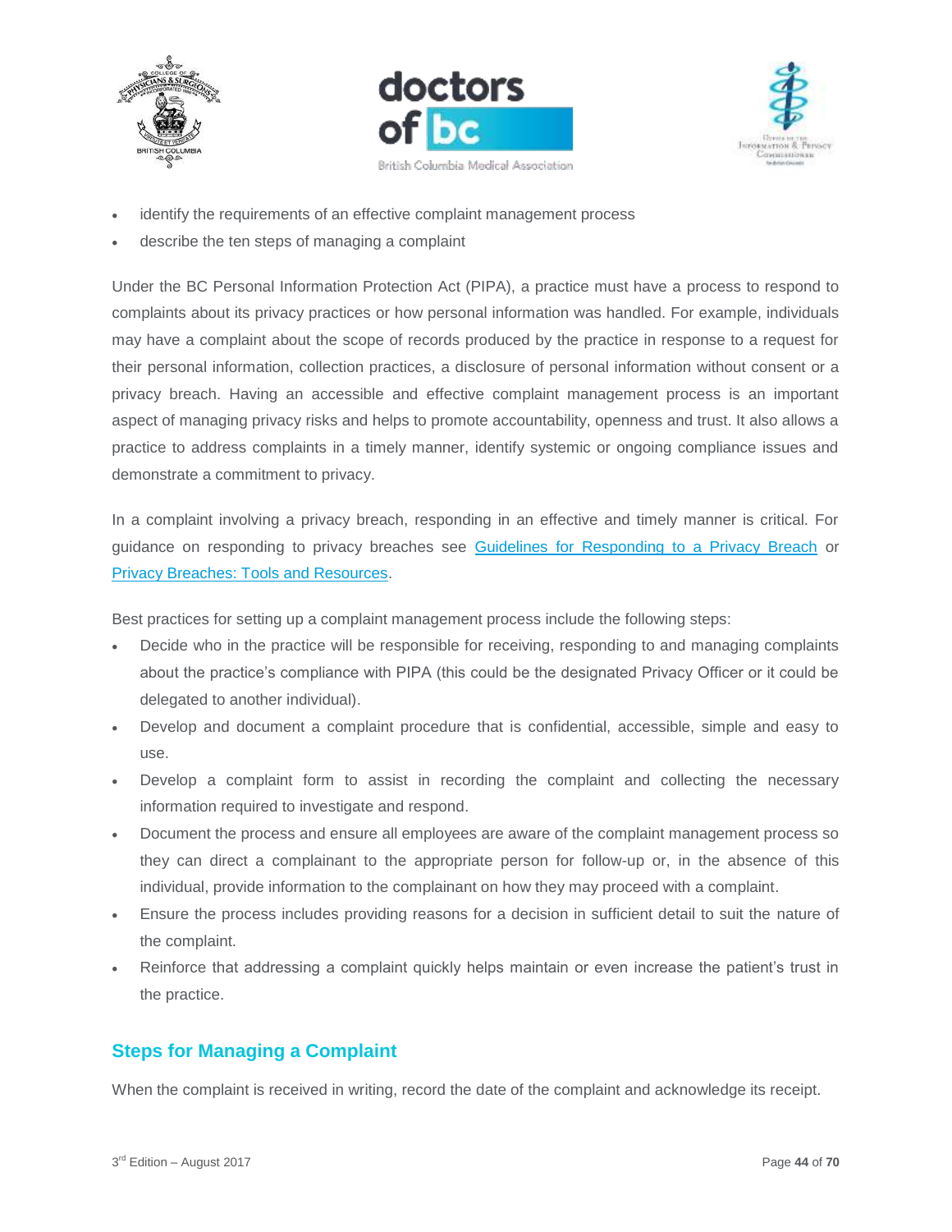- identify the requirements of an effective complaint management process
- describe the ten steps of managing a complaint

Under the BC Personal Information Protection Act (PIPA), a practice must have a process to respond to complaints about its privacy practices or how personal information was handled. For example, individuals may have a complaint about the scope of records produced by the practice in response to a request for their personal information, collection practices, a disclosure of personal information without consent or a privacy breach. Having an accessible and effective complaint management process is an important aspect of managing privacy risks and helps to promote accountability, openness and trust. It also allows a practice to address complaints in a timely manner, identify systemic or ongoing compliance issues and demonstrate a commitment to privacy.

In a complaint involving a privacy breach, responding in an effective and timely manner is critical. For guidance on responding to privacy breaches see Guidelines for Responding to a Privacy Breach or Privacy Breaches: Tools and Resources.

Best practices for setting up a complaint management process include the following steps:

- Decide who in the practice will be responsible for receiving, responding to and managing complaints about the practice's compliance with PIPA (this could be the designated Privacy Officer or it could be delegated to another individual).
- Develop and document a complaint procedure that is confidential, accessible, simple and easy to use.
- Develop a complaint form to assist in recording the complaint and collecting the necessary information required to investigate and respond.
- Document the process and ensure all employees are aware of the complaint management process so they can direct a complainant to the appropriate person for follow-up or, in the absence of this individual, provide information to the complainant on how they may proceed with a complaint.
- Ensure the process includes providing reasons for a decision in sufficient detail to suit the nature of the complaint.
- Reinforce that addressing a complaint quickly helps maintain or even increase the patient's trust in the practice.

## Steps for Managing a Complaint

When the complaint is received in writing, record the date of the complaint and acknowledge its receipt.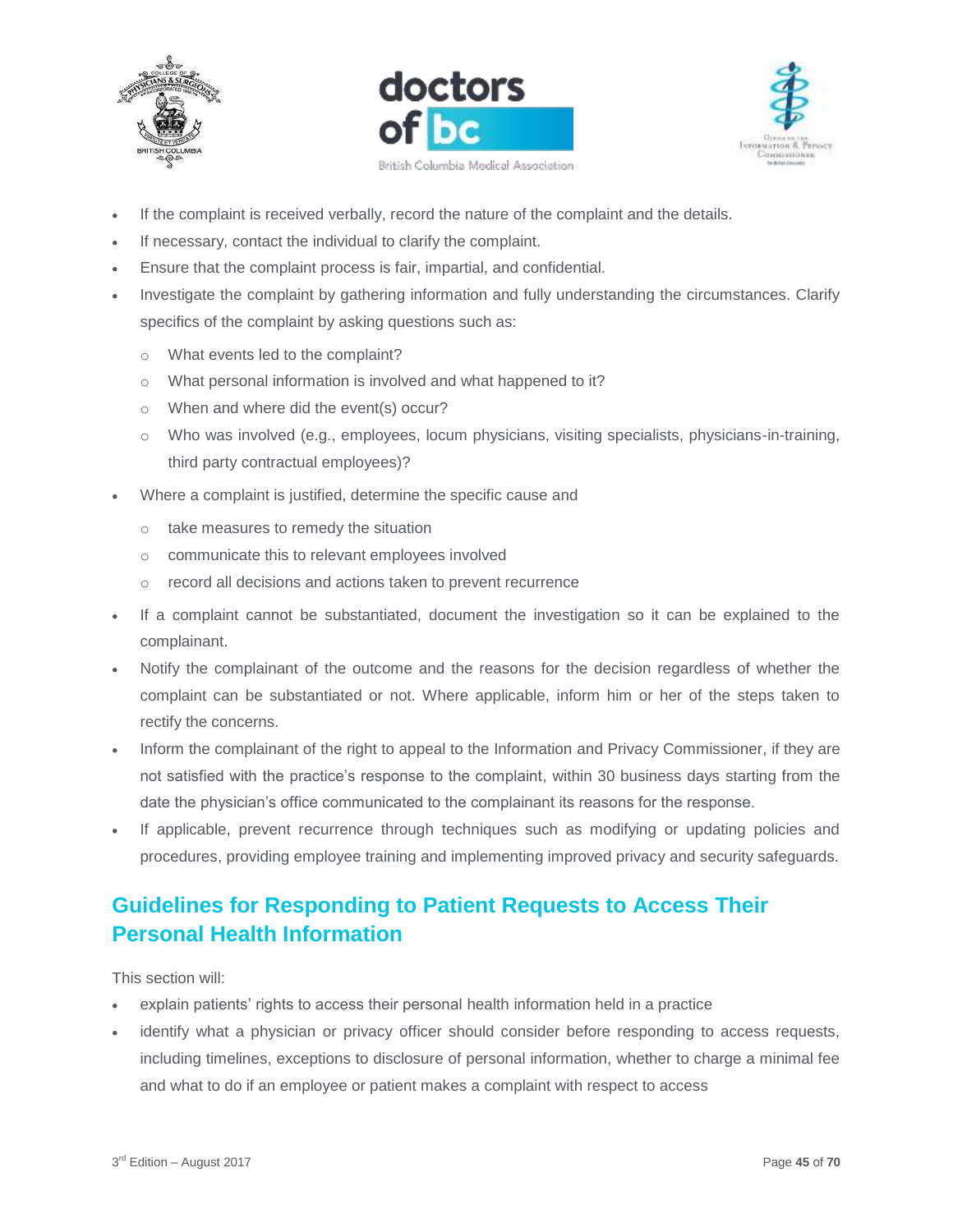- If the complaint is received verbally, record the nature of the complaint and the details.
- If necessary, contact the individual to clarify the complaint.
- Ensure that the complaint process is fair, impartial, and confidential.
- Investigate the complaint by gathering information and fully understanding the circumstances. Clarify specifics of the complaint by asking questions such as:
  - What events led to the complaint?
  - What personal information is involved and what happened to it?
  - When and where did the event(s) occur?
  - Who was involved (e.g., employees, locum physicians, visiting specialists, physicians-in-training, third party contractual employees)?
- Where a complaint is justified, determine the specific cause and
  - take measures to remedy the situation
  - communicate this to relevant employees involved
  - record all decisions and actions taken to prevent recurrence
- If a complaint cannot be substantiated, document the investigation so it can be explained to the complainant.
- Notify the complainant of the outcome and the reasons for the decision regardless of whether the complaint can be substantiated or not. Where applicable, inform him or her of the steps taken to rectify the concerns.
- Inform the complainant of the right to appeal to the Information and Privacy Commissioner, if they are not satisfied with the practice's response to the complaint, within 30 business days starting from the date the physician's office communicated to the complainant its reasons for the response.
- If applicable, prevent recurrence through techniques such as modifying or updating policies and procedures, providing employee training and implementing improved privacy and security safeguards.

## Guidelines for Responding to Patient Requests to Access Their Personal Health Information

This section will:

- explain patients' rights to access their personal health information held in a practice
- identify what a physician or privacy officer should consider before responding to access requests, including timelines, exceptions to disclosure of personal information, whether to charge a minimal fee and what to do if an employee or patient makes a complaint with respect to access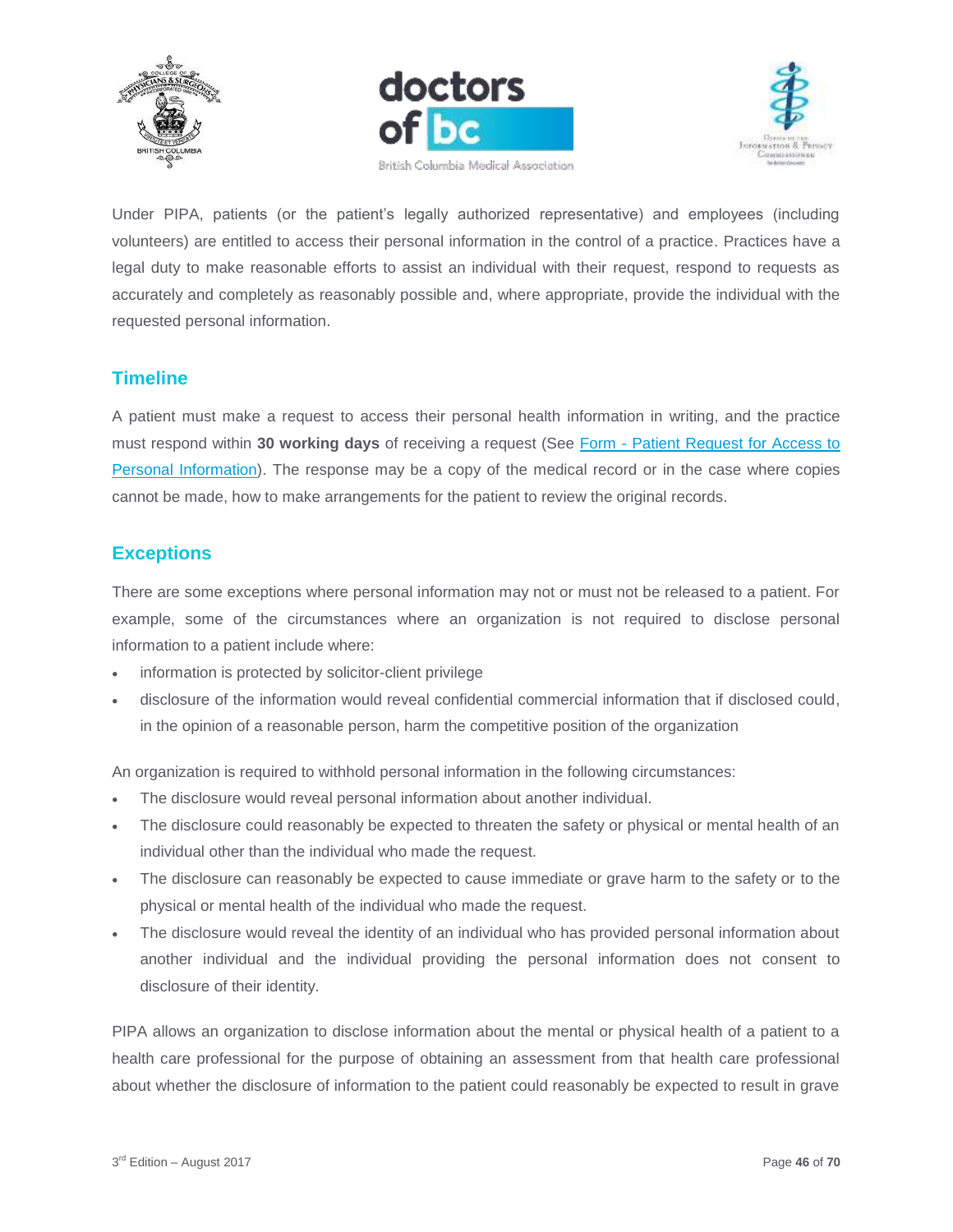Under PIPA, patients (or the patient's legally authorized representative) and employees (including volunteers) are entitled to access their personal information in the control of a practice. Practices have a legal duty to make reasonable efforts to assist an individual with their request, respond to requests as accurately and completely as reasonably possible and, where appropriate, provide the individual with the requested personal information.

## Timeline

A patient must make a request to access their personal health information in writing, and the practice must respond within **30 working days** of receiving a request (See Form - Patient Request for Access to Personal Information). The response may be a copy of the medical record or in the case where copies cannot be made, how to make arrangements for the patient to review the original records.

## Exceptions

There are some exceptions where personal information may not or must not be released to a patient. For example, some of the circumstances where an organization is not required to disclose personal information to a patient include where:

- information is protected by solicitor-client privilege
- disclosure of the information would reveal confidential commercial information that if disclosed could, in the opinion of a reasonable person, harm the competitive position of the organization

An organization is required to withhold personal information in the following circumstances:

- The disclosure would reveal personal information about another individual.
- The disclosure could reasonably be expected to threaten the safety or physical or mental health of an individual other than the individual who made the request.
- The disclosure can reasonably be expected to cause immediate or grave harm to the safety or to the physical or mental health of the individual who made the request.
- The disclosure would reveal the identity of an individual who has provided personal information about another individual and the individual providing the personal information does not consent to disclosure of their identity.

PIPA allows an organization to disclose information about the mental or physical health of a patient to a health care professional for the purpose of obtaining an assessment from that health care professional about whether the disclosure of information to the patient could reasonably be expected to result in grave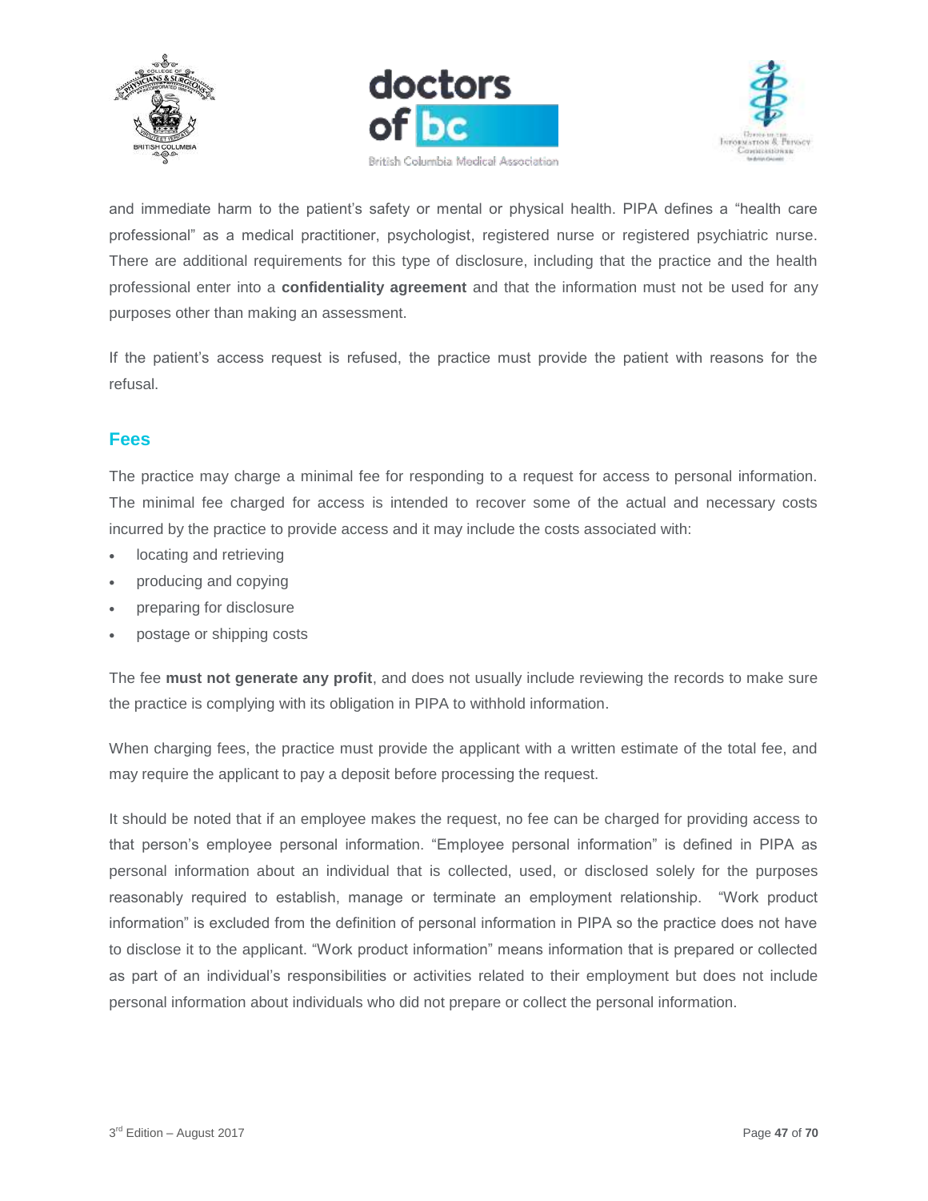and immediate harm to the patient's safety or mental or physical health. PIPA defines a "health care professional" as a medical practitioner, psychologist, registered nurse or registered psychiatric nurse. There are additional requirements for this type of disclosure, including that the practice and the health professional enter into a **confidentiality agreement** and that the information must not be used for any purposes other than making an assessment.

If the patient's access request is refused, the practice must provide the patient with reasons for the refusal.

## Fees

The practice may charge a minimal fee for responding to a request for access to personal information. The minimal fee charged for access is intended to recover some of the actual and necessary costs incurred by the practice to provide access and it may include the costs associated with:

- locating and retrieving
- producing and copying
- preparing for disclosure
- postage or shipping costs

The fee **must not generate any profit**, and does not usually include reviewing the records to make sure the practice is complying with its obligation in PIPA to withhold information.

When charging fees, the practice must provide the applicant with a written estimate of the total fee, and may require the applicant to pay a deposit before processing the request.

It should be noted that if an employee makes the request, no fee can be charged for providing access to that person's employee personal information. "Employee personal information" is defined in PIPA as personal information about an individual that is collected, used, or disclosed solely for the purposes reasonably required to establish, manage or terminate an employment relationship. "Work product information" is excluded from the definition of personal information in PIPA so the practice does not have to disclose it to the applicant. "Work product information" means information that is prepared or collected as part of an individual's responsibilities or activities related to their employment but does not include personal information about individuals who did not prepare or collect the personal information.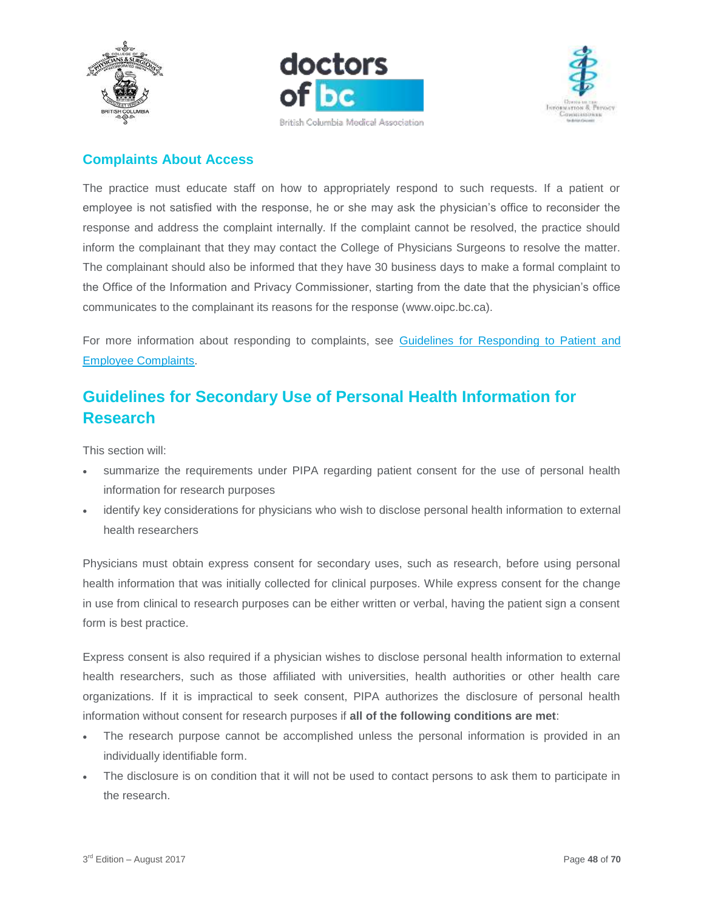### Complaints About Access

The practice must educate staff on how to appropriately respond to such requests. If a patient or employee is not satisfied with the response, he or she may ask the physician's office to reconsider the response and address the complaint internally. If the complaint cannot be resolved, the practice should inform the complainant that they may contact the College of Physicians Surgeons to resolve the matter. The complainant should also be informed that they have 30 business days to make a formal complaint to the Office of the Information and Privacy Commissioner, starting from the date that the physician's office communicates to the complainant its reasons for the response (www.oipc.bc.ca).

For more information about responding to complaints, see Guidelines for Responding to Patient and Employee Complaints.

## Guidelines for Secondary Use of Personal Health Information for Research

This section will:

- summarize the requirements under PIPA regarding patient consent for the use of personal health information for research purposes
- identify key considerations for physicians who wish to disclose personal health information to external health researchers

Physicians must obtain express consent for secondary uses, such as research, before using personal health information that was initially collected for clinical purposes. While express consent for the change in use from clinical to research purposes can be either written or verbal, having the patient sign a consent form is best practice.

Express consent is also required if a physician wishes to disclose personal health information to external health researchers, such as those affiliated with universities, health authorities or other health care organizations. If it is impractical to seek consent, PIPA authorizes the disclosure of personal health information without consent for research purposes if **all of the following conditions are met**:

- The research purpose cannot be accomplished unless the personal information is provided in an individually identifiable form.
- The disclosure is on condition that it will not be used to contact persons to ask them to participate in the research.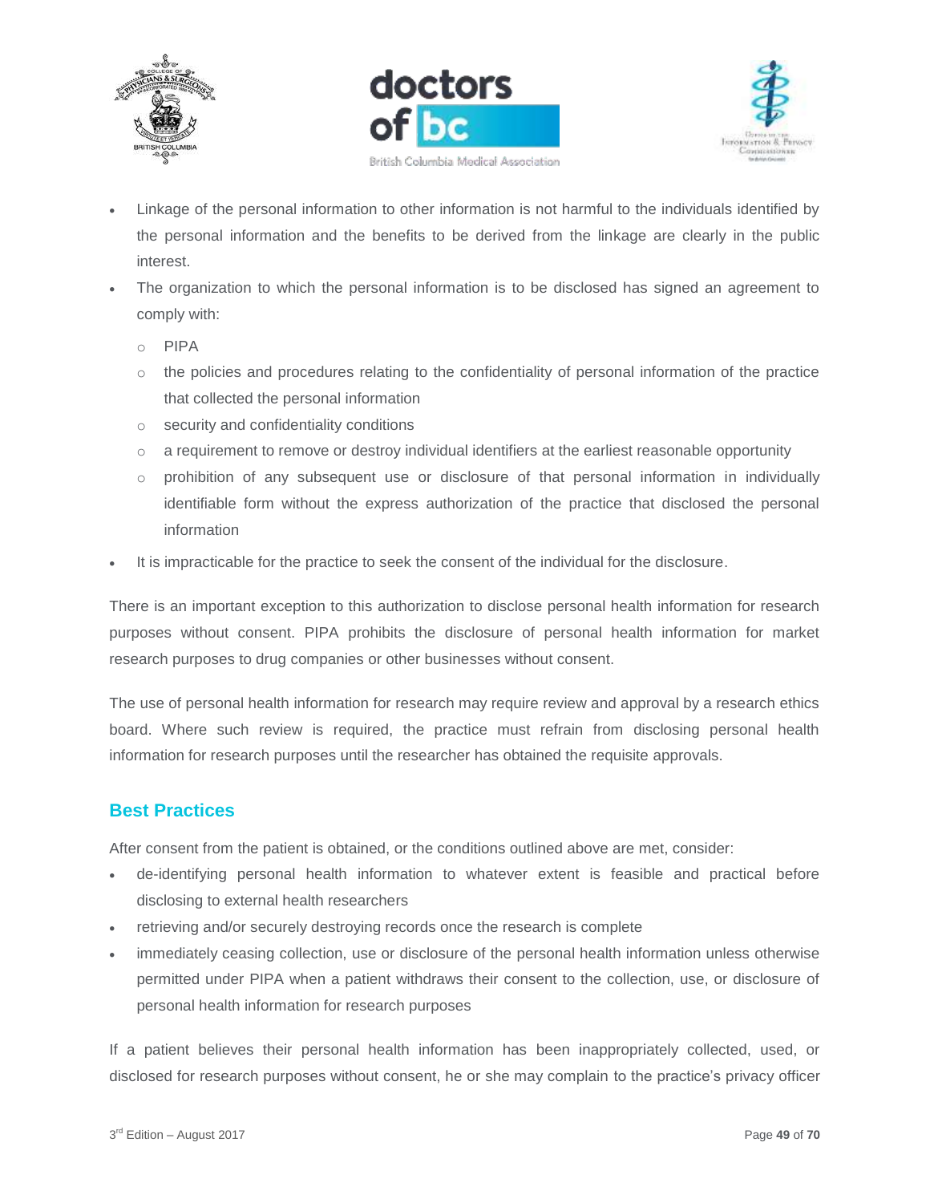- Linkage of the personal information to other information is not harmful to the individuals identified by the personal information and the benefits to be derived from the linkage are clearly in the public interest.
- The organization to which the personal information is to be disclosed has signed an agreement to comply with:
  - PIPA
  - the policies and procedures relating to the confidentiality of personal information of the practice that collected the personal information
  - security and confidentiality conditions
  - a requirement to remove or destroy individual identifiers at the earliest reasonable opportunity
  - prohibition of any subsequent use or disclosure of that personal information in individually identifiable form without the express authorization of the practice that disclosed the personal information
- It is impracticable for the practice to seek the consent of the individual for the disclosure.

There is an important exception to this authorization to disclose personal health information for research purposes without consent. PIPA prohibits the disclosure of personal health information for market research purposes to drug companies or other businesses without consent.

The use of personal health information for research may require review and approval by a research ethics board. Where such review is required, the practice must refrain from disclosing personal health information for research purposes until the researcher has obtained the requisite approvals.

## Best Practices

After consent from the patient is obtained, or the conditions outlined above are met, consider:

- de-identifying personal health information to whatever extent is feasible and practical before disclosing to external health researchers
- retrieving and/or securely destroying records once the research is complete
- immediately ceasing collection, use or disclosure of the personal health information unless otherwise permitted under PIPA when a patient withdraws their consent to the collection, use, or disclosure of personal health information for research purposes

If a patient believes their personal health information has been inappropriately collected, used, or disclosed for research purposes without consent, he or she may complain to the practice's privacy officer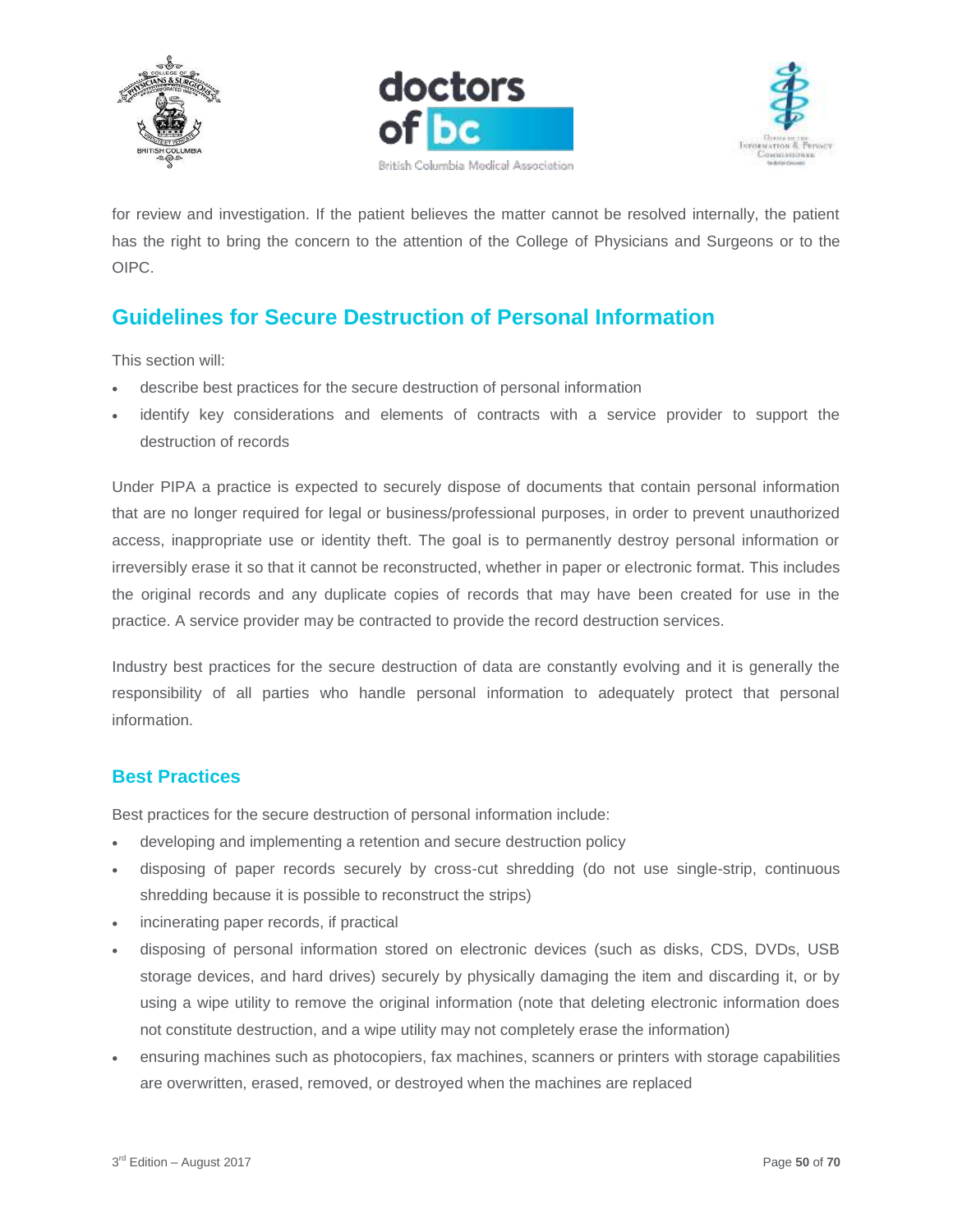for review and investigation. If the patient believes the matter cannot be resolved internally, the patient has the right to bring the concern to the attention of the College of Physicians and Surgeons or to the OIPC.

## Guidelines for Secure Destruction of Personal Information

This section will:

- describe best practices for the secure destruction of personal information
- identify key considerations and elements of contracts with a service provider to support the destruction of records

Under PIPA a practice is expected to securely dispose of documents that contain personal information that are no longer required for legal or business/professional purposes, in order to prevent unauthorized access, inappropriate use or identity theft. The goal is to permanently destroy personal information or irreversibly erase it so that it cannot be reconstructed, whether in paper or electronic format. This includes the original records and any duplicate copies of records that may have been created for use in the practice. A service provider may be contracted to provide the record destruction services.

Industry best practices for the secure destruction of data are constantly evolving and it is generally the responsibility of all parties who handle personal information to adequately protect that personal information.

### Best Practices

Best practices for the secure destruction of personal information include:

- developing and implementing a retention and secure destruction policy
- disposing of paper records securely by cross-cut shredding (do not use single-strip, continuous shredding because it is possible to reconstruct the strips)
- incinerating paper records, if practical
- disposing of personal information stored on electronic devices (such as disks, CDS, DVDs, USB storage devices, and hard drives) securely by physically damaging the item and discarding it, or by using a wipe utility to remove the original information (note that deleting electronic information does not constitute destruction, and a wipe utility may not completely erase the information)
- ensuring machines such as photocopiers, fax machines, scanners or printers with storage capabilities are overwritten, erased, removed, or destroyed when the machines are replaced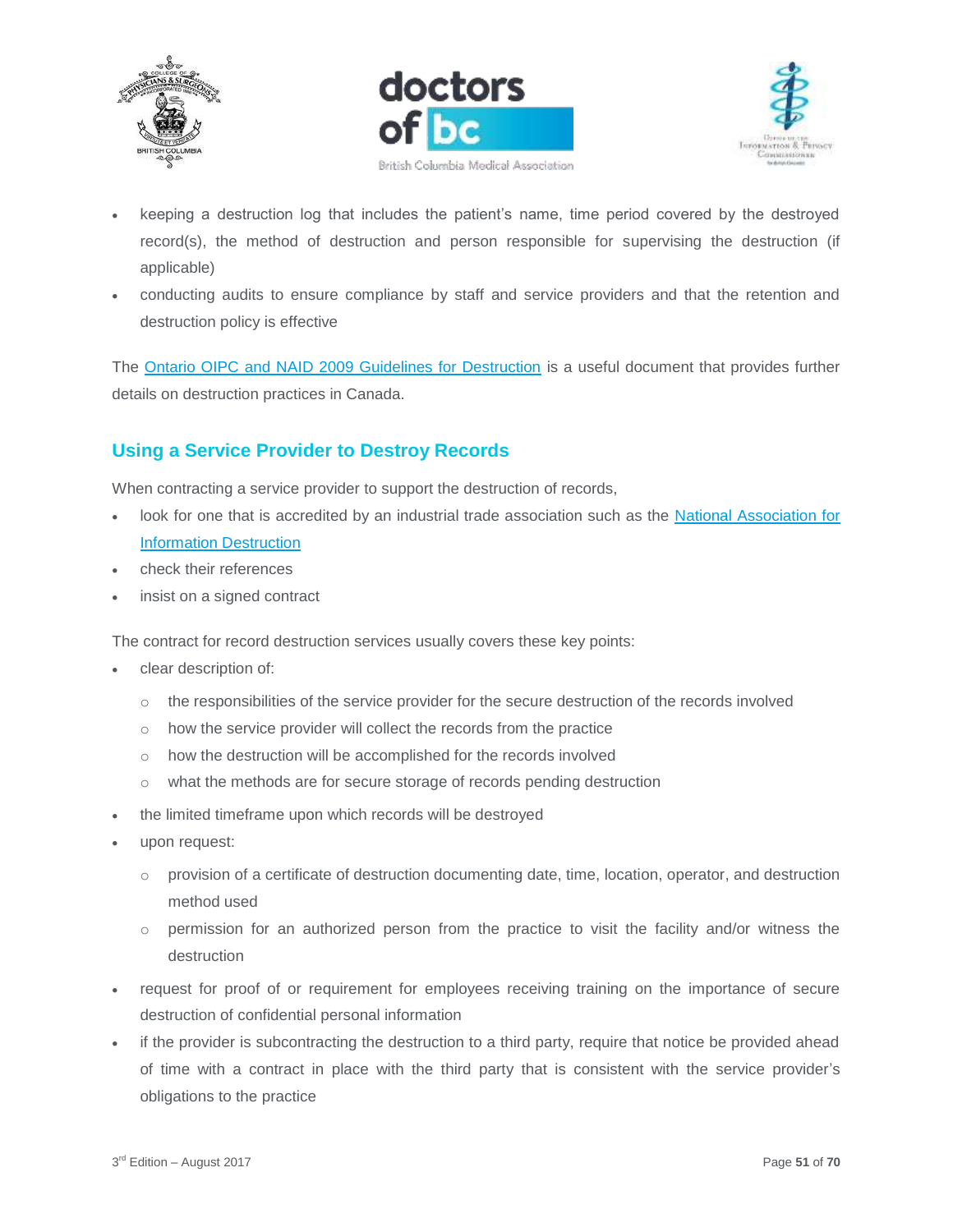- keeping a destruction log that includes the patient's name, time period covered by the destroyed record(s), the method of destruction and person responsible for supervising the destruction (if applicable)
- conducting audits to ensure compliance by staff and service providers and that the retention and destruction policy is effective

The [Ontario OIPC and NAID 2009 Guidelines for Destruction]() is a useful document that provides further details on destruction practices in Canada.

## Using a Service Provider to Destroy Records

When contracting a service provider to support the destruction of records,

- look for one that is accredited by an industrial trade association such as the [National Association for Information Destruction]()
- check their references
- insist on a signed contract

The contract for record destruction services usually covers these key points:

- clear description of:
  - the responsibilities of the service provider for the secure destruction of the records involved
  - how the service provider will collect the records from the practice
  - how the destruction will be accomplished for the records involved
  - what the methods are for secure storage of records pending destruction
- the limited timeframe upon which records will be destroyed
- upon request:
  - provision of a certificate of destruction documenting date, time, location, operator, and destruction method used
  - permission for an authorized person from the practice to visit the facility and/or witness the destruction
- request for proof of or requirement for employees receiving training on the importance of secure destruction of confidential personal information
- if the provider is subcontracting the destruction to a third party, require that notice be provided ahead of time with a contract in place with the third party that is consistent with the service provider's obligations to the practice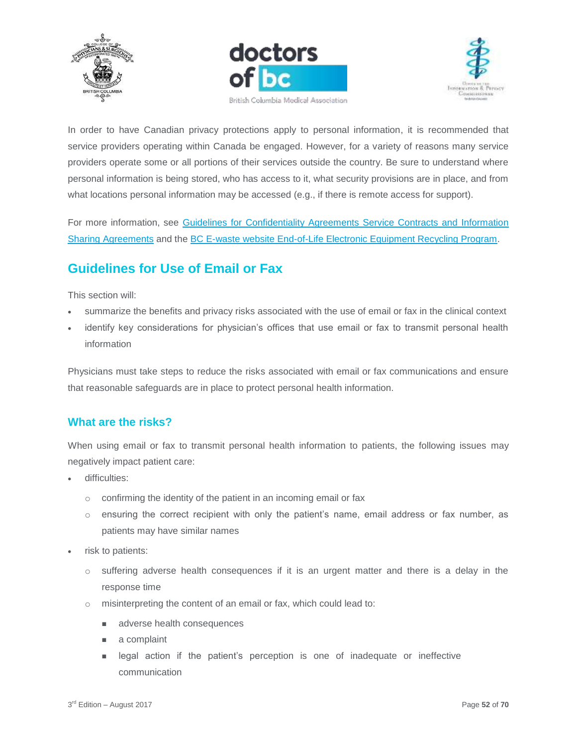In order to have Canadian privacy protections apply to personal information, it is recommended that service providers operating within Canada be engaged. However, for a variety of reasons many service providers operate some or all portions of their services outside the country. Be sure to understand where personal information is being stored, who has access to it, what security provisions are in place, and from what locations personal information may be accessed (e.g., if there is remote access for support).

For more information, see [Guidelines for Confidentiality Agreements Service Contracts and Information Sharing Agreements]() and the [BC E-waste website End-of-Life Electronic Equipment Recycling Program]().

## Guidelines for Use of Email or Fax

This section will:

- summarize the benefits and privacy risks associated with the use of email or fax in the clinical context
- identify key considerations for physician's offices that use email or fax to transmit personal health information

Physicians must take steps to reduce the risks associated with email or fax communications and ensure that reasonable safeguards are in place to protect personal health information.

### What are the risks?

When using email or fax to transmit personal health information to patients, the following issues may negatively impact patient care:

- difficulties:
  - confirming the identity of the patient in an incoming email or fax
  - ensuring the correct recipient with only the patient's name, email address or fax number, as patients may have similar names
- risk to patients:
  - suffering adverse health consequences if it is an urgent matter and there is a delay in the response time
  - misinterpreting the content of an email or fax, which could lead to:
    - adverse health consequences
    - a complaint
    - legal action if the patient's perception is one of inadequate or ineffective communication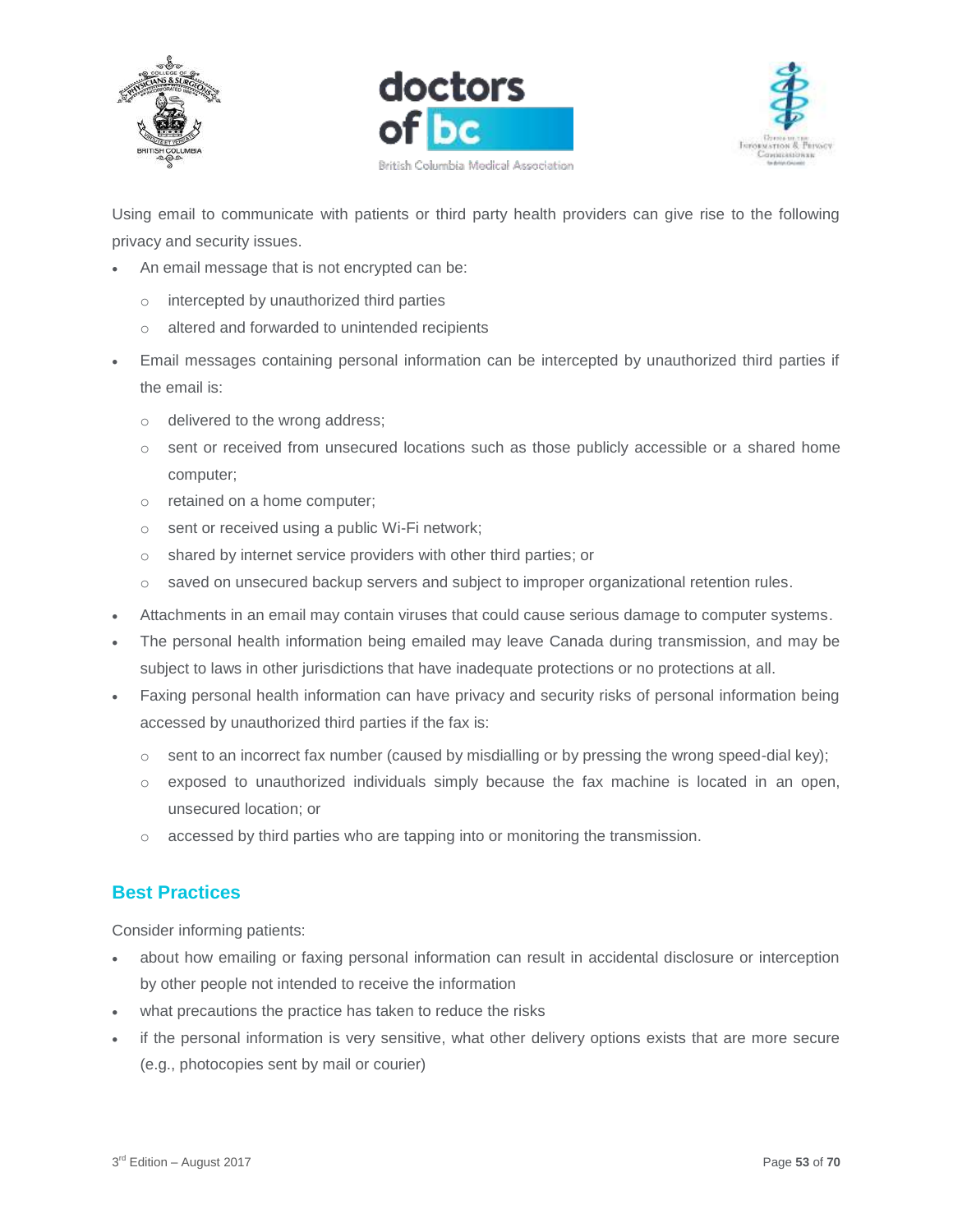Using email to communicate with patients or third party health providers can give rise to the following privacy and security issues.

- An email message that is not encrypted can be:
  - intercepted by unauthorized third parties
  - altered and forwarded to unintended recipients
- Email messages containing personal information can be intercepted by unauthorized third parties if the email is:
  - delivered to the wrong address;
  - sent or received from unsecured locations such as those publicly accessible or a shared home computer;
  - retained on a home computer;
  - sent or received using a public Wi-Fi network;
  - shared by internet service providers with other third parties; or
  - saved on unsecured backup servers and subject to improper organizational retention rules.
- Attachments in an email may contain viruses that could cause serious damage to computer systems.
- The personal health information being emailed may leave Canada during transmission, and may be subject to laws in other jurisdictions that have inadequate protections or no protections at all.
- Faxing personal health information can have privacy and security risks of personal information being accessed by unauthorized third parties if the fax is:
  - sent to an incorrect fax number (caused by misdialling or by pressing the wrong speed-dial key);
  - exposed to unauthorized individuals simply because the fax machine is located in an open, unsecured location; or
  - accessed by third parties who are tapping into or monitoring the transmission.

## Best Practices

Consider informing patients:

- about how emailing or faxing personal information can result in accidental disclosure or interception by other people not intended to receive the information
- what precautions the practice has taken to reduce the risks
- if the personal information is very sensitive, what other delivery options exists that are more secure (e.g., photocopies sent by mail or courier)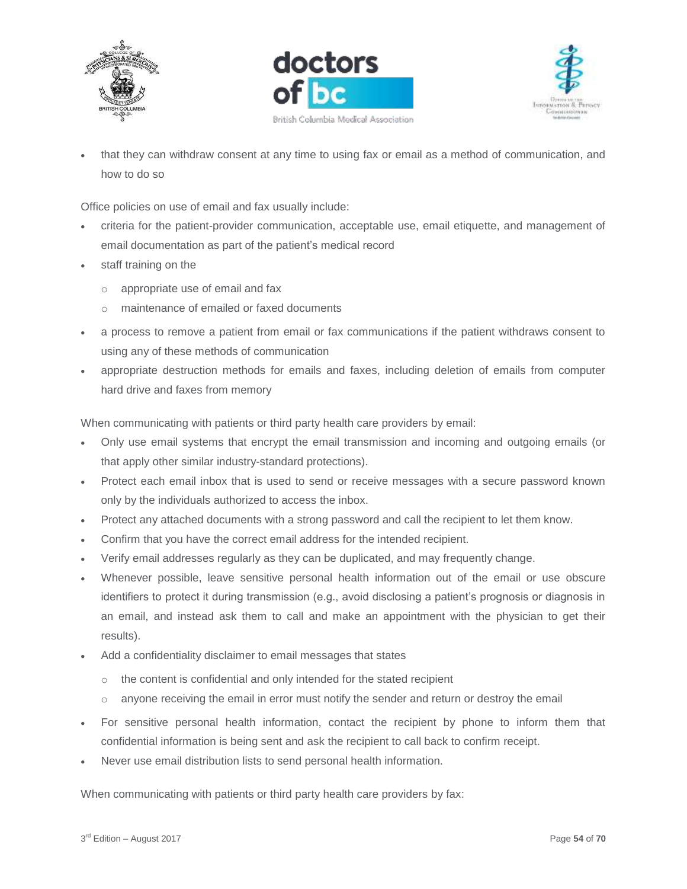- that they can withdraw consent at any time to using fax or email as a method of communication, and how to do so

Office policies on use of email and fax usually include:

- criteria for the patient-provider communication, acceptable use, email etiquette, and management of email documentation as part of the patient's medical record
- staff training on the
  - appropriate use of email and fax
  - maintenance of emailed or faxed documents
- a process to remove a patient from email or fax communications if the patient withdraws consent to using any of these methods of communication
- appropriate destruction methods for emails and faxes, including deletion of emails from computer hard drive and faxes from memory

When communicating with patients or third party health care providers by email:

- Only use email systems that encrypt the email transmission and incoming and outgoing emails (or that apply other similar industry-standard protections).
- Protect each email inbox that is used to send or receive messages with a secure password known only by the individuals authorized to access the inbox.
- Protect any attached documents with a strong password and call the recipient to let them know.
- Confirm that you have the correct email address for the intended recipient.
- Verify email addresses regularly as they can be duplicated, and may frequently change.
- Whenever possible, leave sensitive personal health information out of the email or use obscure identifiers to protect it during transmission (e.g., avoid disclosing a patient's prognosis or diagnosis in an email, and instead ask them to call and make an appointment with the physician to get their results).
- Add a confidentiality disclaimer to email messages that states
  - the content is confidential and only intended for the stated recipient
  - anyone receiving the email in error must notify the sender and return or destroy the email
- For sensitive personal health information, contact the recipient by phone to inform them that confidential information is being sent and ask the recipient to call back to confirm receipt.
- Never use email distribution lists to send personal health information.

When communicating with patients or third party health care providers by fax: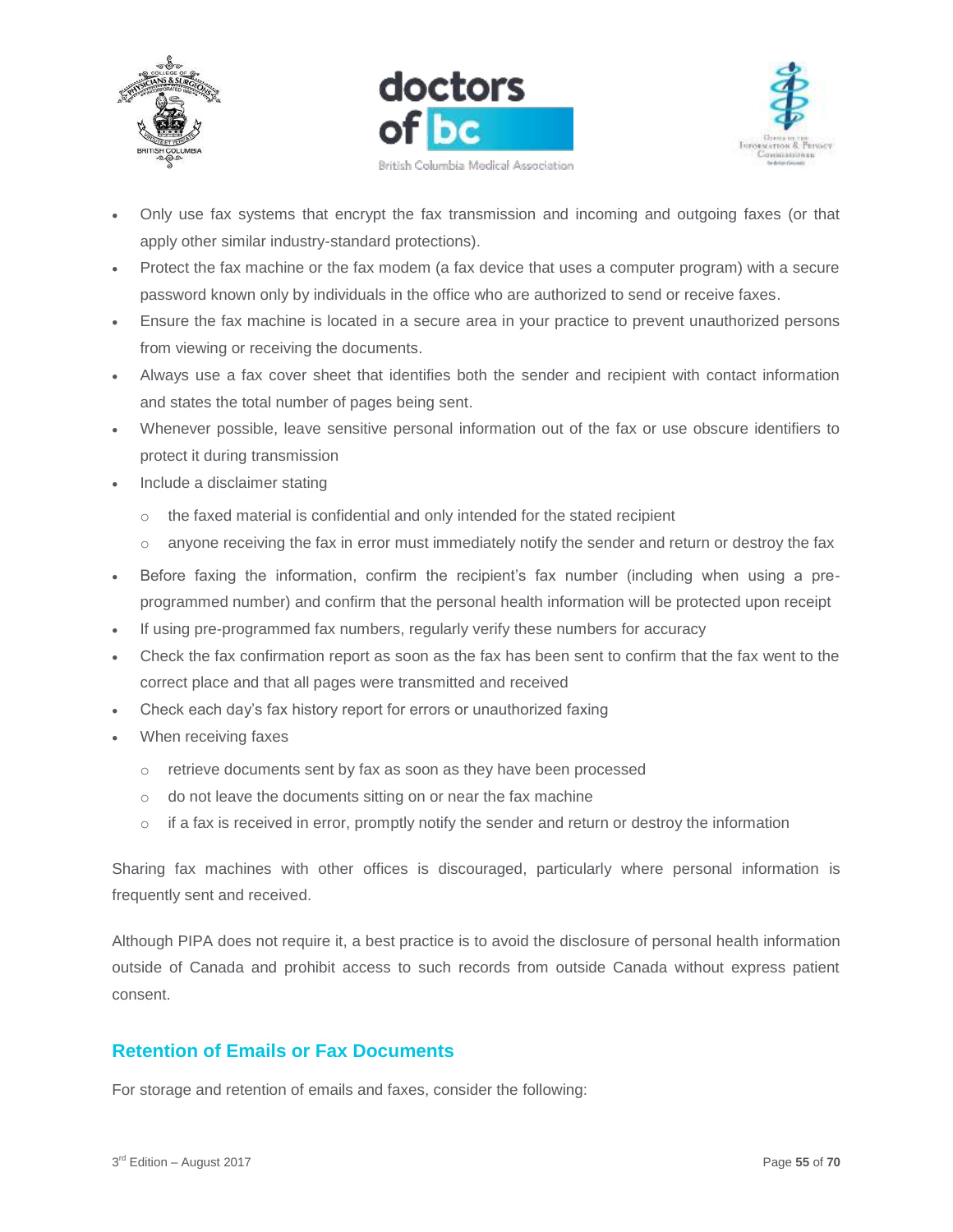- Only use fax systems that encrypt the fax transmission and incoming and outgoing faxes (or that apply other similar industry-standard protections).
- Protect the fax machine or the fax modem (a fax device that uses a computer program) with a secure password known only by individuals in the office who are authorized to send or receive faxes.
- Ensure the fax machine is located in a secure area in your practice to prevent unauthorized persons from viewing or receiving the documents.
- Always use a fax cover sheet that identifies both the sender and recipient with contact information and states the total number of pages being sent.
- Whenever possible, leave sensitive personal information out of the fax or use obscure identifiers to protect it during transmission
- Include a disclaimer stating
  - the faxed material is confidential and only intended for the stated recipient
  - anyone receiving the fax in error must immediately notify the sender and return or destroy the fax
- Before faxing the information, confirm the recipient's fax number (including when using a pre-programmed number) and confirm that the personal health information will be protected upon receipt
- If using pre-programmed fax numbers, regularly verify these numbers for accuracy
- Check the fax confirmation report as soon as the fax has been sent to confirm that the fax went to the correct place and that all pages were transmitted and received
- Check each day's fax history report for errors or unauthorized faxing
- When receiving faxes
  - retrieve documents sent by fax as soon as they have been processed
  - do not leave the documents sitting on or near the fax machine
  - if a fax is received in error, promptly notify the sender and return or destroy the information

Sharing fax machines with other offices is discouraged, particularly where personal information is frequently sent and received.

Although PIPA does not require it, a best practice is to avoid the disclosure of personal health information outside of Canada and prohibit access to such records from outside Canada without express patient consent.

## Retention of Emails or Fax Documents

For storage and retention of emails and faxes, consider the following: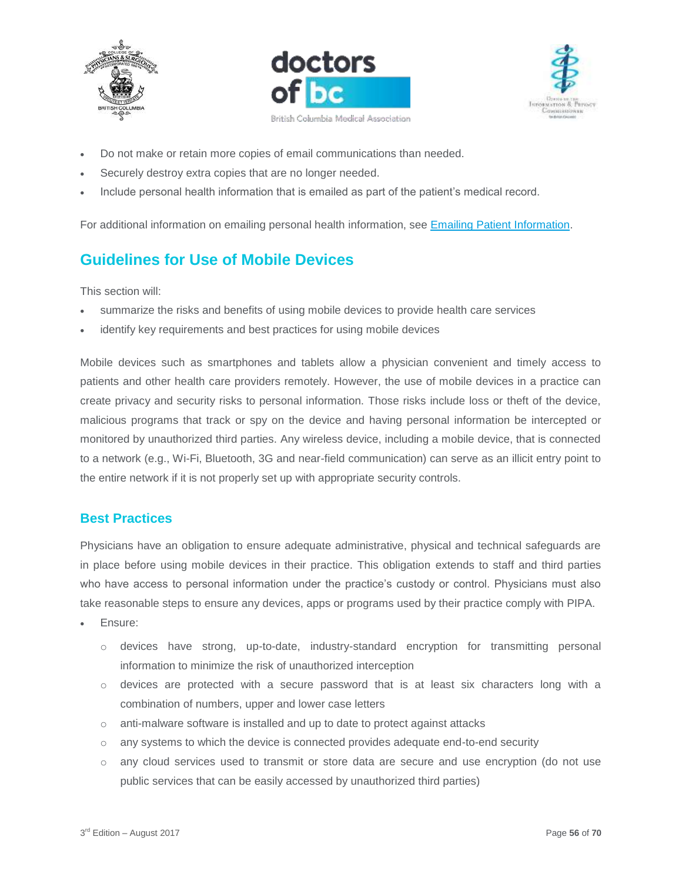- Do not make or retain more copies of email communications than needed.
- Securely destroy extra copies that are no longer needed.
- Include personal health information that is emailed as part of the patient's medical record.

For additional information on emailing personal health information, see Emailing Patient Information.

## Guidelines for Use of Mobile Devices

This section will:

- summarize the risks and benefits of using mobile devices to provide health care services
- identify key requirements and best practices for using mobile devices

Mobile devices such as smartphones and tablets allow a physician convenient and timely access to patients and other health care providers remotely. However, the use of mobile devices in a practice can create privacy and security risks to personal information. Those risks include loss or theft of the device, malicious programs that track or spy on the device and having personal information be intercepted or monitored by unauthorized third parties. Any wireless device, including a mobile device, that is connected to a network (e.g., Wi-Fi, Bluetooth, 3G and near-field communication) can serve as an illicit entry point to the entire network if it is not properly set up with appropriate security controls.

### Best Practices

Physicians have an obligation to ensure adequate administrative, physical and technical safeguards are in place before using mobile devices in their practice. This obligation extends to staff and third parties who have access to personal information under the practice's custody or control. Physicians must also take reasonable steps to ensure any devices, apps or programs used by their practice comply with PIPA.

- Ensure:
  - devices have strong, up-to-date, industry-standard encryption for transmitting personal information to minimize the risk of unauthorized interception
  - devices are protected with a secure password that is at least six characters long with a combination of numbers, upper and lower case letters
  - anti-malware software is installed and up to date to protect against attacks
  - any systems to which the device is connected provides adequate end-to-end security
  - any cloud services used to transmit or store data are secure and use encryption (do not use public services that can be easily accessed by unauthorized third parties)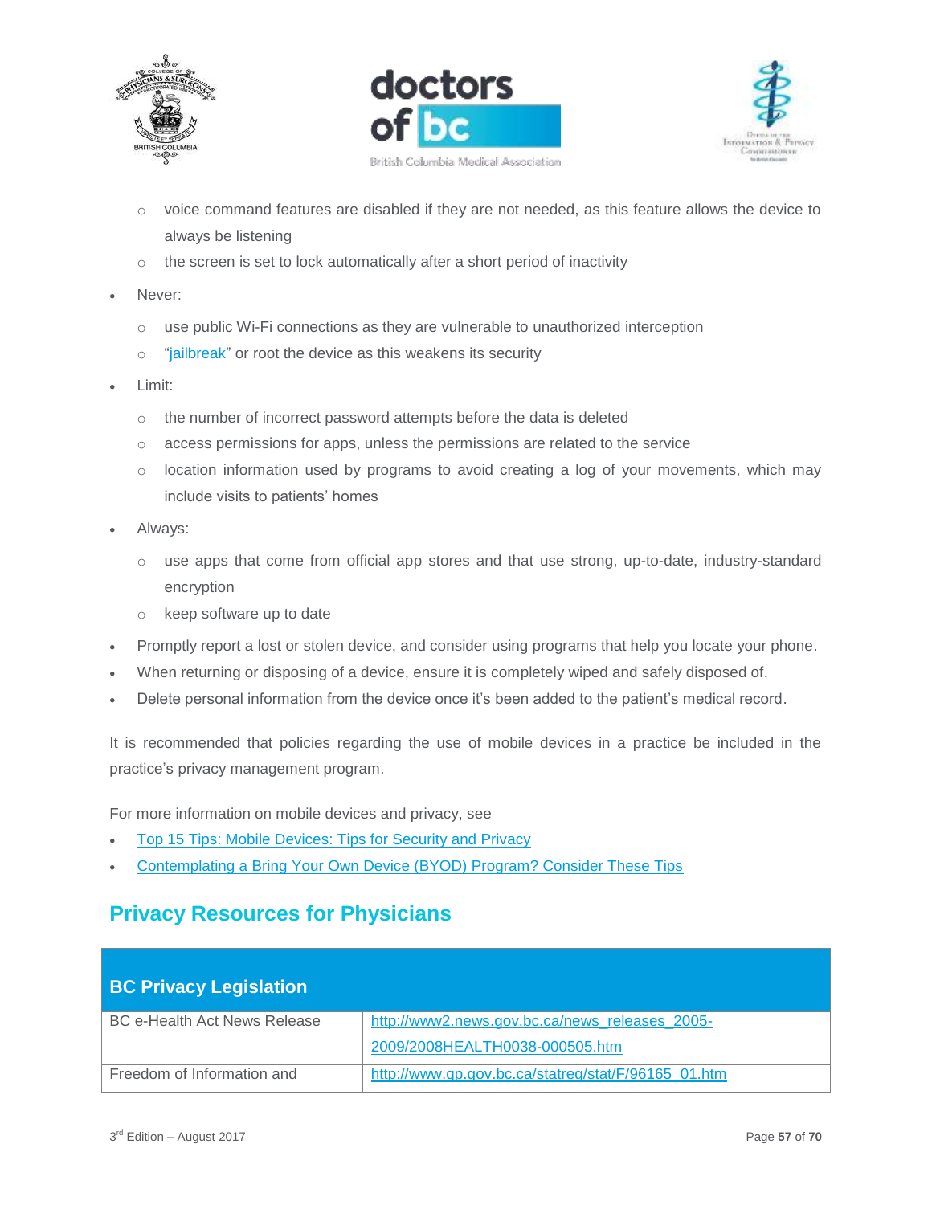- voice command features are disabled if they are not needed, as this feature allows the device to always be listening
  - the screen is set to lock automatically after a short period of inactivity
- Never:
  - use public Wi-Fi connections as they are vulnerable to unauthorized interception
  - "jailbreak" or root the device as this weakens its security
- Limit:
  - the number of incorrect password attempts before the data is deleted
  - access permissions for apps, unless the permissions are related to the service
  - location information used by programs to avoid creating a log of your movements, which may include visits to patients' homes
- Always:
  - use apps that come from official app stores and that use strong, up-to-date, industry-standard encryption
  - keep software up to date
- Promptly report a lost or stolen device, and consider using programs that help you locate your phone.
- When returning or disposing of a device, ensure it is completely wiped and safely disposed of.
- Delete personal information from the device once it's been added to the patient's medical record.

It is recommended that policies regarding the use of mobile devices in a practice be included in the practice's privacy management program.

For more information on mobile devices and privacy, see

- Top 15 Tips: Mobile Devices: Tips for Security and Privacy
- Contemplating a Bring Your Own Device (BYOD) Program? Consider These Tips

## Privacy Resources for Physicians

| BC Privacy Legislation | |
|---|---|
| BC e-Health Act News Release | http://www2.news.gov.bc.ca/news_releases_2005-2009/2008HEALTH0038-000505.htm |
| Freedom of Information and | http://www.qp.gov.bc.ca/statreg/stat/F/96165_01.htm |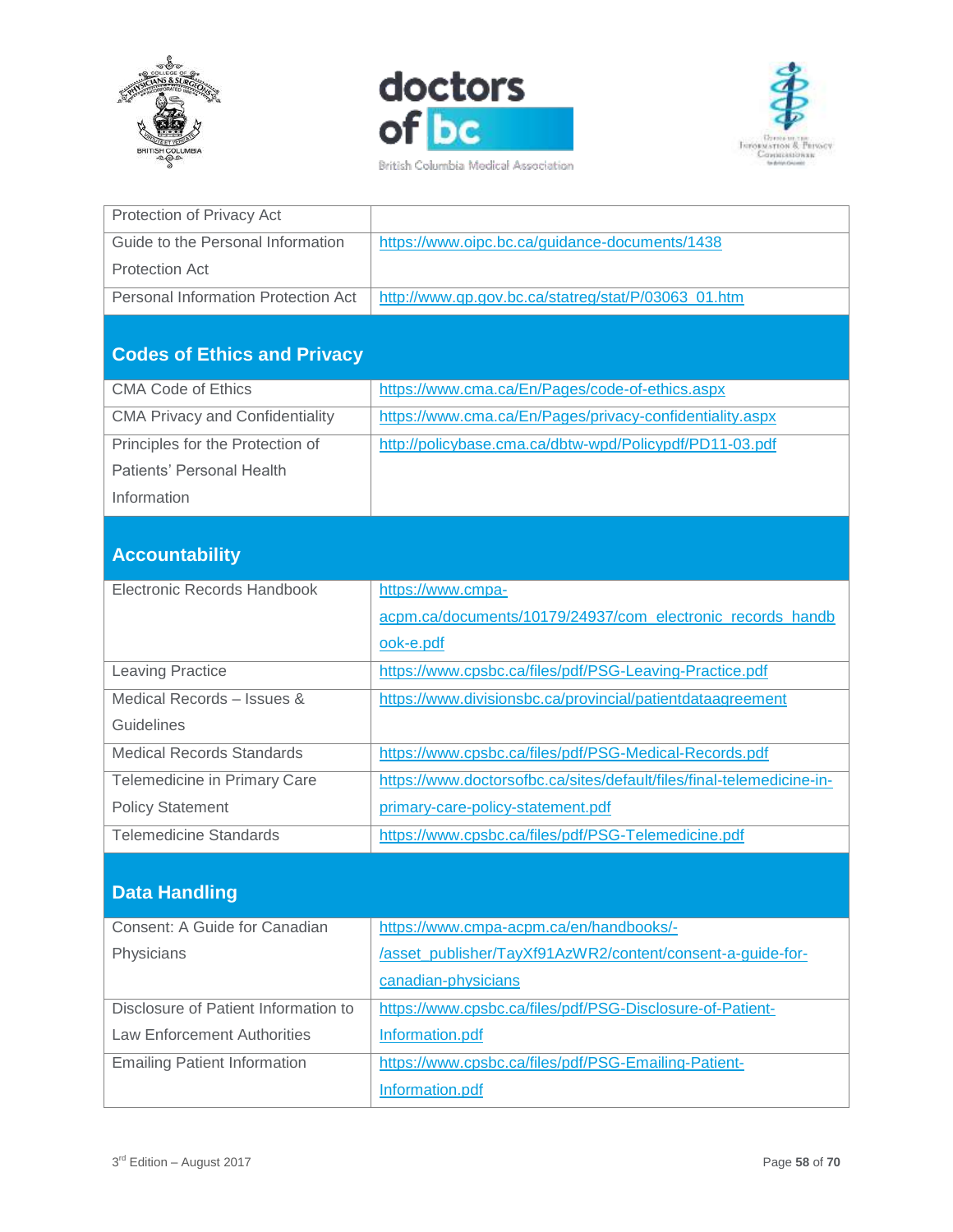| | |
|---|---|
| Protection of Privacy Act | |
| Guide to the Personal Information Protection Act | https://www.oipc.bc.ca/guidance-documents/1438 |
| Personal Information Protection Act | http://www.qp.gov.bc.ca/statreg/stat/P/03063_01.htm |

## Codes of Ethics and Privacy

| | |
|---|---|
| CMA Code of Ethics | https://www.cma.ca/En/Pages/code-of-ethics.aspx |
| CMA Privacy and Confidentiality | https://www.cma.ca/En/Pages/privacy-confidentiality.aspx |
| Principles for the Protection of Patients' Personal Health Information | http://policybase.cma.ca/dbtw-wpd/Policypdf/PD11-03.pdf |

## Accountability

| | |
|---|---|
| Electronic Records Handbook | https://www.cmpa-acpm.ca/documents/10179/24937/com_electronic_records_handbook-e.pdf |
| Leaving Practice | https://www.cpsbc.ca/files/pdf/PSG-Leaving-Practice.pdf |
| Medical Records – Issues & Guidelines | https://www.divisionsbc.ca/provincial/patientdataagreement |
| Medical Records Standards | https://www.cpsbc.ca/files/pdf/PSG-Medical-Records.pdf |
| Telemedicine in Primary Care Policy Statement | https://www.doctorsofbc.ca/sites/default/files/final-telemedicine-in-primary-care-policy-statement.pdf |
| Telemedicine Standards | https://www.cpsbc.ca/files/pdf/PSG-Telemedicine.pdf |

## Data Handling

| | |
|---|---|
| Consent: A Guide for Canadian Physicians | https://www.cmpa-acpm.ca/en/handbooks/-/asset_publisher/TayXf91AzWR2/content/consent-a-guide-for-canadian-physicians |
| Disclosure of Patient Information to Law Enforcement Authorities | https://www.cpsbc.ca/files/pdf/PSG-Disclosure-of-Patient-Information.pdf |
| Emailing Patient Information | https://www.cpsbc.ca/files/pdf/PSG-Emailing-Patient-Information.pdf |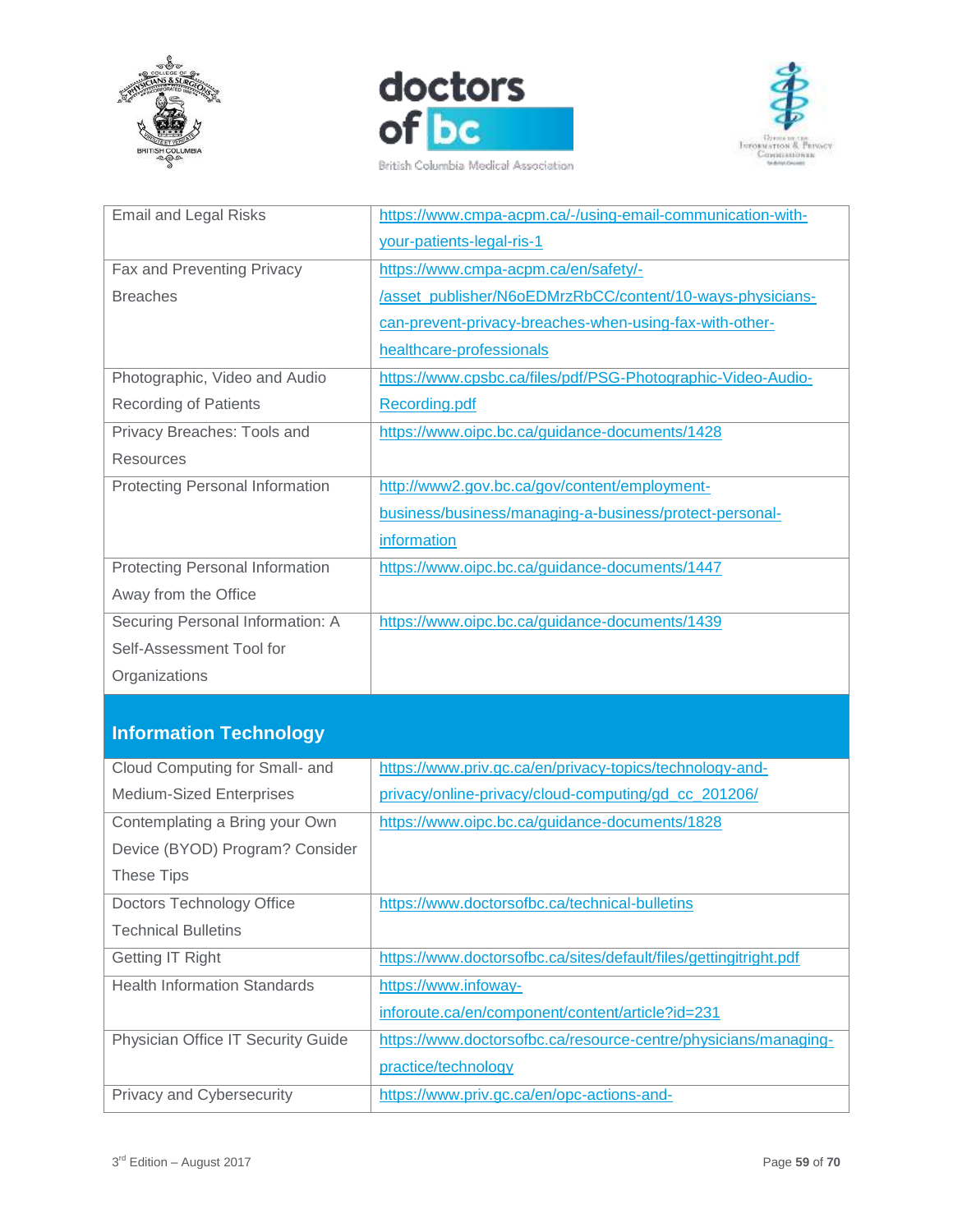| | |
|---|---|
| Email and Legal Risks | https://www.cmpa-acpm.ca/-/using-email-communication-with-your-patients-legal-ris-1 |
| Fax and Preventing Privacy Breaches | https://www.cmpa-acpm.ca/en/safety/-/asset_publisher/N6oEDMrzRbCC/content/10-ways-physicians-can-prevent-privacy-breaches-when-using-fax-with-other-healthcare-professionals |
| Photographic, Video and Audio Recording of Patients | https://www.cpsbc.ca/files/pdf/PSG-Photographic-Video-Audio-Recording.pdf |
| Privacy Breaches: Tools and Resources | https://www.oipc.bc.ca/guidance-documents/1428 |
| Protecting Personal Information | http://www2.gov.bc.ca/gov/content/employment-business/business/managing-a-business/protect-personal-information |
| Protecting Personal Information Away from the Office | https://www.oipc.bc.ca/guidance-documents/1447 |
| Securing Personal Information: A Self-Assessment Tool for Organizations | https://www.oipc.bc.ca/guidance-documents/1439 |
| **Information Technology** | |
| Cloud Computing for Small- and Medium-Sized Enterprises | https://www.priv.gc.ca/en/privacy-topics/technology-and-privacy/online-privacy/cloud-computing/gd_cc_201206/ |
| Contemplating a Bring your Own Device (BYOD) Program? Consider These Tips | https://www.oipc.bc.ca/guidance-documents/1828 |
| Doctors Technology Office Technical Bulletins | https://www.doctorsofbc.ca/technical-bulletins |
| Getting IT Right | https://www.doctorsofbc.ca/sites/default/files/gettingitright.pdf |
| Health Information Standards | https://www.infoway-inforoute.ca/en/component/content/article?id=231 |
| Physician Office IT Security Guide | https://www.doctorsofbc.ca/resource-centre/physicians/managing-practice/technology |
| Privacy and Cybersecurity | https://www.priv.gc.ca/en/opc-actions-and- |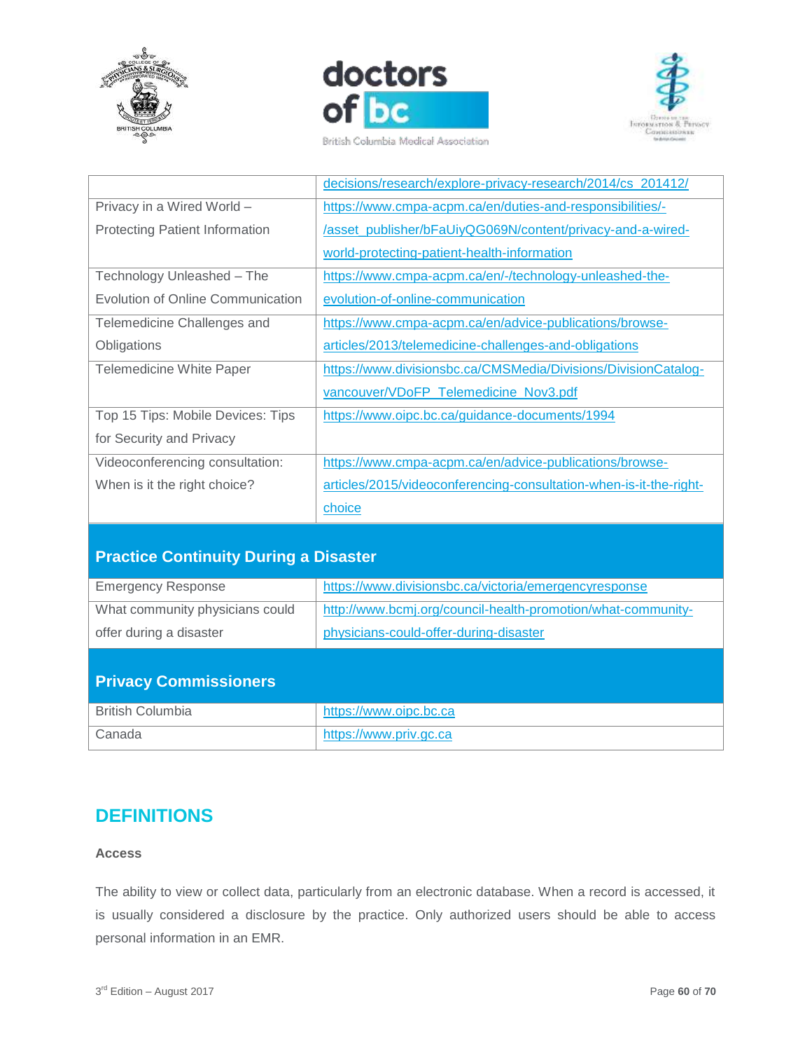| | |
|---|---|
| | decisions/research/explore-privacy-research/2014/cs_201412/ |
| Privacy in a Wired World – Protecting Patient Information | https://www.cmpa-acpm.ca/en/duties-and-responsibilities/-/asset_publisher/bFaUiyQG069N/content/privacy-and-a-wired-world-protecting-patient-health-information |
| Technology Unleashed – The Evolution of Online Communication | https://www.cmpa-acpm.ca/en/-/technology-unleashed-the-evolution-of-online-communication |
| Telemedicine Challenges and Obligations | https://www.cmpa-acpm.ca/en/advice-publications/browse-articles/2013/telemedicine-challenges-and-obligations |
| Telemedicine White Paper | https://www.divisionsbc.ca/CMSMedia/Divisions/DivisionCatalog-vancouver/VDoFP_Telemedicine_Nov3.pdf |
| Top 15 Tips: Mobile Devices: Tips for Security and Privacy | https://www.oipc.bc.ca/guidance-documents/1994 |
| Videoconferencing consultation: When is it the right choice? | https://www.cmpa-acpm.ca/en/advice-publications/browse-articles/2015/videoconferencing-consultation-when-is-it-the-right-choice |
| **Practice Continuity During a Disaster** | |
| Emergency Response | https://www.divisionsbc.ca/victoria/emergencyresponse |
| What community physicians could offer during a disaster | http://www.bcmj.org/council-health-promotion/what-community-physicians-could-offer-during-disaster |
| **Privacy Commissioners** | |
| British Columbia | https://www.oipc.bc.ca |
| Canada | https://www.priv.gc.ca |

# DEFINITIONS

**Access**

The ability to view or collect data, particularly from an electronic database. When a record is accessed, it is usually considered a disclosure by the practice. Only authorized users should be able to access personal information in an EMR.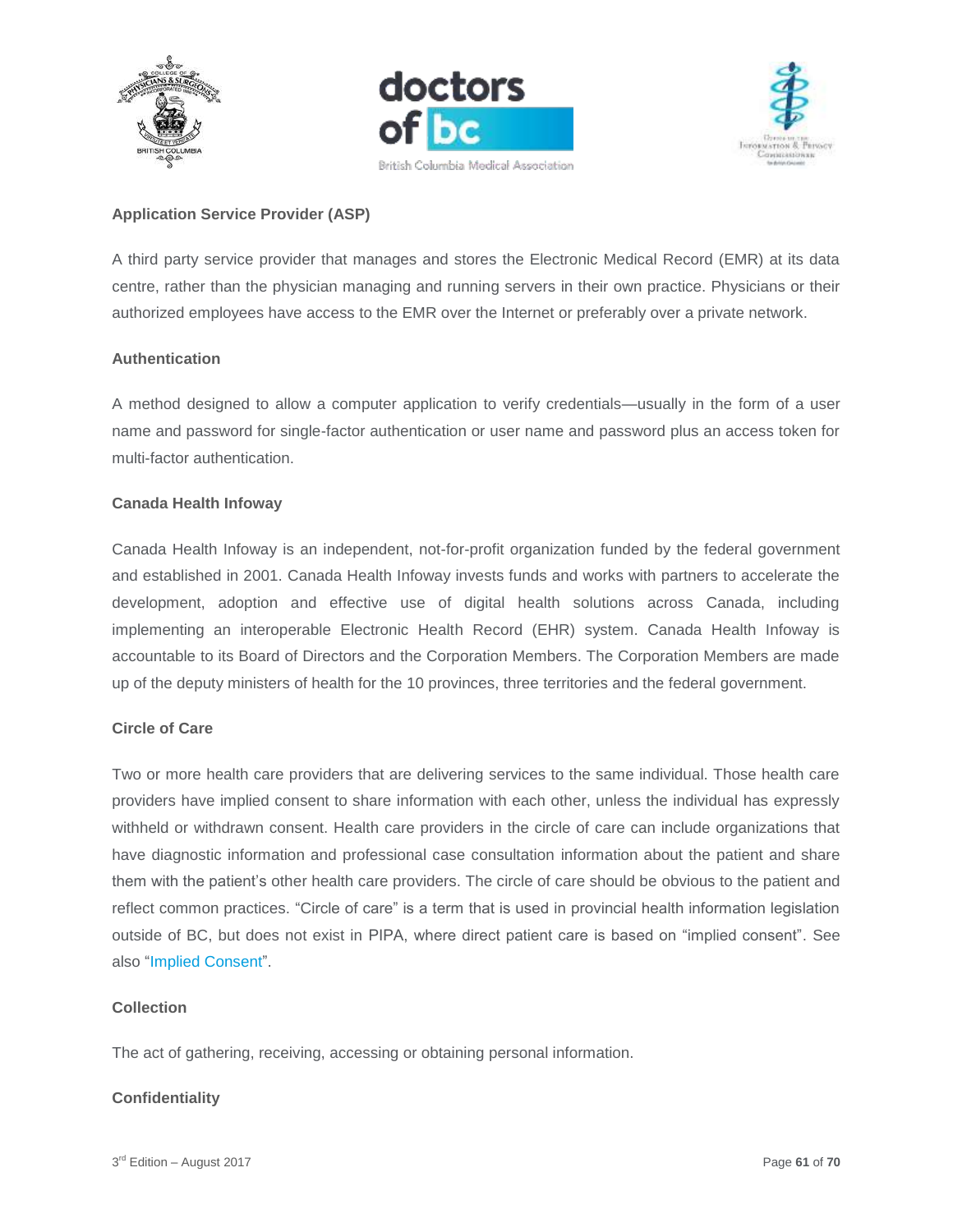**Application Service Provider (ASP)**

A third party service provider that manages and stores the Electronic Medical Record (EMR) at its data centre, rather than the physician managing and running servers in their own practice. Physicians or their authorized employees have access to the EMR over the Internet or preferably over a private network.

**Authentication**

A method designed to allow a computer application to verify credentials—usually in the form of a user name and password for single-factor authentication or user name and password plus an access token for multi-factor authentication.

**Canada Health Infoway**

Canada Health Infoway is an independent, not-for-profit organization funded by the federal government and established in 2001. Canada Health Infoway invests funds and works with partners to accelerate the development, adoption and effective use of digital health solutions across Canada, including implementing an interoperable Electronic Health Record (EHR) system. Canada Health Infoway is accountable to its Board of Directors and the Corporation Members. The Corporation Members are made up of the deputy ministers of health for the 10 provinces, three territories and the federal government.

**Circle of Care**

Two or more health care providers that are delivering services to the same individual. Those health care providers have implied consent to share information with each other, unless the individual has expressly withheld or withdrawn consent. Health care providers in the circle of care can include organizations that have diagnostic information and professional case consultation information about the patient and share them with the patient's other health care providers. The circle of care should be obvious to the patient and reflect common practices. "Circle of care" is a term that is used in provincial health information legislation outside of BC, but does not exist in PIPA, where direct patient care is based on "implied consent". See also "Implied Consent".

**Collection**

The act of gathering, receiving, accessing or obtaining personal information.

**Confidentiality**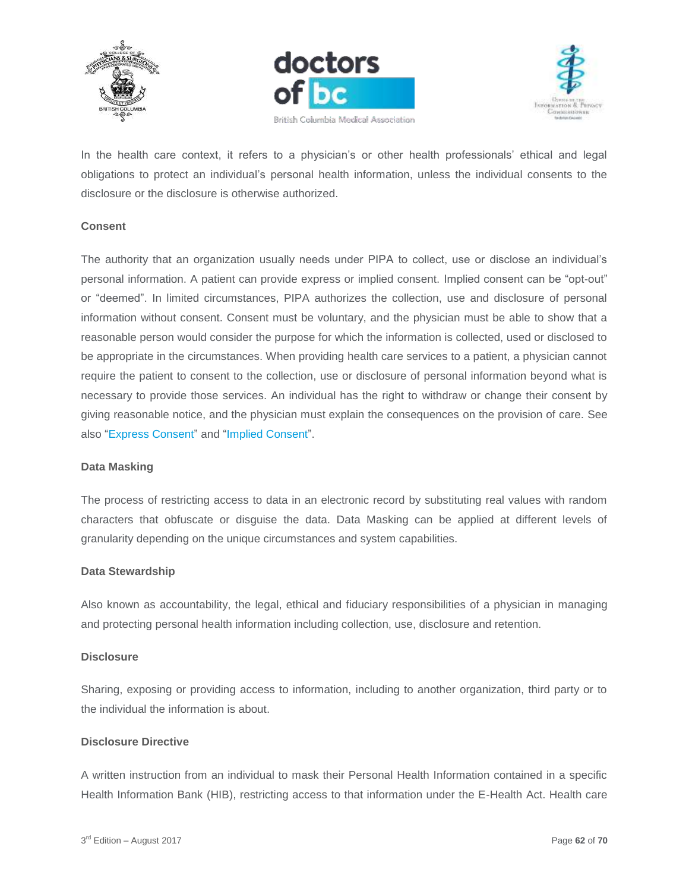In the health care context, it refers to a physician's or other health professionals' ethical and legal obligations to protect an individual's personal health information, unless the individual consents to the disclosure or the disclosure is otherwise authorized.

**Consent**

The authority that an organization usually needs under PIPA to collect, use or disclose an individual's personal information. A patient can provide express or implied consent. Implied consent can be "opt-out" or "deemed". In limited circumstances, PIPA authorizes the collection, use and disclosure of personal information without consent. Consent must be voluntary, and the physician must be able to show that a reasonable person would consider the purpose for which the information is collected, used or disclosed to be appropriate in the circumstances. When providing health care services to a patient, a physician cannot require the patient to consent to the collection, use or disclosure of personal information beyond what is necessary to provide those services. An individual has the right to withdraw or change their consent by giving reasonable notice, and the physician must explain the consequences on the provision of care. See also "Express Consent" and "Implied Consent".

**Data Masking**

The process of restricting access to data in an electronic record by substituting real values with random characters that obfuscate or disguise the data. Data Masking can be applied at different levels of granularity depending on the unique circumstances and system capabilities.

**Data Stewardship**

Also known as accountability, the legal, ethical and fiduciary responsibilities of a physician in managing and protecting personal health information including collection, use, disclosure and retention.

**Disclosure**

Sharing, exposing or providing access to information, including to another organization, third party or to the individual the information is about.

**Disclosure Directive**

A written instruction from an individual to mask their Personal Health Information contained in a specific Health Information Bank (HIB), restricting access to that information under the E-Health Act. Health care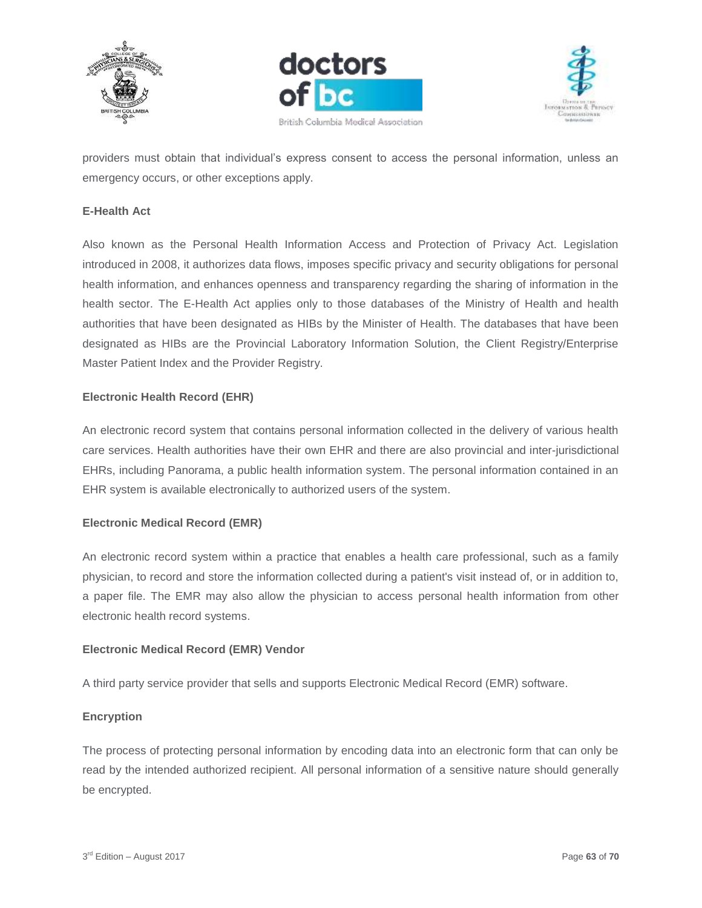providers must obtain that individual's express consent to access the personal information, unless an emergency occurs, or other exceptions apply.

**E-Health Act**

Also known as the Personal Health Information Access and Protection of Privacy Act. Legislation introduced in 2008, it authorizes data flows, imposes specific privacy and security obligations for personal health information, and enhances openness and transparency regarding the sharing of information in the health sector. The E-Health Act applies only to those databases of the Ministry of Health and health authorities that have been designated as HIBs by the Minister of Health. The databases that have been designated as HIBs are the Provincial Laboratory Information Solution, the Client Registry/Enterprise Master Patient Index and the Provider Registry.

**Electronic Health Record (EHR)**

An electronic record system that contains personal information collected in the delivery of various health care services. Health authorities have their own EHR and there are also provincial and inter-jurisdictional EHRs, including Panorama, a public health information system. The personal information contained in an EHR system is available electronically to authorized users of the system.

**Electronic Medical Record (EMR)**

An electronic record system within a practice that enables a health care professional, such as a family physician, to record and store the information collected during a patient's visit instead of, or in addition to, a paper file. The EMR may also allow the physician to access personal health information from other electronic health record systems.

**Electronic Medical Record (EMR) Vendor**

A third party service provider that sells and supports Electronic Medical Record (EMR) software.

**Encryption**

The process of protecting personal information by encoding data into an electronic form that can only be read by the intended authorized recipient. All personal information of a sensitive nature should generally be encrypted.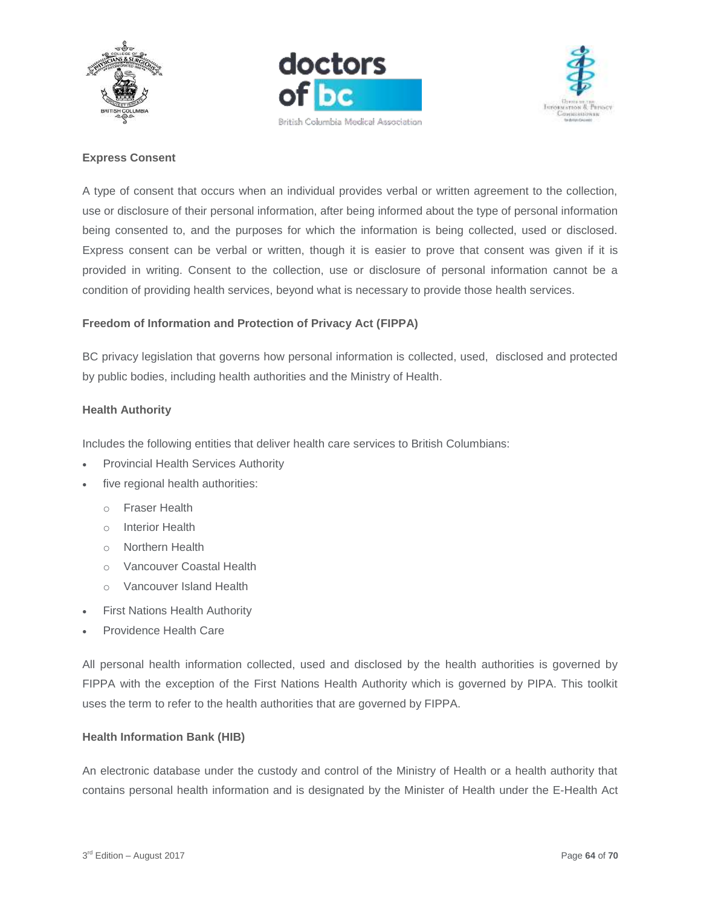**Express Consent**

A type of consent that occurs when an individual provides verbal or written agreement to the collection, use or disclosure of their personal information, after being informed about the type of personal information being consented to, and the purposes for which the information is being collected, used or disclosed. Express consent can be verbal or written, though it is easier to prove that consent was given if it is provided in writing. Consent to the collection, use or disclosure of personal information cannot be a condition of providing health services, beyond what is necessary to provide those health services.

**Freedom of Information and Protection of Privacy Act (FIPPA)**

BC privacy legislation that governs how personal information is collected, used, disclosed and protected by public bodies, including health authorities and the Ministry of Health.

**Health Authority**

Includes the following entities that deliver health care services to British Columbians:

- Provincial Health Services Authority
- five regional health authorities:
  - Fraser Health
  - Interior Health
  - Northern Health
  - Vancouver Coastal Health
  - Vancouver Island Health
- First Nations Health Authority
- Providence Health Care

All personal health information collected, used and disclosed by the health authorities is governed by FIPPA with the exception of the First Nations Health Authority which is governed by PIPA. This toolkit uses the term to refer to the health authorities that are governed by FIPPA.

**Health Information Bank (HIB)**

An electronic database under the custody and control of the Ministry of Health or a health authority that contains personal health information and is designated by the Minister of Health under the E-Health Act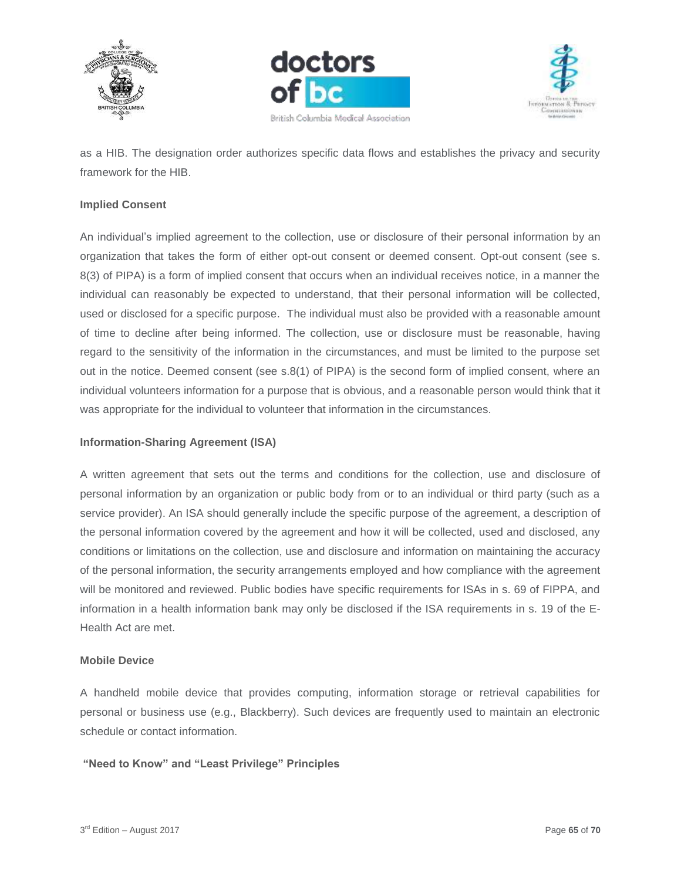as a HIB. The designation order authorizes specific data flows and establishes the privacy and security framework for the HIB.

**Implied Consent**

An individual's implied agreement to the collection, use or disclosure of their personal information by an organization that takes the form of either opt-out consent or deemed consent. Opt-out consent (see s. 8(3) of PIPA) is a form of implied consent that occurs when an individual receives notice, in a manner the individual can reasonably be expected to understand, that their personal information will be collected, used or disclosed for a specific purpose. The individual must also be provided with a reasonable amount of time to decline after being informed. The collection, use or disclosure must be reasonable, having regard to the sensitivity of the information in the circumstances, and must be limited to the purpose set out in the notice. Deemed consent (see s.8(1) of PIPA) is the second form of implied consent, where an individual volunteers information for a purpose that is obvious, and a reasonable person would think that it was appropriate for the individual to volunteer that information in the circumstances.

**Information-Sharing Agreement (ISA)**

A written agreement that sets out the terms and conditions for the collection, use and disclosure of personal information by an organization or public body from or to an individual or third party (such as a service provider). An ISA should generally include the specific purpose of the agreement, a description of the personal information covered by the agreement and how it will be collected, used and disclosed, any conditions or limitations on the collection, use and disclosure and information on maintaining the accuracy of the personal information, the security arrangements employed and how compliance with the agreement will be monitored and reviewed. Public bodies have specific requirements for ISAs in s. 69 of FIPPA, and information in a health information bank may only be disclosed if the ISA requirements in s. 19 of the E-Health Act are met.

**Mobile Device**

A handheld mobile device that provides computing, information storage or retrieval capabilities for personal or business use (e.g., Blackberry). Such devices are frequently used to maintain an electronic schedule or contact information.

**"Need to Know" and "Least Privilege" Principles**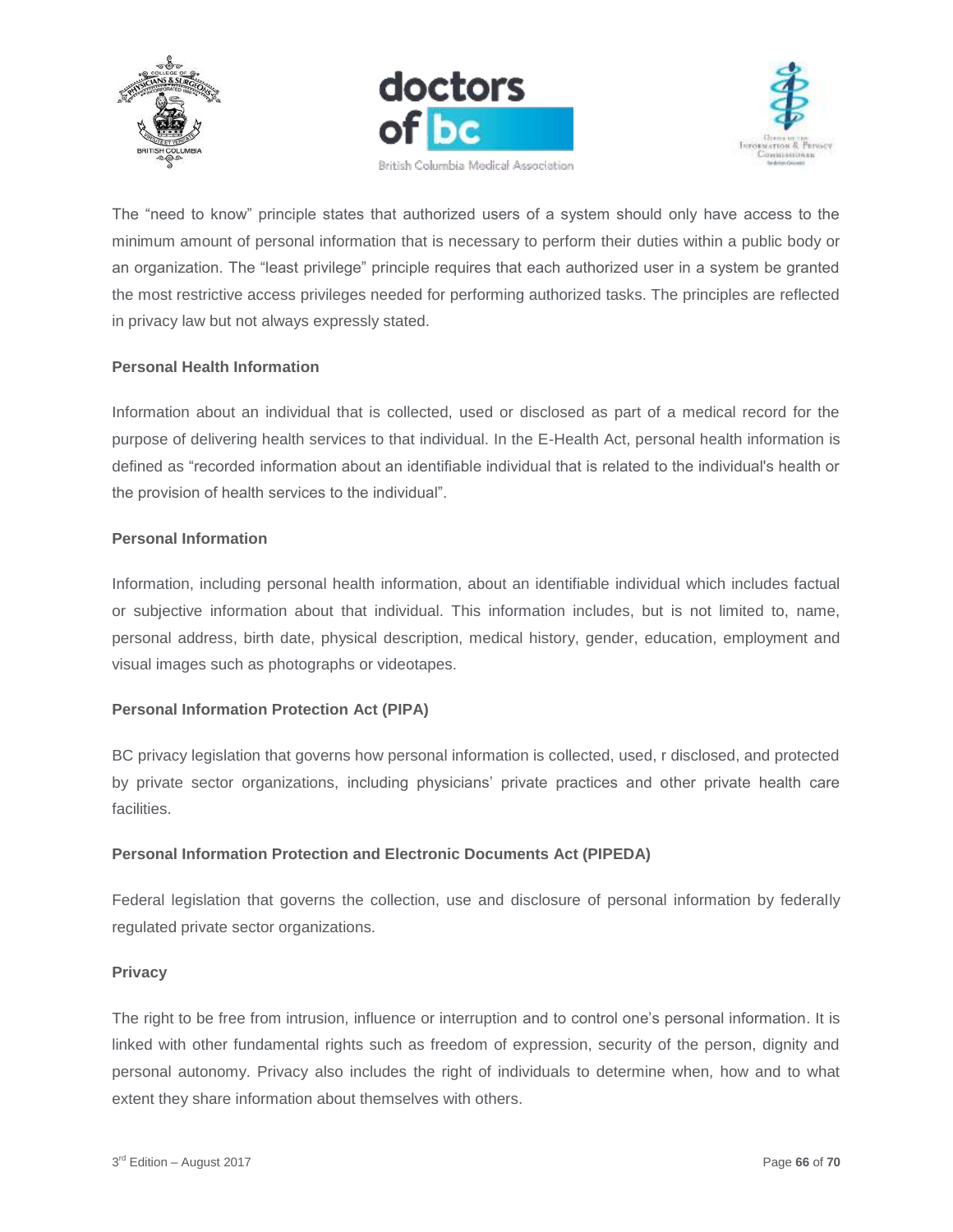The "need to know" principle states that authorized users of a system should only have access to the minimum amount of personal information that is necessary to perform their duties within a public body or an organization. The "least privilege" principle requires that each authorized user in a system be granted the most restrictive access privileges needed for performing authorized tasks. The principles are reflected in privacy law but not always expressly stated.

**Personal Health Information**

Information about an individual that is collected, used or disclosed as part of a medical record for the purpose of delivering health services to that individual. In the E-Health Act, personal health information is defined as "recorded information about an identifiable individual that is related to the individual's health or the provision of health services to the individual".

**Personal Information**

Information, including personal health information, about an identifiable individual which includes factual or subjective information about that individual. This information includes, but is not limited to, name, personal address, birth date, physical description, medical history, gender, education, employment and visual images such as photographs or videotapes.

**Personal Information Protection Act (PIPA)**

BC privacy legislation that governs how personal information is collected, used, r disclosed, and protected by private sector organizations, including physicians' private practices and other private health care facilities.

**Personal Information Protection and Electronic Documents Act (PIPEDA)**

Federal legislation that governs the collection, use and disclosure of personal information by federally regulated private sector organizations.

**Privacy**

The right to be free from intrusion, influence or interruption and to control one's personal information. It is linked with other fundamental rights such as freedom of expression, security of the person, dignity and personal autonomy. Privacy also includes the right of individuals to determine when, how and to what extent they share information about themselves with others.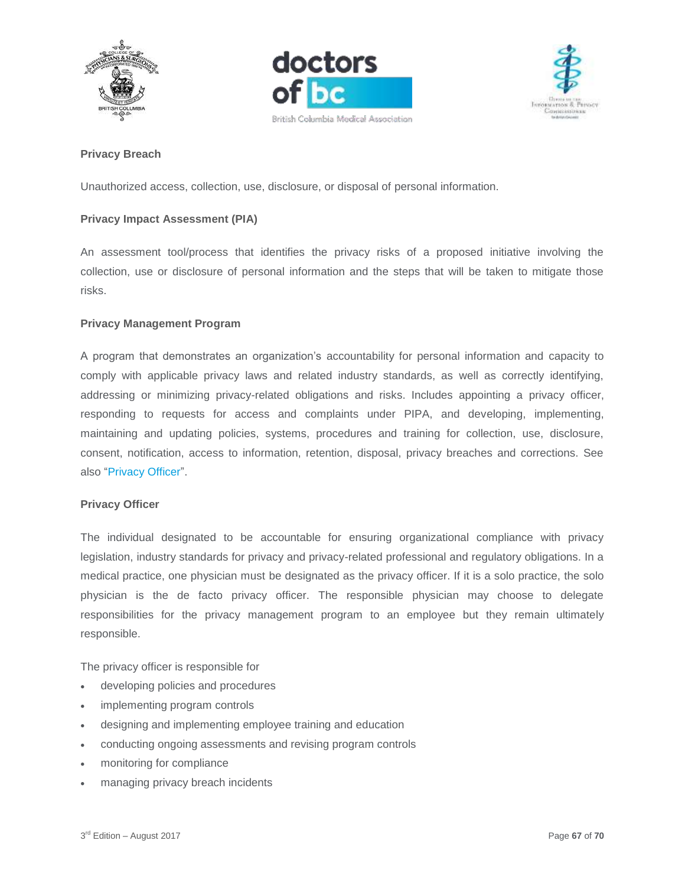**Privacy Breach**

Unauthorized access, collection, use, disclosure, or disposal of personal information.

**Privacy Impact Assessment (PIA)**

An assessment tool/process that identifies the privacy risks of a proposed initiative involving the collection, use or disclosure of personal information and the steps that will be taken to mitigate those risks.

**Privacy Management Program**

A program that demonstrates an organization's accountability for personal information and capacity to comply with applicable privacy laws and related industry standards, as well as correctly identifying, addressing or minimizing privacy-related obligations and risks. Includes appointing a privacy officer, responding to requests for access and complaints under PIPA, and developing, implementing, maintaining and updating policies, systems, procedures and training for collection, use, disclosure, consent, notification, access to information, retention, disposal, privacy breaches and corrections. See also "Privacy Officer".

**Privacy Officer**

The individual designated to be accountable for ensuring organizational compliance with privacy legislation, industry standards for privacy and privacy-related professional and regulatory obligations. In a medical practice, one physician must be designated as the privacy officer. If it is a solo practice, the solo physician is the de facto privacy officer. The responsible physician may choose to delegate responsibilities for the privacy management program to an employee but they remain ultimately responsible.

The privacy officer is responsible for

- developing policies and procedures
- implementing program controls
- designing and implementing employee training and education
- conducting ongoing assessments and revising program controls
- monitoring for compliance
- managing privacy breach incidents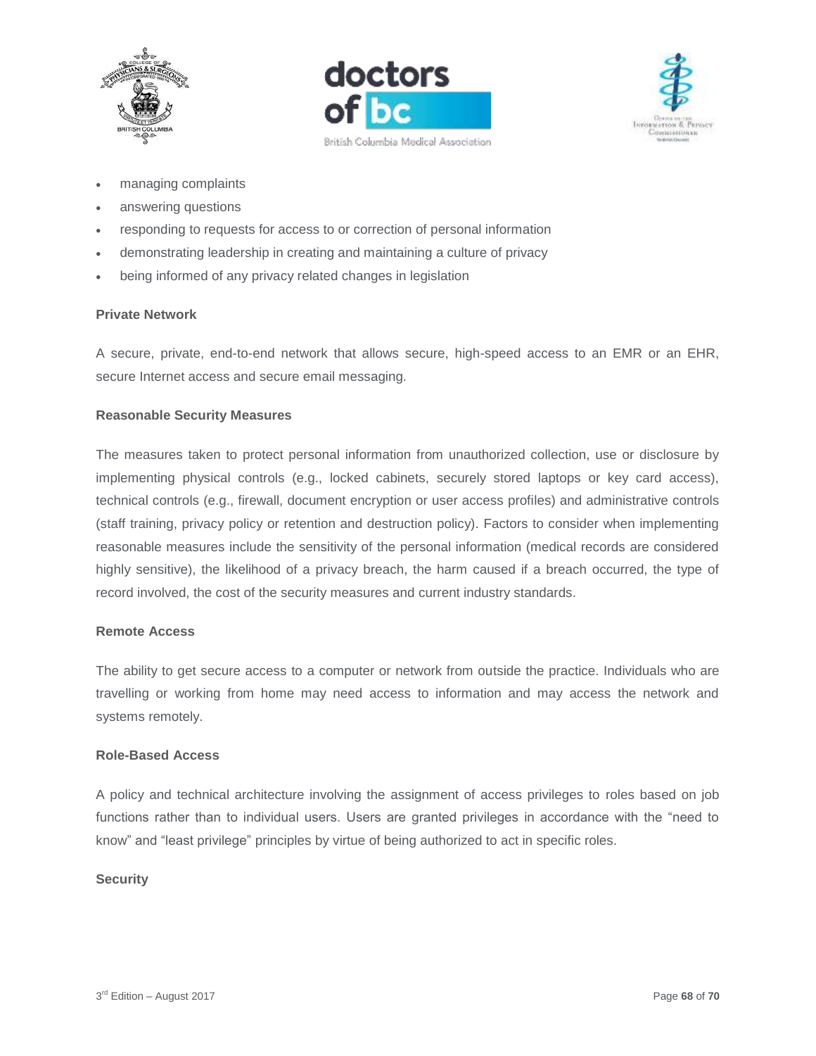- managing complaints
- answering questions
- responding to requests for access to or correction of personal information
- demonstrating leadership in creating and maintaining a culture of privacy
- being informed of any privacy related changes in legislation

**Private Network**

A secure, private, end-to-end network that allows secure, high-speed access to an EMR or an EHR, secure Internet access and secure email messaging.

**Reasonable Security Measures**

The measures taken to protect personal information from unauthorized collection, use or disclosure by implementing physical controls (e.g., locked cabinets, securely stored laptops or key card access), technical controls (e.g., firewall, document encryption or user access profiles) and administrative controls (staff training, privacy policy or retention and destruction policy). Factors to consider when implementing reasonable measures include the sensitivity of the personal information (medical records are considered highly sensitive), the likelihood of a privacy breach, the harm caused if a breach occurred, the type of record involved, the cost of the security measures and current industry standards.

**Remote Access**

The ability to get secure access to a computer or network from outside the practice. Individuals who are travelling or working from home may need access to information and may access the network and systems remotely.

**Role-Based Access**

A policy and technical architecture involving the assignment of access privileges to roles based on job functions rather than to individual users. Users are granted privileges in accordance with the "need to know" and "least privilege" principles by virtue of being authorized to act in specific roles.

**Security**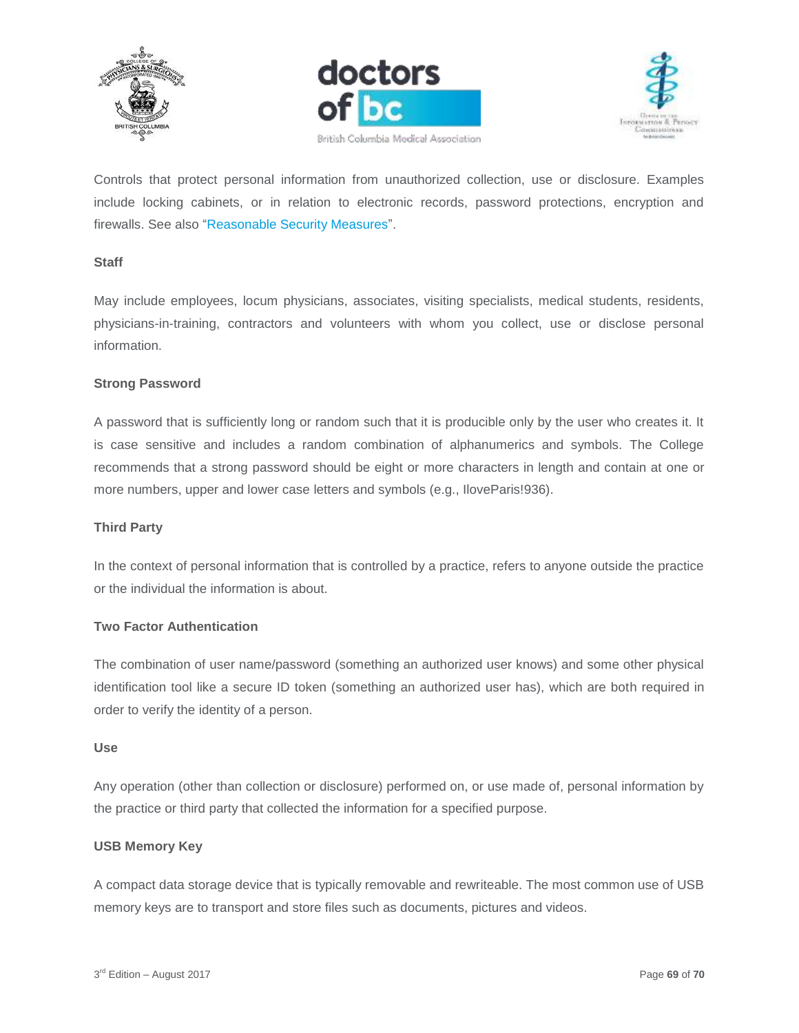Controls that protect personal information from unauthorized collection, use or disclosure. Examples include locking cabinets, or in relation to electronic records, password protections, encryption and firewalls. See also "Reasonable Security Measures".

**Staff**

May include employees, locum physicians, associates, visiting specialists, medical students, residents, physicians-in-training, contractors and volunteers with whom you collect, use or disclose personal information.

**Strong Password**

A password that is sufficiently long or random such that it is producible only by the user who creates it. It is case sensitive and includes a random combination of alphanumerics and symbols. The College recommends that a strong password should be eight or more characters in length and contain at one or more numbers, upper and lower case letters and symbols (e.g., IloveParis!936).

**Third Party**

In the context of personal information that is controlled by a practice, refers to anyone outside the practice or the individual the information is about.

**Two Factor Authentication**

The combination of user name/password (something an authorized user knows) and some other physical identification tool like a secure ID token (something an authorized user has), which are both required in order to verify the identity of a person.

**Use**

Any operation (other than collection or disclosure) performed on, or use made of, personal information by the practice or third party that collected the information for a specified purpose.

**USB Memory Key**

A compact data storage device that is typically removable and rewriteable. The most common use of USB memory keys are to transport and store files such as documents, pictures and videos.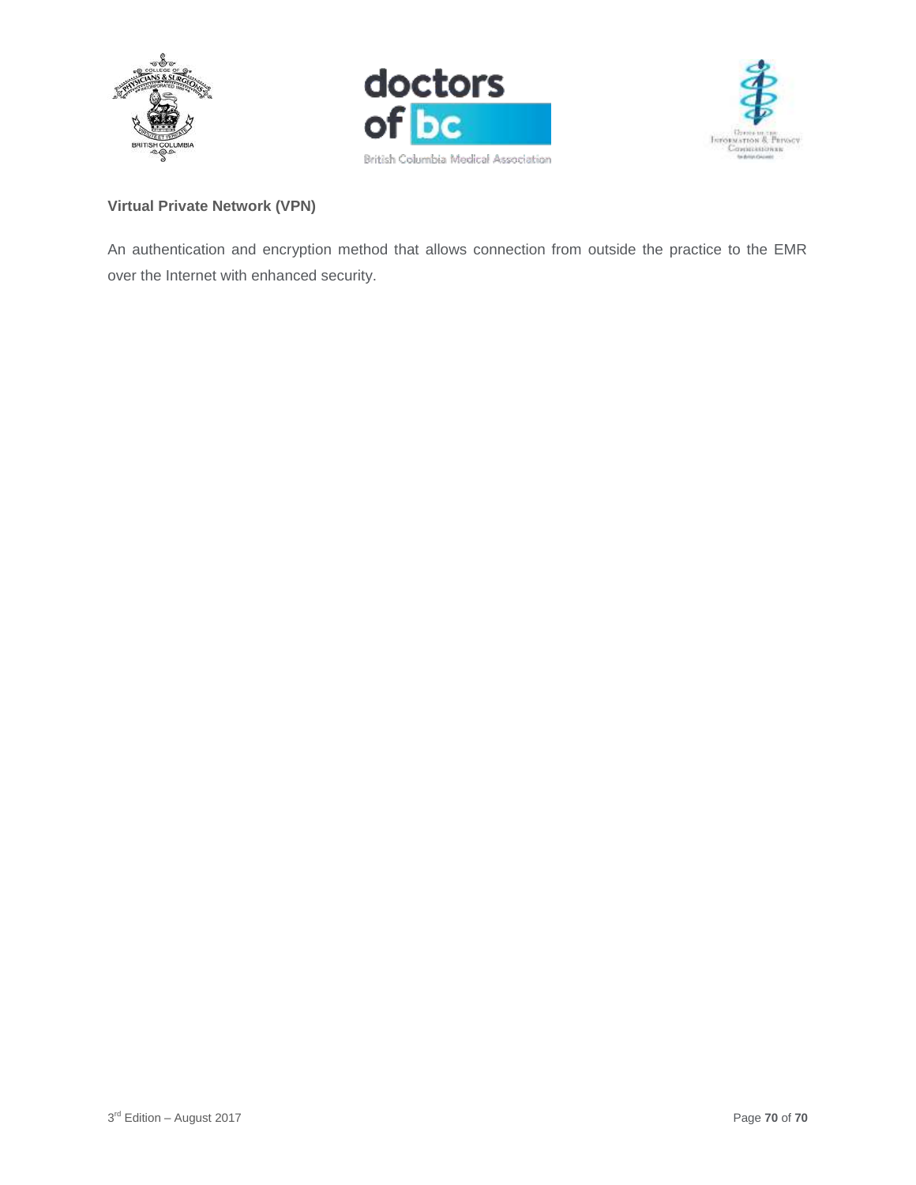**Virtual Private Network (VPN)**

An authentication and encryption method that allows connection from outside the practice to the EMR over the Internet with enhanced security.